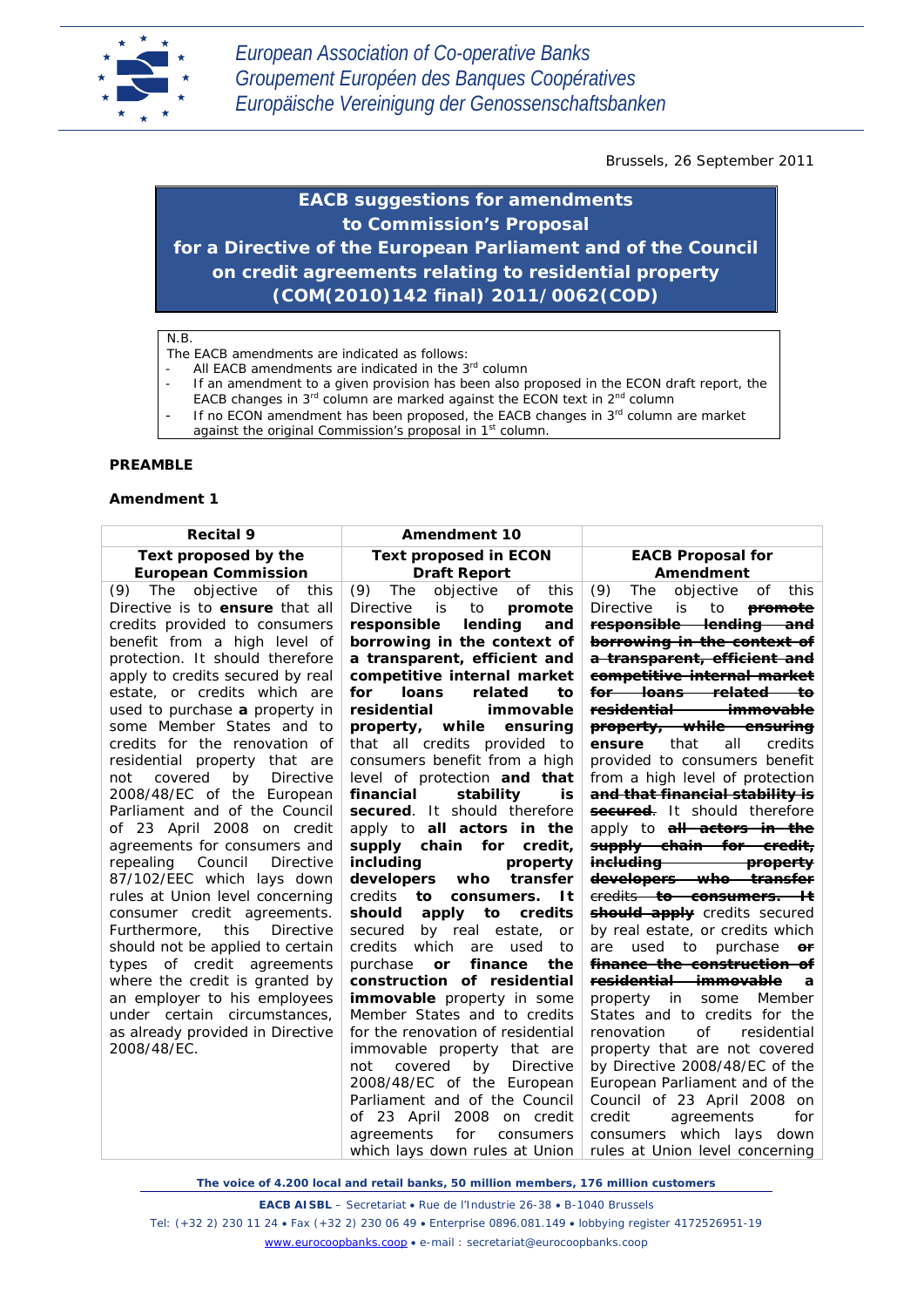European Association of Co-operative Banks
Groupement Européen des Banques Coopératives
Europäische Vereinigung der Genossenschaftsbanken

Brussels, 26 September 2011

# EACB suggestions for amendments to Commission's Proposal for a Directive of the European Parliament and of the Council on credit agreements relating to residential property (COM(2010)142 final) 2011/0062(COD)

N.B.
The EACB amendments are indicated as follows:
- All EACB amendments are indicated in the 3[rd] column
- If an amendment to a given provision has been also proposed in the ECON draft report, the EACB changes in 3[rd] column are marked against the ECON text in 2[nd] column
- If no ECON amendment has been proposed, the EACB changes in 3[rd] column are market against the original Commission's proposal in 1[st] column.

## PREAMBLE

### Amendment 1

| Recital 9 | Amendment 10 | |
|---|---|---|
| **Text proposed by the European Commission** | **Text proposed in ECON Draft Report** | **EACB Proposal for Amendment** |
| (9) The objective of this Directive is to **ensure** that all credits provided to consumers benefit from a high level of protection. It should therefore apply to credits secured by real estate, or credits which are used to purchase **a** property in some Member States and to credits for the renovation of residential property that are not covered by Directive 2008/48/EC of the European Parliament and of the Council of 23 April 2008 on credit agreements for consumers and repealing Council Directive 87/102/EEC which lays down rules at Union level concerning consumer credit agreements. Furthermore, this Directive should not be applied to certain types of credit agreements where the credit is granted by an employer to his employees under certain circumstances, as already provided in Directive 2008/48/EC. | (9) The objective of this Directive is to **promote responsible lending and borrowing in the context of a transparent, efficient and competitive internal market for loans related to residential immovable property, while ensuring** that all credits provided to consumers benefit from a high level of protection **and that financial stability is secured**. It should therefore apply to **all actors in the supply chain for credit, including property developers who transfer** credits **to consumers. It should apply to credits** secured by real estate, or credits which are used to purchase **or finance the construction of residential immovable** property in some Member States and to credits for the renovation of residential immovable property that are not covered by Directive 2008/48/EC of the European Parliament and of the Council of 23 April 2008 on credit agreements for consumers which lays down rules at Union | (9) The objective of this Directive is to ~~**promote responsible lending and borrowing in the context of a transparent, efficient and competitive internal market for loans related to residential immovable property, while ensuring**~~ **ensure** that all credits provided to consumers benefit from a high level of protection ~~**and that financial stability is secured**~~. It should therefore apply to ~~**all actors in the supply chain for credit, including property developers who transfer**~~ credits ~~**to consumers. It should apply**~~ credits secured by real estate, or credits which are used to purchase ~~**or finance the construction of residential immovable**~~ **a** property in some Member States and to credits for the renovation of residential property that are not covered by Directive 2008/48/EC of the European Parliament and of the Council of 23 April 2008 on credit agreements for consumers which lays down rules at Union level concerning |

The voice of 4.200 local and retail banks, 50 million members, 176 million customers

EACB AISBL – Secretariat • Rue de l'Industrie 26-38 • B-1040 Brussels
Tel: (+32 2) 230 11 24 • Fax (+32 2) 230 06 49 • Enterprise 0896.081.149 • lobbying register 4172526951-19
www.eurocoopbanks.coop • e-mail : secretariat@eurocoopbanks.coop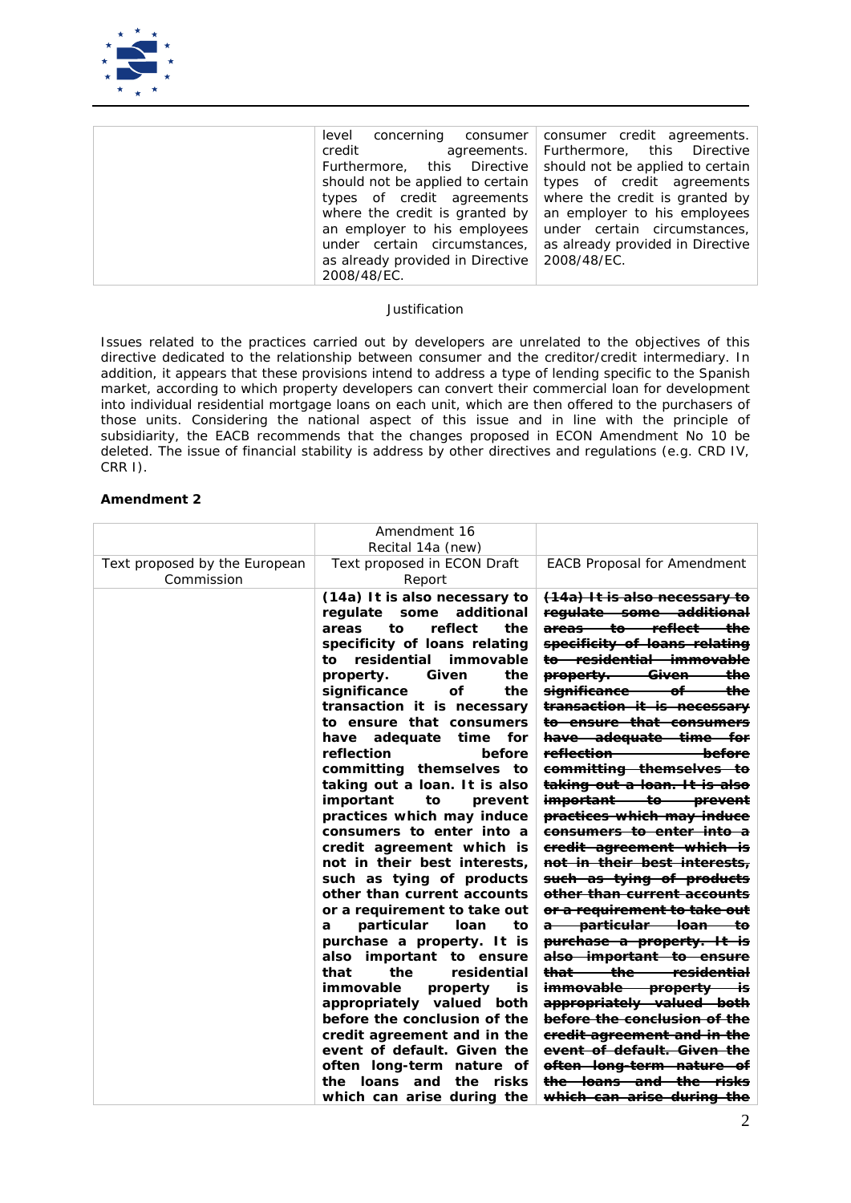| | | |
|---|---|---|
| | level concerning consumer credit agreements. Furthermore, this Directive should not be applied to certain types of credit agreements where the credit is granted by an employer to his employees under certain circumstances, as already provided in Directive 2008/48/EC. | consumer credit agreements. Furthermore, this Directive should not be applied to certain types of credit agreements where the credit is granted by an employer to his employees under certain circumstances, as already provided in Directive 2008/48/EC. |

Justification

Issues related to the practices carried out by developers are unrelated to the objectives of this directive dedicated to the relationship between consumer and the creditor/credit intermediary. In addition, it appears that these provisions intend to address a type of lending specific to the Spanish market, according to which property developers can convert their commercial loan for development into individual residential mortgage loans on each unit, which are then offered to the purchasers of those units. Considering the national aspect of this issue and in line with the principle of subsidiarity, the EACB recommends that the changes proposed in ECON Amendment No 10 be deleted. The issue of financial stability is address by other directives and regulations (e.g. CRD IV, CRR I).

**Amendment 2**

| | Amendment 16<br>Recital 14a (new) | |
|---|---|---|
| Text proposed by the European Commission | Text proposed in ECON Draft Report | EACB Proposal for Amendment |
| | **(14a) It is also necessary to regulate some additional areas to reflect the specificity of loans relating to residential immovable property. Given the significance of the transaction it is necessary to ensure that consumers have adequate time for reflection before committing themselves to taking out a loan. It is also important to prevent practices which may induce consumers to enter into a credit agreement which is not in their best interests, such as tying of products other than current accounts or a requirement to take out a particular loan to purchase a property. It is also important to ensure that the residential immovable property is appropriately valued both before the conclusion of the credit agreement and in the event of default. Given the often long-term nature of the loans and the risks which can arise during the** | ~~**(14a) It is also necessary to regulate some additional areas to reflect the specificity of loans relating to residential immovable property. Given the significance of the transaction it is necessary to ensure that consumers have adequate time for reflection before committing themselves to taking out a loan. It is also important to prevent practices which may induce consumers to enter into a credit agreement which is not in their best interests, such as tying of products other than current accounts or a requirement to take out a particular loan to purchase a property. It is also important to ensure that the residential immovable property is appropriately valued both before the conclusion of the credit agreement and in the event of default. Given the often long-term nature of the loans and the risks which can arise during the**~~ |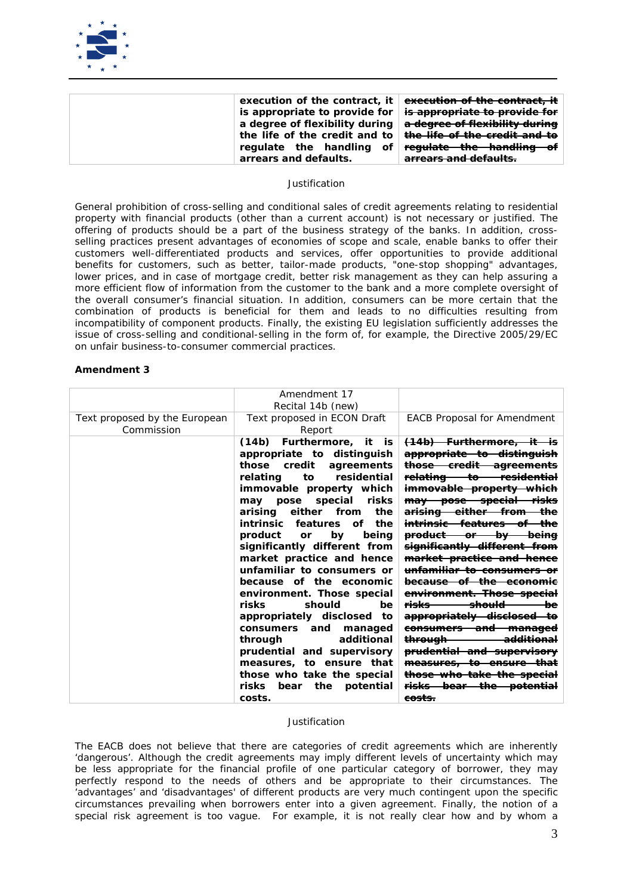| | | |
|---|---|---|
| | **execution of the contract, it is appropriate to provide for a degree of flexibility during the life of the credit and to regulate the handling of arrears and defaults.** | ~~**execution of the contract, it is appropriate to provide for a degree of flexibility during the life of the credit and to regulate the handling of arrears and defaults.**~~ |

Justification

General prohibition of cross-selling and conditional sales of credit agreements relating to residential property with financial products (other than a current account) is not necessary or justified. The offering of products should be a part of the business strategy of the banks. In addition, cross-selling practices present advantages of economies of scope and scale, enable banks to offer their customers well-differentiated products and services, offer opportunities to provide additional benefits for customers, such as better, tailor-made products, "one-stop shopping" advantages, lower prices, and in case of mortgage credit, better risk management as they can help assuring a more efficient flow of information from the customer to the bank and a more complete oversight of the overall consumer's financial situation. In addition, consumers can be more certain that the combination of products is beneficial for them and leads to no difficulties resulting from incompatibility of component products. Finally, the existing EU legislation sufficiently addresses the issue of cross-selling and conditional-selling in the form of, for example, the Directive 2005/29/EC on unfair business-to-consumer commercial practices.

**Amendment 3**

| | Amendment 17<br>Recital 14b (new) | |
|---|---|---|
| Text proposed by the European Commission | Text proposed in ECON Draft Report | EACB Proposal for Amendment |
| | **(14b) Furthermore, it is appropriate to distinguish those credit agreements relating to residential immovable property which may pose special risks arising either from the intrinsic features of the product or by being significantly different from market practice and hence unfamiliar to consumers or because of the economic environment. Those special risks should be appropriately disclosed to consumers and managed through additional prudential and supervisory measures, to ensure that those who take the special risks bear the potential costs.** | ~~**(14b) Furthermore, it is appropriate to distinguish those credit agreements relating to residential immovable property which may pose special risks arising either from the intrinsic features of the product or by being significantly different from market practice and hence unfamiliar to consumers or because of the economic environment. Those special risks should be appropriately disclosed to consumers and managed through additional prudential and supervisory measures, to ensure that those who take the special risks bear the potential costs.**~~ |

Justification

The EACB does not believe that there are categories of credit agreements which are inherently 'dangerous'. Although the credit agreements may imply different levels of uncertainty which may be less appropriate for the financial profile of one particular category of borrower, they may perfectly respond to the needs of others and be appropriate to their circumstances. The 'advantages' and 'disadvantages' of different products are very much contingent upon the specific circumstances prevailing when borrowers enter into a given agreement. Finally, the notion of a special risk agreement is too vague. For example, it is not really clear how and by whom a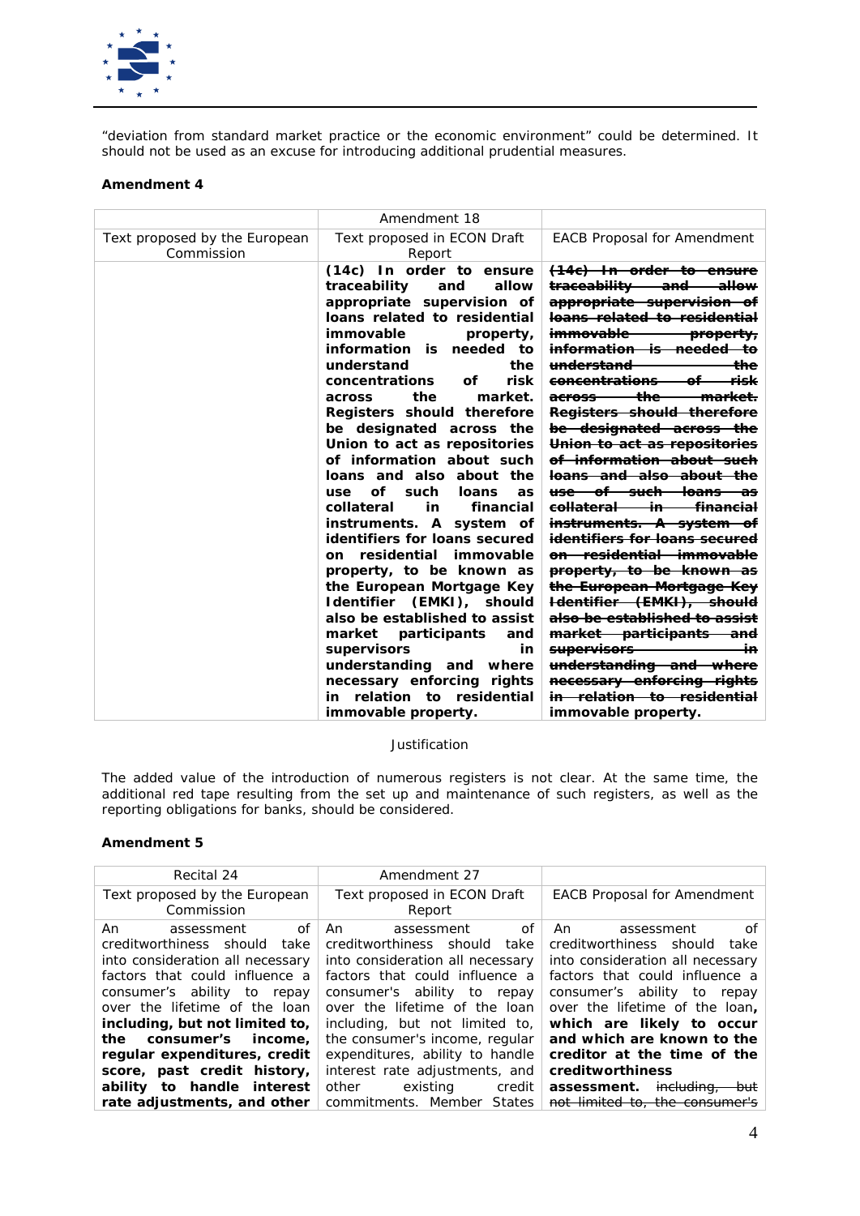"deviation from standard market practice or the economic environment" could be determined. It should not be used as an excuse for introducing additional prudential measures.

**Amendment 4**

| | Amendment 18 | |
|---|---|---|
| Text proposed by the European Commission | Text proposed in ECON Draft Report | EACB Proposal for Amendment |
| | **(14c) In order to ensure traceability and allow appropriate supervision of loans related to residential immovable property, information is needed to understand the concentrations of risk across the market. Registers should therefore be designated across the Union to act as repositories of information about such loans and also about the use of such loans as collateral in financial instruments. A system of identifiers for loans secured on residential immovable property, to be known as the European Mortgage Key Identifier (EMKI), should also be established to assist market participants and supervisors in understanding and where necessary enforcing rights in relation to residential immovable property.** | ~~**(14c) In order to ensure traceability and allow appropriate supervision of loans related to residential immovable property, information is needed to understand the concentrations of risk across the market. Registers should therefore be designated across the Union to act as repositories of information about such loans and also about the use of such loans as collateral in financial instruments. A system of identifiers for loans secured on residential immovable property, to be known as the European Mortgage Key Identifier (EMKI), should also be established to assist market participants and supervisors in understanding and where necessary enforcing rights in relation to residential immovable property.**~~ |

Justification

The added value of the introduction of numerous registers is not clear. At the same time, the additional red tape resulting from the set up and maintenance of such registers, as well as the reporting obligations for banks, should be considered.

**Amendment 5**

| Recital 24 | Amendment 27 | |
|---|---|---|
| Text proposed by the European Commission | Text proposed in ECON Draft Report | EACB Proposal for Amendment |
| An assessment of creditworthiness should take into consideration all necessary factors that could influence a consumer's ability to repay over the lifetime of the loan **including, but not limited to, the consumer's income, regular expenditures, credit score, past credit history, ability to handle interest rate adjustments, and other** | An assessment of creditworthiness should take into consideration all necessary factors that could influence a consumer's ability to repay over the lifetime of the loan including, but not limited to, the consumer's income, regular expenditures, ability to handle interest rate adjustments, and other existing credit commitments. Member States | An assessment of creditworthiness should take into consideration all necessary factors that could influence a consumer's ability to repay over the lifetime of the loan**, which are likely to occur and which are known to the creditor at the time of the creditworthiness assessment.** ~~including, but not limited to, the consumer's~~ |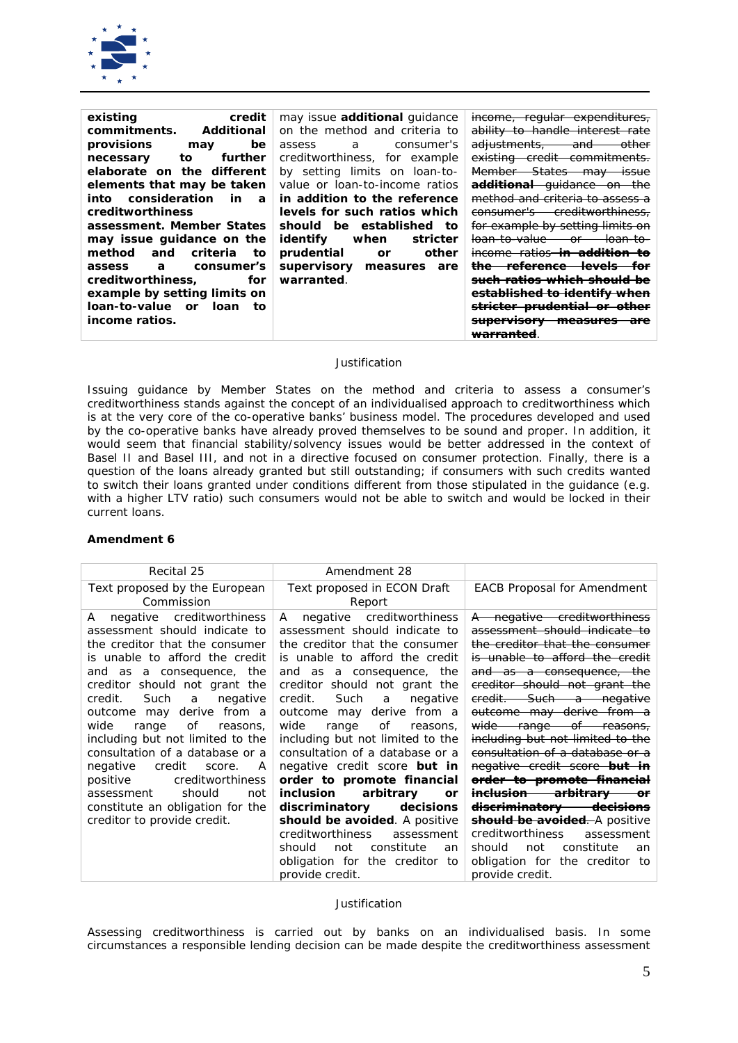| **existing credit commitments. Additional provisions may be necessary to further elaborate on the different elements that may be taken into consideration in a creditworthiness assessment. Member States may issue guidance on the method and criteria to assess a consumer's creditworthiness, for example by setting limits on loan-to-value or loan to income ratios.** | may issue **additional** guidance on the method and criteria to assess a consumer's creditworthiness, for example by setting limits on loan-to-value or loan-to-income ratios **in addition to the reference levels for such ratios which should be established to identify when stricter prudential or other supervisory measures are warranted**. | ~~income, regular expenditures, ability to handle interest rate adjustments, and other existing credit commitments. Member States may issue **additional** guidance on the method and criteria to assess a consumer's creditworthiness, for example by setting limits on loan-to-value or loan-to-income ratios **in addition to the reference levels for such ratios which should be established to identify when stricter prudential or other supervisory measures are warranted**~~. |
|---|---|---|

Justification

Issuing guidance by Member States on the method and criteria to assess a consumer's creditworthiness stands against the concept of an individualised approach to creditworthiness which is at the very core of the co-operative banks' business model. The procedures developed and used by the co-operative banks have already proved themselves to be sound and proper. In addition, it would seem that financial stability/solvency issues would be better addressed in the context of Basel II and Basel III, and not in a directive focused on consumer protection. Finally, there is a question of the loans already granted but still outstanding; if consumers with such credits wanted to switch their loans granted under conditions different from those stipulated in the guidance (e.g. with a higher LTV ratio) such consumers would not be able to switch and would be locked in their current loans.

**Amendment 6**

| Recital 25 | Amendment 28 | |
|---|---|---|
| Text proposed by the European Commission | Text proposed in ECON Draft Report | EACB Proposal for Amendment |
| A negative creditworthiness assessment should indicate to the creditor that the consumer is unable to afford the credit and as a consequence, the creditor should not grant the credit. Such a negative outcome may derive from a wide range of reasons, including but not limited to the consultation of a database or a negative credit score. A positive creditworthiness assessment should not constitute an obligation for the creditor to provide credit. | A negative creditworthiness assessment should indicate to the creditor that the consumer is unable to afford the credit and as a consequence, the creditor should not grant the credit. Such a negative outcome may derive from a wide range of reasons, including but not limited to the consultation of a database or a negative credit score **but in order to promote financial inclusion arbitrary or discriminatory decisions should be avoided**. A positive creditworthiness assessment should not constitute an obligation for the creditor to provide credit. | ~~A negative creditworthiness assessment should indicate to the creditor that the consumer is unable to afford the credit and as a consequence, the creditor should not grant the credit. Such a negative outcome may derive from a wide range of reasons, including but not limited to the consultation of a database or a negative credit score **but in order to promote financial inclusion arbitrary or discriminatory decisions should be avoided**.~~ A positive creditworthiness assessment should not constitute an obligation for the creditor to provide credit. |

Justification

Assessing creditworthiness is carried out by banks on an individualised basis. In some circumstances a responsible lending decision can be made despite the creditworthiness assessment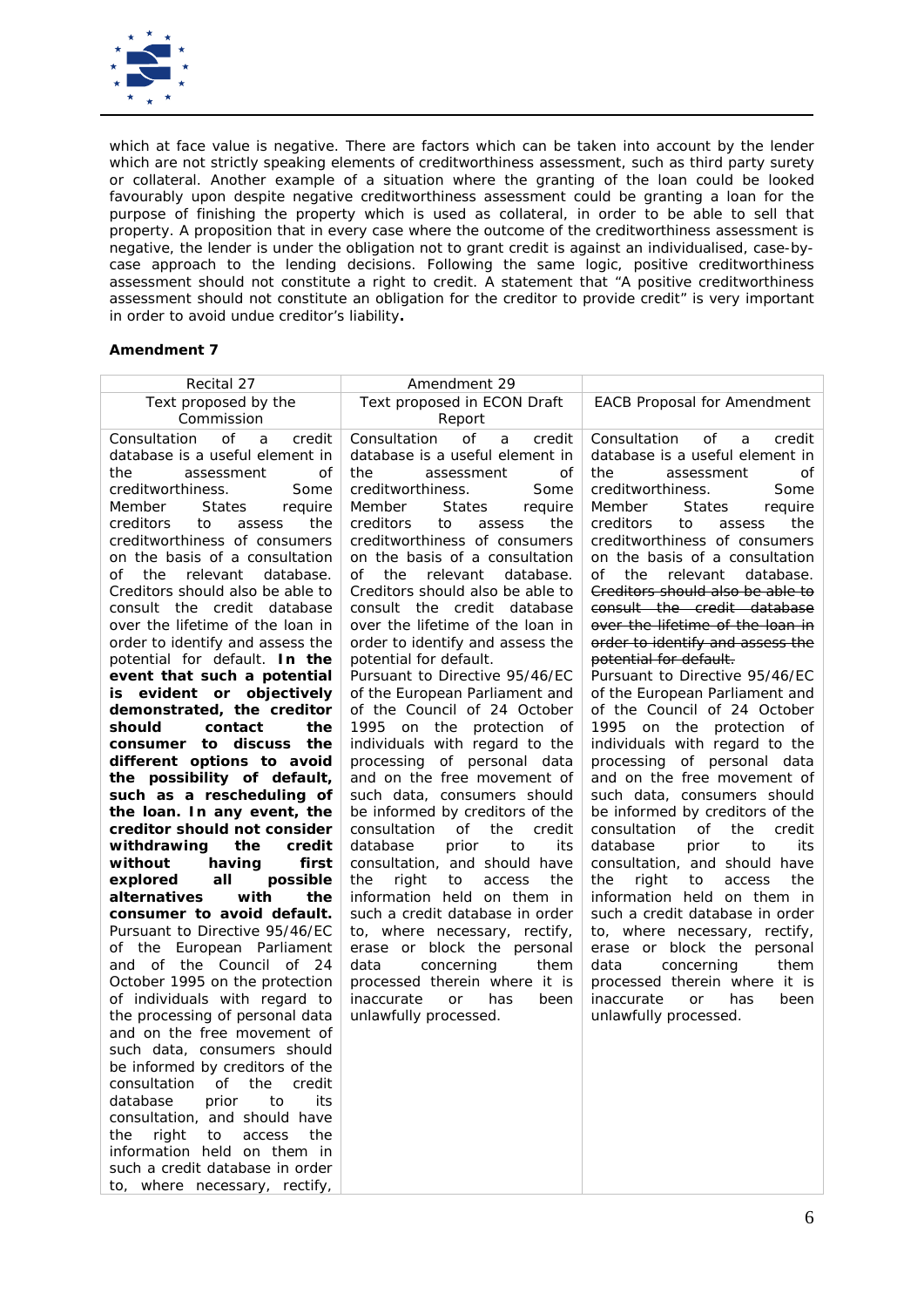which at face value is negative. There are factors which can be taken into account by the lender which are not strictly speaking elements of creditworthiness assessment, such as third party surety or collateral. Another example of a situation where the granting of the loan could be looked favourably upon despite negative creditworthiness assessment could be granting a loan for the purpose of finishing the property which is used as collateral, in order to be able to sell that property. A proposition that in every case where the outcome of the creditworthiness assessment is negative, the lender is under the obligation not to grant credit is against an individualised, case-by-case approach to the lending decisions. Following the same logic, positive creditworthiness assessment should not constitute a right to credit. A statement that "A positive creditworthiness assessment should not constitute an obligation for the creditor to provide credit" is very important in order to avoid undue creditor's liability**.**

**Amendment 7**

| Recital 27 | Amendment 29 | |
|---|---|---|
| Text proposed by the Commission | Text proposed in ECON Draft Report | EACB Proposal for Amendment |
| Consultation of a credit database is a useful element in the assessment of creditworthiness. Some Member States require creditors to assess the creditworthiness of consumers on the basis of a consultation of the relevant database. Creditors should also be able to consult the credit database over the lifetime of the loan in order to identify and assess the potential for default. **In the event that such a potential is evident or objectively demonstrated, the creditor should contact the consumer to discuss the different options to avoid the possibility of default, such as a rescheduling of the loan. In any event, the creditor should not consider withdrawing the credit without having first explored all possible alternatives with the consumer to avoid default.** Pursuant to Directive 95/46/EC of the European Parliament and of the Council of 24 October 1995 on the protection of individuals with regard to the processing of personal data and on the free movement of such data, consumers should be informed by creditors of the consultation of the credit database prior to its consultation, and should have the right to access the information held on them in such a credit database in order to, where necessary, rectify, | Consultation of a credit database is a useful element in the assessment of creditworthiness. Some Member States require creditors to assess the creditworthiness of consumers on the basis of a consultation of the relevant database. Creditors should also be able to consult the credit database over the lifetime of the loan in order to identify and assess the potential for default. Pursuant to Directive 95/46/EC of the European Parliament and of the Council of 24 October 1995 on the protection of individuals with regard to the processing of personal data and on the free movement of such data, consumers should be informed by creditors of the consultation of the credit database prior to its consultation, and should have the right to access the information held on them in such a credit database in order to, where necessary, rectify, erase or block the personal data concerning them processed therein where it is inaccurate or has been unlawfully processed. | Consultation of a credit database is a useful element in the assessment of creditworthiness. Some Member States require creditors to assess the creditworthiness of consumers on the basis of a consultation of the relevant database. ~~Creditors should also be able to consult the credit database over the lifetime of the loan in order to identify and assess the potential for default.~~ Pursuant to Directive 95/46/EC of the European Parliament and of the Council of 24 October 1995 on the protection of individuals with regard to the processing of personal data and on the free movement of such data, consumers should be informed by creditors of the consultation of the credit database prior to its consultation, and should have the right to access the information held on them in such a credit database in order to, where necessary, rectify, erase or block the personal data concerning them processed therein where it is inaccurate or has been unlawfully processed. |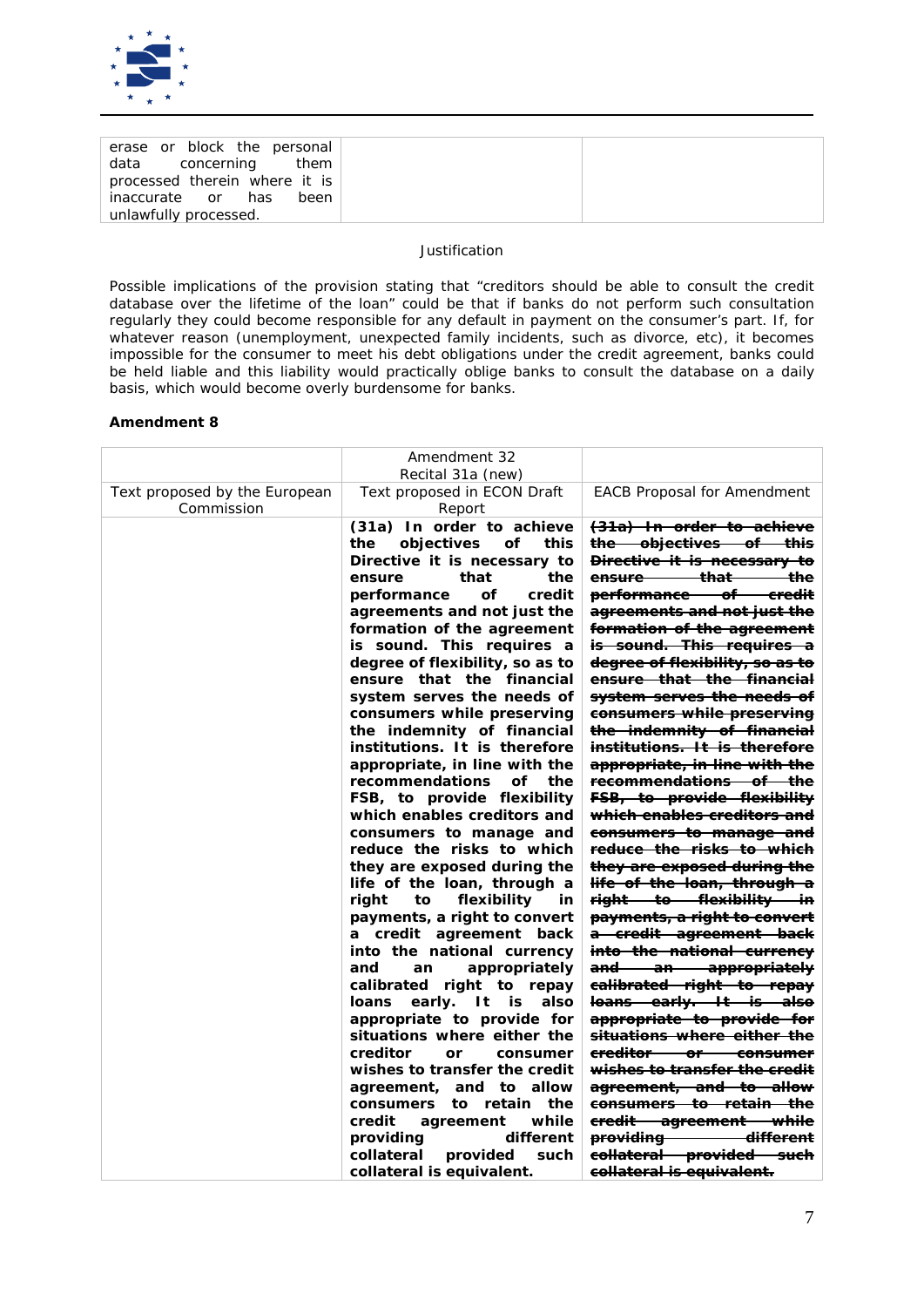| erase or block the personal data concerning them processed therein where it is inaccurate or has been unlawfully processed. | | |
|---|---|---|

Justification

Possible implications of the provision stating that "creditors should be able to consult the credit database over the lifetime of the loan" could be that if banks do not perform such consultation regularly they could become responsible for any default in payment on the consumer's part. If, for whatever reason (unemployment, unexpected family incidents, such as divorce, etc), it becomes impossible for the consumer to meet his debt obligations under the credit agreement, banks could be held liable and this liability would practically oblige banks to consult the database on a daily basis, which would become overly burdensome for banks.

**Amendment 8**

| | Amendment 32<br>Recital 31a (new) | |
|---|---|---|
| Text proposed by the European Commission | Text proposed in ECON Draft Report | EACB Proposal for Amendment |
| | **(31a) In order to achieve the objectives of this Directive it is necessary to ensure that the performance of credit agreements and not just the formation of the agreement is sound. This requires a degree of flexibility, so as to ensure that the financial system serves the needs of consumers while preserving the indemnity of financial institutions. It is therefore appropriate, in line with the recommendations of the FSB, to provide flexibility which enables creditors and consumers to manage and reduce the risks to which they are exposed during the life of the loan, through a right to flexibility in payments, a right to convert a credit agreement back into the national currency and an appropriately calibrated right to repay loans early. It is also appropriate to provide for situations where either the creditor or consumer wishes to transfer the credit agreement, and to allow consumers to retain the credit agreement while providing different collateral provided such collateral is equivalent.** | ~~**(31a) In order to achieve the objectives of this Directive it is necessary to ensure that the performance of credit agreements and not just the formation of the agreement is sound. This requires a degree of flexibility, so as to ensure that the financial system serves the needs of consumers while preserving the indemnity of financial institutions. It is therefore appropriate, in line with the recommendations of the FSB, to provide flexibility which enables creditors and consumers to manage and reduce the risks to which they are exposed during the life of the loan, through a right to flexibility in payments, a right to convert a credit agreement back into the national currency and an appropriately calibrated right to repay loans early. It is also appropriate to provide for situations where either the creditor or consumer wishes to transfer the credit agreement, and to allow consumers to retain the credit agreement while providing different collateral provided such collateral is equivalent.**~~ |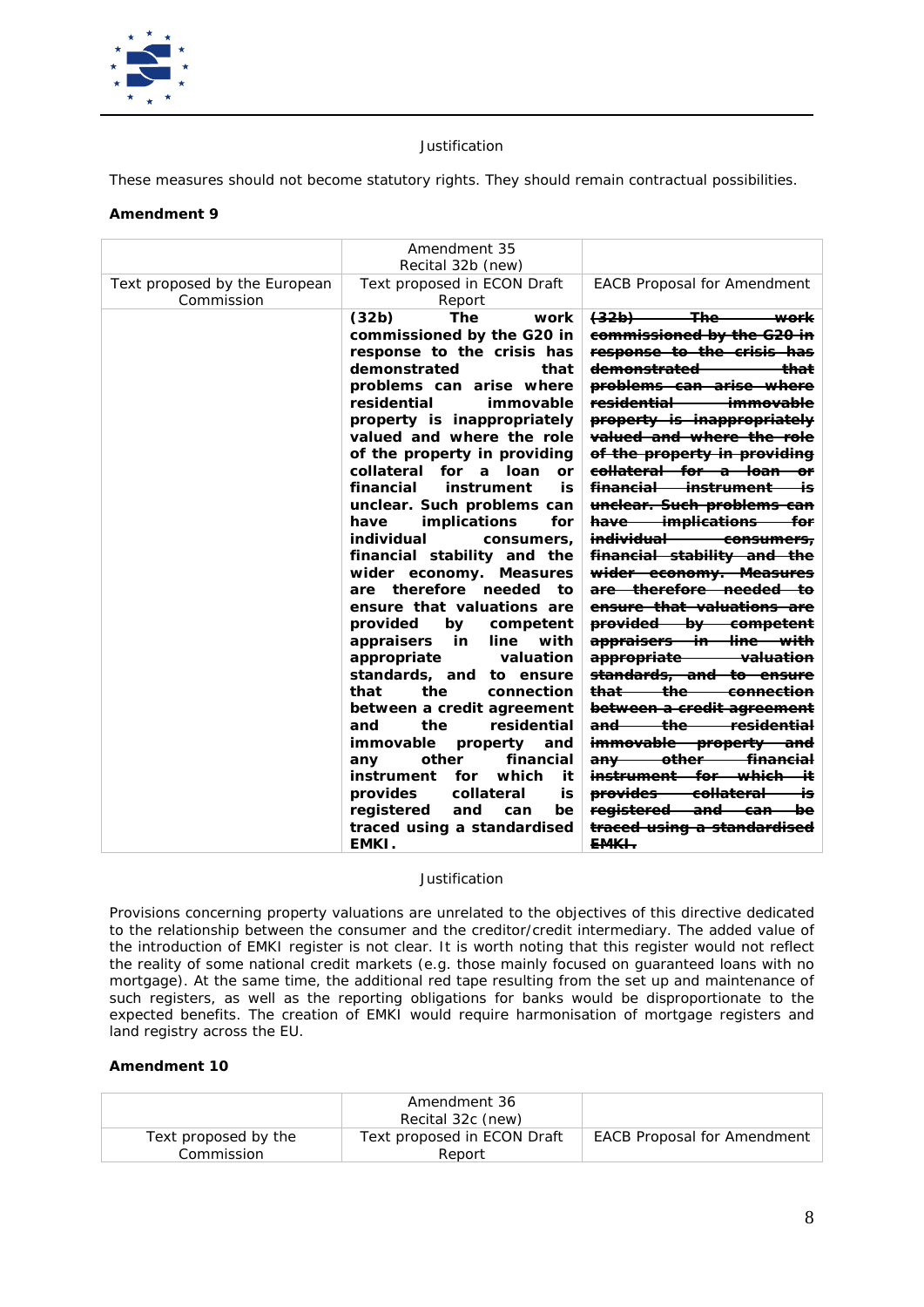Justification

These measures should not become statutory rights. They should remain contractual possibilities.

**Amendment 9**

| | Amendment 35<br>Recital 32b (new) | |
|---|---|---|
| Text proposed by the European Commission | Text proposed in ECON Draft Report | EACB Proposal for Amendment |
| | **(32b) The work commissioned by the G20 in response to the crisis has demonstrated that problems can arise where residential immovable property is inappropriately valued and where the role of the property in providing collateral for a loan or financial instrument is unclear. Such problems can have implications for individual consumers, financial stability and the wider economy. Measures are therefore needed to ensure that valuations are provided by competent appraisers in line with appropriate valuation standards, and to ensure that the connection between a credit agreement and the residential immovable property and any other financial instrument for which it provides collateral is registered and can be traced using a standardised EMKI.** | ~~**(32b) The work commissioned by the G20 in response to the crisis has demonstrated that problems can arise where residential immovable property is inappropriately valued and where the role of the property in providing collateral for a loan or financial instrument is unclear. Such problems can have implications for individual consumers, financial stability and the wider economy. Measures are therefore needed to ensure that valuations are provided by competent appraisers in line with appropriate valuation standards, and to ensure that the connection between a credit agreement and the residential immovable property and any other financial instrument for which it provides collateral is registered and can be traced using a standardised EMKI.**~~ |

Justification

Provisions concerning property valuations are unrelated to the objectives of this directive dedicated to the relationship between the consumer and the creditor/credit intermediary. The added value of the introduction of EMKI register is not clear. It is worth noting that this register would not reflect the reality of some national credit markets (e.g. those mainly focused on guaranteed loans with no mortgage). At the same time, the additional red tape resulting from the set up and maintenance of such registers, as well as the reporting obligations for banks would be disproportionate to the expected benefits. The creation of EMKI would require harmonisation of mortgage registers and land registry across the EU.

**Amendment 10**

| | Amendment 36<br>Recital 32c (new) | |
|---|---|---|
| Text proposed by the Commission | Text proposed in ECON Draft Report | EACB Proposal for Amendment |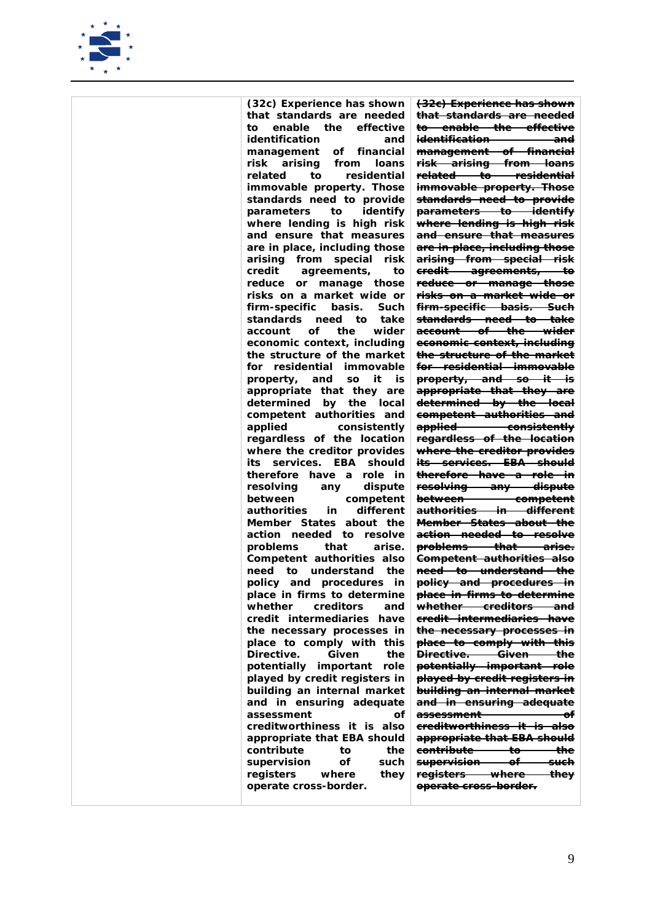| | | |
|---|---|---|
| | **(32c) Experience has shown that standards are needed to enable the effective identification and management of financial risk arising from loans related to residential immovable property. Those standards need to provide parameters to identify where lending is high risk and ensure that measures are in place, including those arising from special risk credit agreements, to reduce or manage those risks on a market wide or firm-specific basis. Such standards need to take account of the wider economic context, including the structure of the market for residential immovable property, and so it is appropriate that they are determined by the local competent authorities and applied consistently regardless of the location where the creditor provides its services. EBA should therefore have a role in resolving any dispute between competent authorities in different Member States about the action needed to resolve problems that arise. Competent authorities also need to understand the policy and procedures in place in firms to determine whether creditors and credit intermediaries have the necessary processes in place to comply with this Directive. Given the potentially important role played by credit registers in building an internal market and in ensuring adequate assessment of creditworthiness it is also appropriate that EBA should contribute to the supervision of such registers where they operate cross-border.** | ~~**(32c) Experience has shown that standards are needed to enable the effective identification and management of financial risk arising from loans related to residential immovable property. Those standards need to provide parameters to identify where lending is high risk and ensure that measures are in place, including those arising from special risk credit agreements, to reduce or manage those risks on a market wide or firm-specific basis. Such standards need to take account of the wider economic context, including the structure of the market for residential immovable property, and so it is appropriate that they are determined by the local competent authorities and applied consistently regardless of the location where the creditor provides its services. EBA should therefore have a role in resolving any dispute between competent authorities in different Member States about the action needed to resolve problems that arise. Competent authorities also need to understand the policy and procedures in place in firms to determine whether creditors and credit intermediaries have the necessary processes in place to comply with this Directive. Given the potentially important role played by credit registers in building an internal market and in ensuring adequate assessment of creditworthiness it is also appropriate that EBA should contribute to the supervision of such registers where they operate cross-border.**~~ |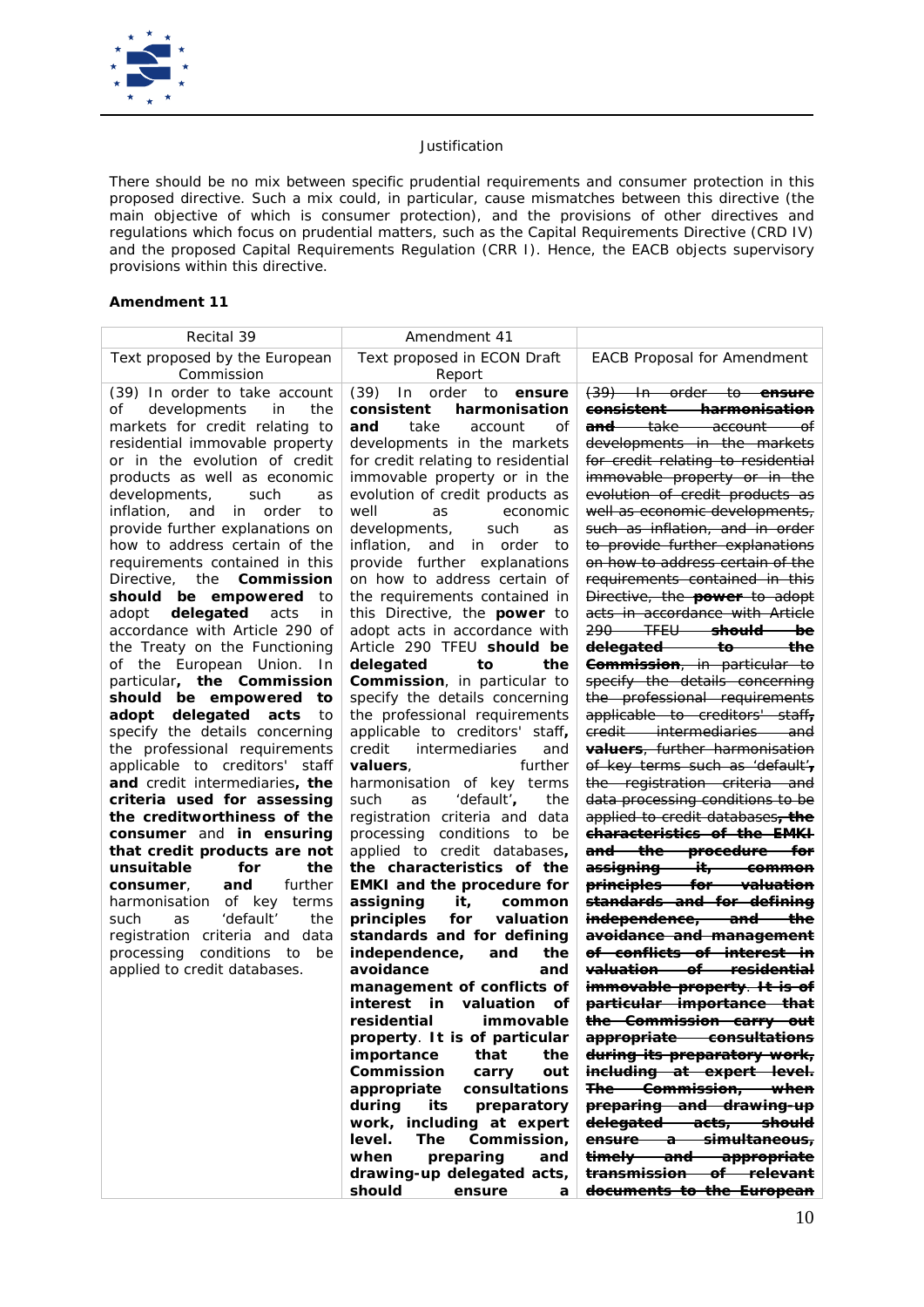Justification

There should be no mix between specific prudential requirements and consumer protection in this proposed directive. Such a mix could, in particular, cause mismatches between this directive (the main objective of which is consumer protection), and the provisions of other directives and regulations which focus on prudential matters, such as the Capital Requirements Directive (CRD IV) and the proposed Capital Requirements Regulation (CRR I). Hence, the EACB objects supervisory provisions within this directive.

**Amendment 11**

| Recital 39 | Amendment 41 | |
|---|---|---|
| Text proposed by the European Commission | Text proposed in ECON Draft Report | EACB Proposal for Amendment |
| (39) In order to take account of developments in the markets for credit relating to residential immovable property or in the evolution of credit products as well as economic developments, such as inflation, and in order to provide further explanations on how to address certain of the requirements contained in this Directive, the **Commission should be empowered** to adopt **delegated acts** in accordance with Article 290 of the Treaty on the Functioning of the European Union. In particular**, the Commission should be empowered to adopt delegated acts** to specify the details concerning the professional requirements applicable to creditors' staff **and** credit intermediaries**, the criteria used for assessing the creditworthiness of the consumer** and **in ensuring that credit products are not unsuitable for the consumer**, **and** further harmonisation of key terms such as 'default' the registration criteria and data processing conditions to be applied to credit databases. | (39) In order to **ensure consistent harmonisation and** take account of developments in the markets for credit relating to residential immovable property or in the evolution of credit products as well as economic developments, such as inflation, and in order to provide further explanations on how to address certain of the requirements contained in this Directive, the **power** to adopt acts in accordance with Article 290 TFEU **should be delegated to the Commission**, in particular to specify the details concerning the professional requirements applicable to creditors' staff**,** credit intermediaries and **valuers**, further harmonisation of key terms such as 'default'**,** the registration criteria and data processing conditions to be applied to credit databases**, the characteristics of the EMKI and the procedure for assigning it, common principles for valuation standards and for defining independence, and the avoidance and management of conflicts of interest in valuation of residential immovable property**. **It is of particular importance that the Commission carry out appropriate consultations during its preparatory work, including at expert level. The Commission, when preparing and drawing-up delegated acts, should ensure a** | ~~(39) In order to **ensure consistent harmonisation and** take account of developments in the markets for credit relating to residential immovable property or in the evolution of credit products as well as economic developments, such as inflation, and in order to provide further explanations on how to address certain of the requirements contained in this Directive, the **power** to adopt acts in accordance with Article 290 TFEU **should be delegated to the Commission**, in particular to specify the details concerning the professional requirements applicable to creditors' staff**,** credit intermediaries and **valuers**, further harmonisation of key terms such as 'default'**,** the registration criteria and data processing conditions to be applied to credit databases**, the characteristics of the EMKI and the procedure for assigning it, common principles for valuation standards and for defining independence, and the avoidance and management of conflicts of interest in valuation of residential immovable property**. **It is of particular importance that the Commission carry out appropriate consultations during its preparatory work, including at expert level. The Commission, when preparing and drawing-up delegated acts, should ensure a simultaneous, timely and appropriate transmission of relevant documents to the European**~~ |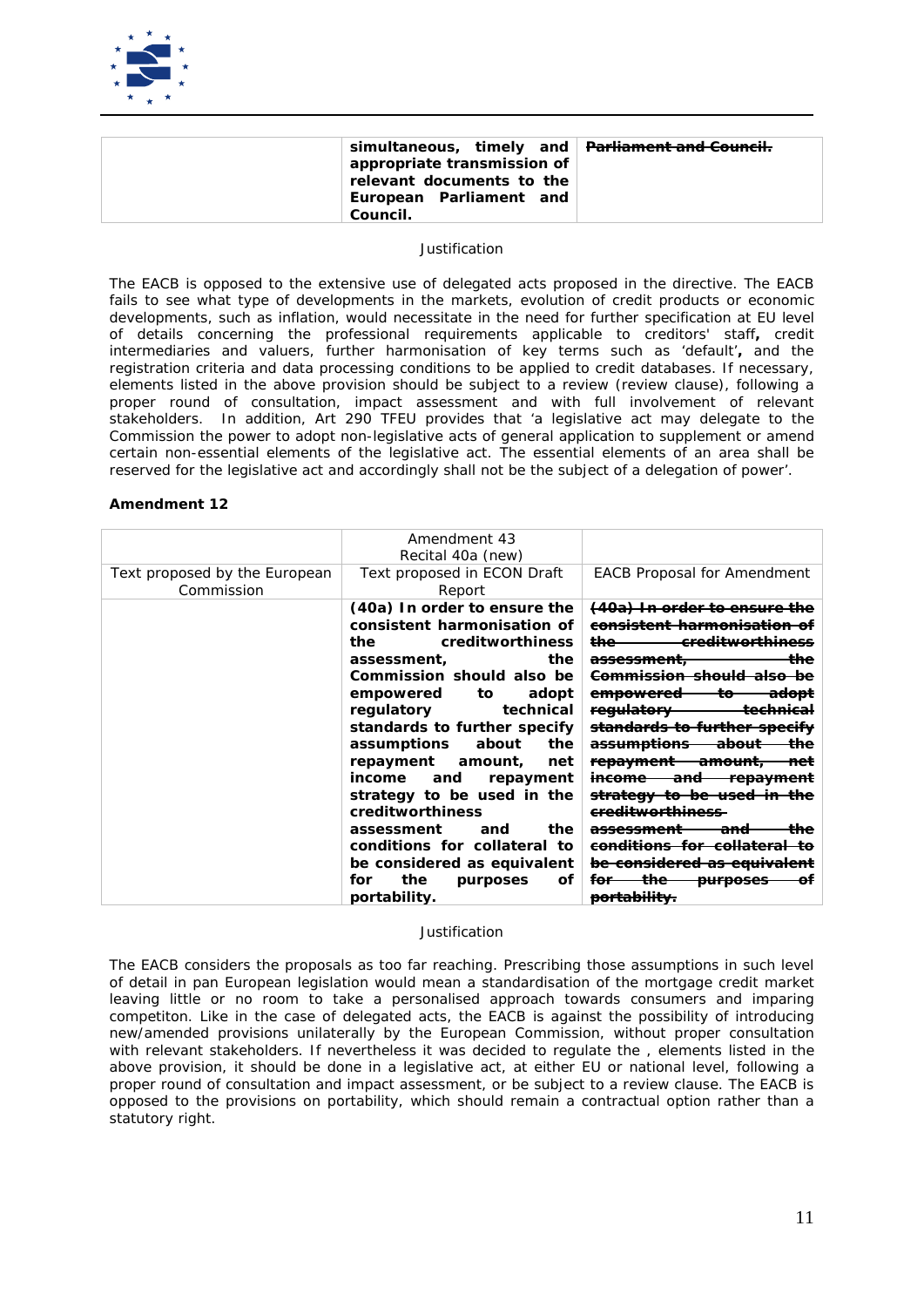| | **simultaneous, timely and appropriate transmission of relevant documents to the European Parliament and Council.** | ~~Parliament and Council.~~ |
|---|---|---|

Justification

The EACB is opposed to the extensive use of delegated acts proposed in the directive. The EACB fails to see what type of developments in the markets, evolution of credit products or economic developments, such as inflation, would necessitate in the need for further specification at EU level of details concerning the professional requirements applicable to creditors' staff**,** credit intermediaries and valuers, further harmonisation of key terms such as 'default'**,** and the registration criteria and data processing conditions to be applied to credit databases. If necessary, elements listed in the above provision should be subject to a review (review clause), following a proper round of consultation, impact assessment and with full involvement of relevant stakeholders. In addition, Art 290 TFEU provides that 'a legislative act may delegate to the Commission the power to adopt non-legislative acts of general application to supplement or amend certain non-essential elements of the legislative act. The essential elements of an area shall be reserved for the legislative act and accordingly shall not be the subject of a delegation of power'.

**Amendment 12**

| | Amendment 43<br>Recital 40a (new) | |
|---|---|---|
| Text proposed by the European Commission | Text proposed in ECON Draft Report | EACB Proposal for Amendment |
| | **(40a) In order to ensure the consistent harmonisation of the creditworthiness assessment, the Commission should also be empowered to adopt regulatory technical standards to further specify assumptions about the repayment amount, net income and repayment strategy to be used in the creditworthiness assessment and the conditions for collateral to be considered as equivalent for the purposes of portability.** | ~~(40a) In order to ensure the consistent harmonisation of the creditworthiness assessment, the Commission should also be empowered to adopt regulatory technical standards to further specify assumptions about the repayment amount, net income and repayment strategy to be used in the creditworthiness assessment and the conditions for collateral to be considered as equivalent for the purposes of portability.~~ |

Justification

The EACB considers the proposals as too far reaching. Prescribing those assumptions in such level of detail in pan European legislation would mean a standardisation of the mortgage credit market leaving little or no room to take a personalised approach towards consumers and imparing competiton. Like in the case of delegated acts, the EACB is against the possibility of introducing new/amended provisions unilaterally by the European Commission, without proper consultation with relevant stakeholders. If nevertheless it was decided to regulate the , elements listed in the above provision, it should be done in a legislative act, at either EU or national level, following a proper round of consultation and impact assessment, or be subject to a review clause. The EACB is opposed to the provisions on portability, which should remain a contractual option rather than a statutory right.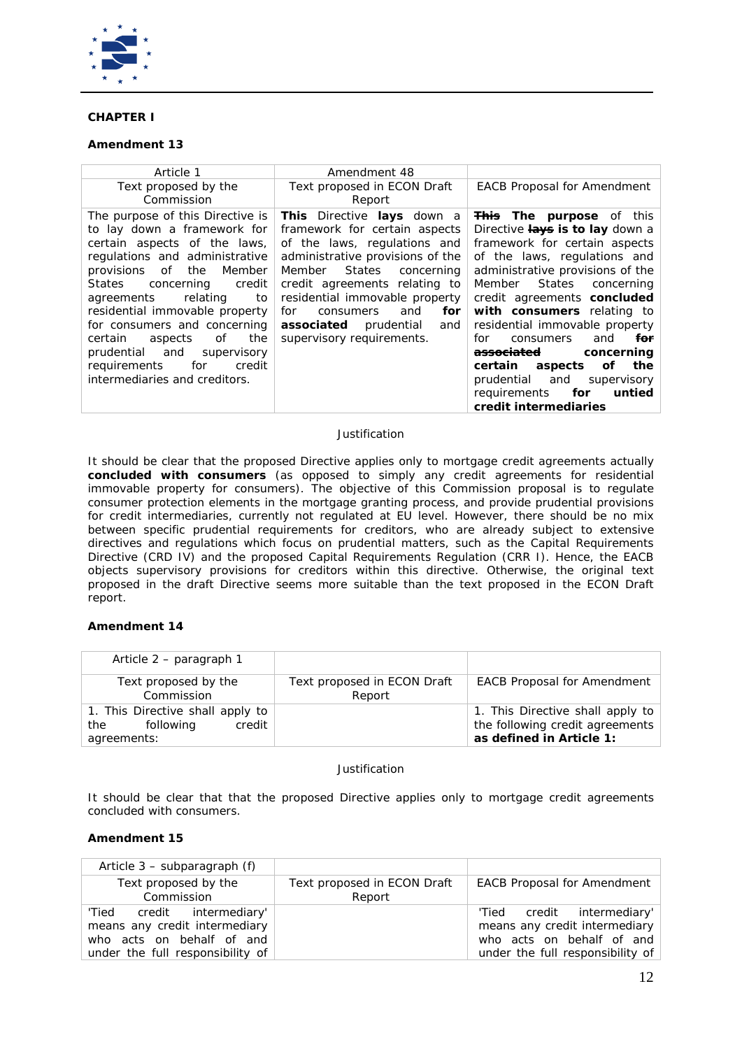**CHAPTER I**

**Amendment 13**

| Article 1 | Amendment 48 | |
|---|---|---|
| Text proposed by the Commission | Text proposed in ECON Draft Report | EACB Proposal for Amendment |
| The purpose of this Directive is to lay down a framework for certain aspects of the laws, regulations and administrative provisions of the Member States concerning credit agreements relating to residential immovable property for consumers and concerning certain aspects of the prudential and supervisory requirements for credit intermediaries and creditors. | **This** Directive **lays** down a framework for certain aspects of the laws, regulations and administrative provisions of the Member States concerning credit agreements relating to residential immovable property for consumers and **for associated** prudential and supervisory requirements. | ~~**This**~~ **The purpose** of this Directive ~~**lays**~~ **is to lay** down a framework for certain aspects of the laws, regulations and administrative provisions of the Member States concerning credit agreements **concluded with consumers** relating to residential immovable property for consumers and ~~**for**~~ ~~**associated**~~ **concerning certain aspects of the** prudential and supervisory requirements **for untied credit intermediaries** |

Justification

It should be clear that the proposed Directive applies only to mortgage credit agreements actually **concluded with consumers** (as opposed to simply any credit agreements for residential immovable property for consumers). The objective of this Commission proposal is to regulate consumer protection elements in the mortgage granting process, and provide prudential provisions for credit intermediaries, currently not regulated at EU level. However, there should be no mix between specific prudential requirements for creditors, who are already subject to extensive directives and regulations which focus on prudential matters, such as the Capital Requirements Directive (CRD IV) and the proposed Capital Requirements Regulation (CRR I). Hence, the EACB objects supervisory provisions for creditors within this directive. Otherwise, the original text proposed in the draft Directive seems more suitable than the text proposed in the ECON Draft report.

**Amendment 14**

| Article 2 – paragraph 1 | | |
|---|---|---|
| Text proposed by the Commission | Text proposed in ECON Draft Report | EACB Proposal for Amendment |
| 1. This Directive shall apply to the following credit agreements: | | 1. This Directive shall apply to the following credit agreements **as defined in Article 1:** |

Justification

It should be clear that that the proposed Directive applies only to mortgage credit agreements concluded with consumers.

**Amendment 15**

| Article 3 – subparagraph (f) | | |
|---|---|---|
| Text proposed by the Commission | Text proposed in ECON Draft Report | EACB Proposal for Amendment |
| 'Tied credit intermediary' means any credit intermediary who acts on behalf of and under the full responsibility of | | 'Tied credit intermediary' means any credit intermediary who acts on behalf of and under the full responsibility of |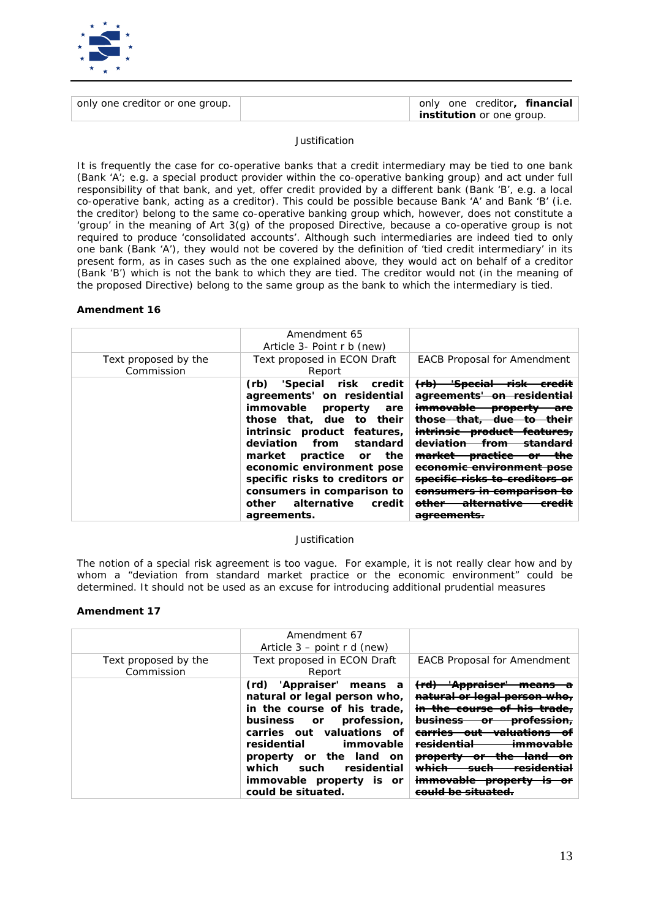| only one creditor or one group. | | only one creditor**, financial institution** or one group. |
|---|---|---|

Justification

It is frequently the case for co-operative banks that a credit intermediary may be tied to one bank (Bank 'A'; e.g. a special product provider within the co-operative banking group) and act under full responsibility of that bank, and yet, offer credit provided by a different bank (Bank 'B', e.g. a local co-operative bank, acting as a creditor). This could be possible because Bank 'A' and Bank 'B' (i.e. the creditor) belong to the same co-operative banking group which, however, does not constitute a 'group' in the meaning of Art 3(g) of the proposed Directive, because a co-operative group is not required to produce 'consolidated accounts'. Although such intermediaries are indeed tied to only one bank (Bank 'A'), they would not be covered by the definition of 'tied credit intermediary' in its present form, as in cases such as the one explained above, they would act on behalf of a creditor (Bank 'B') which is not the bank to which they are tied. The creditor would not (in the meaning of the proposed Directive) belong to the same group as the bank to which the intermediary is tied.

**Amendment 16**

| | Amendment 65<br>Article 3- Point r b (new) | |
|---|---|---|
| Text proposed by the Commission | Text proposed in ECON Draft Report | EACB Proposal for Amendment |
| | **(rb) 'Special risk credit agreements' on residential immovable property are those that, due to their intrinsic product features, deviation from standard market practice or the economic environment pose specific risks to creditors or consumers in comparison to other alternative credit agreements.** | ~~**(rb) 'Special risk credit agreements' on residential immovable property are those that, due to their intrinsic product features, deviation from standard market practice or the economic environment pose specific risks to creditors or consumers in comparison to other alternative credit agreements.**~~ |

Justification

The notion of a special risk agreement is too vague. For example, it is not really clear how and by whom a "deviation from standard market practice or the economic environment" could be determined. It should not be used as an excuse for introducing additional prudential measures

**Amendment 17**

| | Amendment 67<br>Article 3 – point r d (new) | |
|---|---|---|
| Text proposed by the Commission | Text proposed in ECON Draft Report | EACB Proposal for Amendment |
| | **(rd) 'Appraiser' means a natural or legal person who, in the course of his trade, business or profession, carries out valuations of residential immovable property or the land on which such residential immovable property is or could be situated.** | ~~**(rd) 'Appraiser' means a natural or legal person who, in the course of his trade, business or profession, carries out valuations of residential immovable property or the land on which such residential immovable property is or could be situated.**~~ |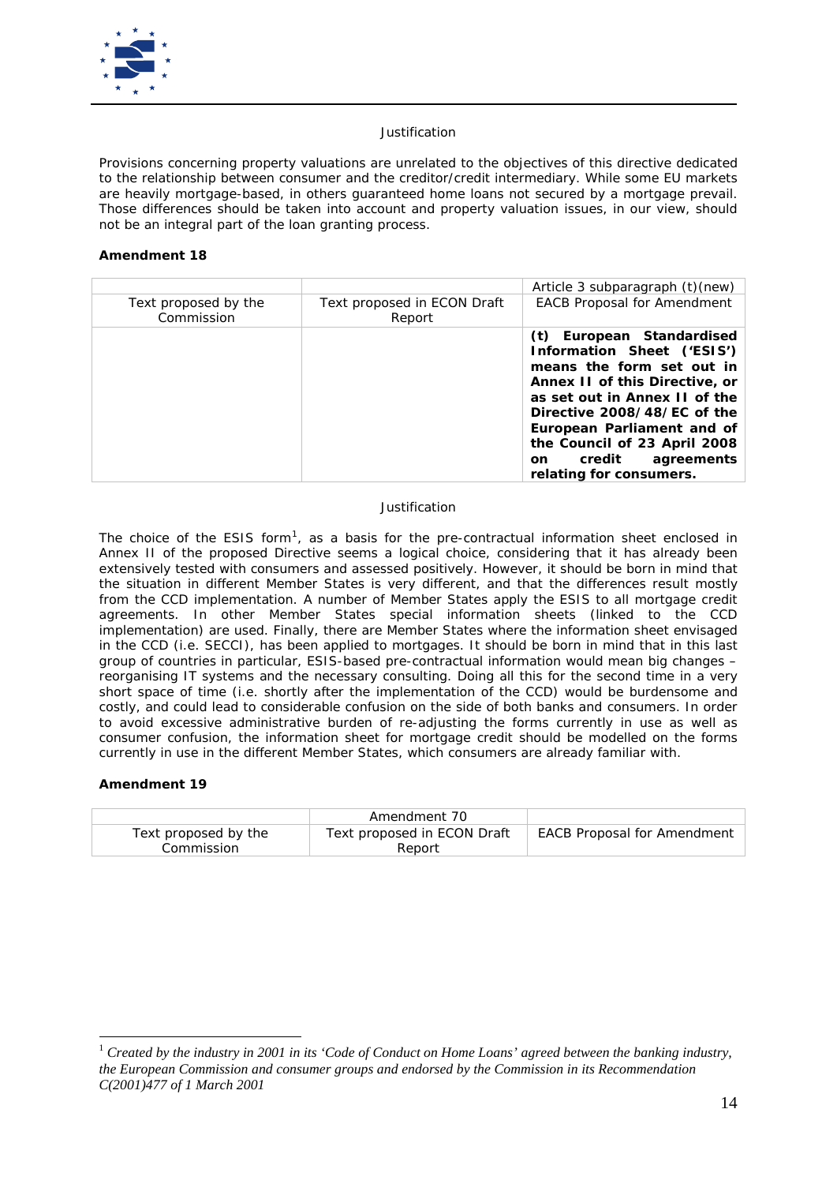Justification

Provisions concerning property valuations are unrelated to the objectives of this directive dedicated to the relationship between consumer and the creditor/credit intermediary. While some EU markets are heavily mortgage-based, in others guaranteed home loans not secured by a mortgage prevail. Those differences should be taken into account and property valuation issues, in our view, should not be an integral part of the loan granting process.

**Amendment 18**

| | | Article 3 subparagraph (t)(new) |
|---|---|---|
| Text proposed by the Commission | Text proposed in ECON Draft Report | EACB Proposal for Amendment |
| | | **(t) European Standardised Information Sheet ('ESIS') means the form set out in Annex II of this Directive, or as set out in Annex II of the Directive 2008/48/EC of the European Parliament and of the Council of 23 April 2008 on credit agreements relating for consumers.** |

Justification

The choice of the ESIS form[1], as a basis for the pre-contractual information sheet enclosed in Annex II of the proposed Directive seems a logical choice, considering that it has already been extensively tested with consumers and assessed positively. However, it should be born in mind that the situation in different Member States is very different, and that the differences result mostly from the CCD implementation. A number of Member States apply the ESIS to all mortgage credit agreements. In other Member States special information sheets (linked to the CCD implementation) are used. Finally, there are Member States where the information sheet envisaged in the CCD (i.e. SECCI), has been applied to mortgages. It should be born in mind that in this last group of countries in particular, ESIS-based pre-contractual information would mean big changes – reorganising IT systems and the necessary consulting. Doing all this for the second time in a very short space of time (i.e. shortly after the implementation of the CCD) would be burdensome and costly, and could lead to considerable confusion on the side of both banks and consumers. In order to avoid excessive administrative burden of re-adjusting the forms currently in use as well as consumer confusion, the information sheet for mortgage credit should be modelled on the forms currently in use in the different Member States, which consumers are already familiar with.

**Amendment 19**

| | Amendment 70 | |
|---|---|---|
| Text proposed by the Commission | Text proposed in ECON Draft Report | EACB Proposal for Amendment |

[1] *Created by the industry in 2001 in its 'Code of Conduct on Home Loans' agreed between the banking industry, the European Commission and consumer groups and endorsed by the Commission in its Recommendation C(2001)477 of 1 March 2001*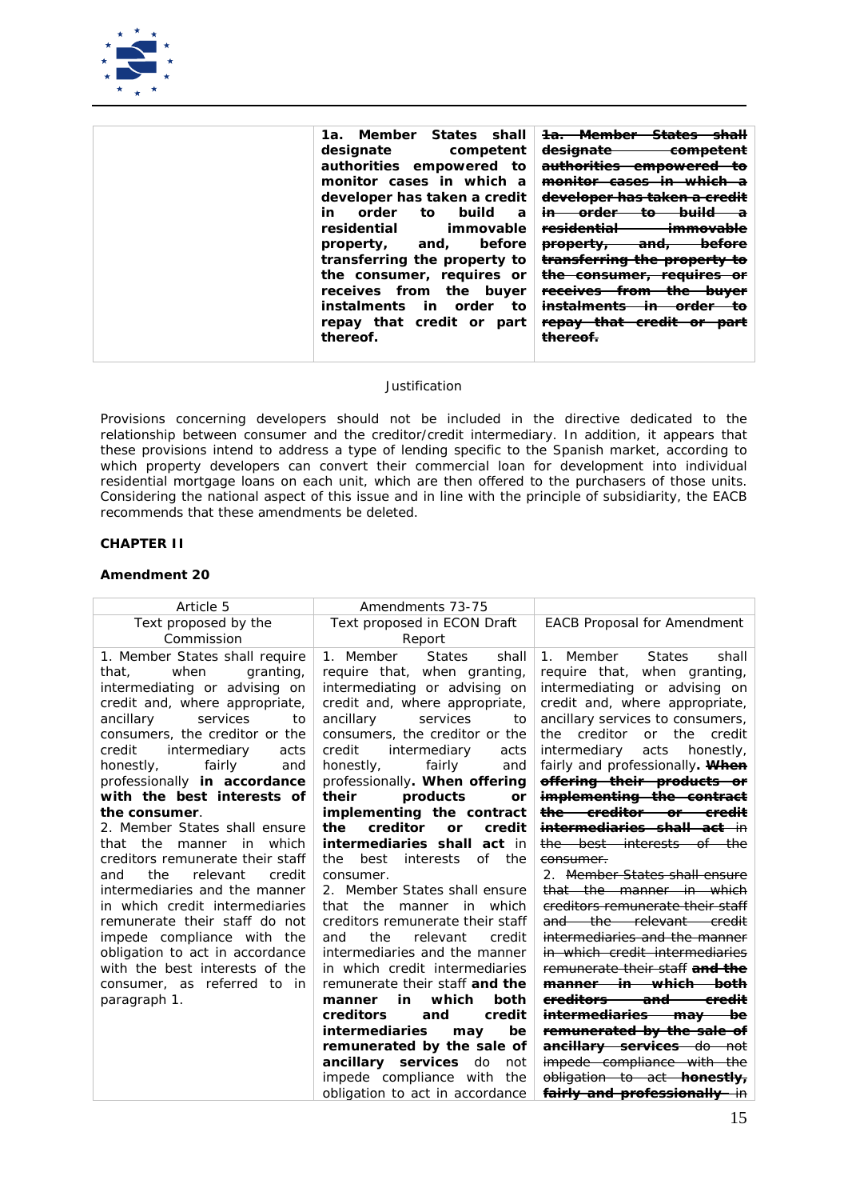| | **1a. Member States shall designate competent authorities empowered to monitor cases in which a developer has taken a credit in order to build a residential immovable property, and, before transferring the property to the consumer, requires or receives from the buyer instalments in order to repay that credit or part thereof.** | ~~**1a. Member States shall designate competent authorities empowered to monitor cases in which a developer has taken a credit in order to build a residential immovable property, and, before transferring the property to the consumer, requires or receives from the buyer instalments in order to repay that credit or part thereof.**~~ |
|---|---|---|

Justification

Provisions concerning developers should not be included in the directive dedicated to the relationship between consumer and the creditor/credit intermediary. In addition, it appears that these provisions intend to address a type of lending specific to the Spanish market, according to which property developers can convert their commercial loan for development into individual residential mortgage loans on each unit, which are then offered to the purchasers of those units. Considering the national aspect of this issue and in line with the principle of subsidiarity, the EACB recommends that these amendments be deleted.

**CHAPTER II**

**Amendment 20**

| Article 5 | Amendments 73-75 | |
|---|---|---|
| Text proposed by the Commission | Text proposed in ECON Draft Report | EACB Proposal for Amendment |
| 1. Member States shall require that, when granting, intermediating or advising on credit and, where appropriate, ancillary services to consumers, the creditor or the credit intermediary acts honestly, fairly and professionally **in accordance with the best interests of the consumer**.<br>2. Member States shall ensure that the manner in which creditors remunerate their staff and the relevant credit intermediaries and the manner in which credit intermediaries remunerate their staff do not impede compliance with the obligation to act in accordance with the best interests of the consumer, as referred to in paragraph 1. | 1. Member States shall require that, when granting, intermediating or advising on credit and, where appropriate, ancillary services to consumers, the creditor or the credit intermediary acts honestly, fairly and professionally**. When offering their products or implementing the contract the creditor or credit intermediaries shall act** in the best interests of the consumer.<br>2. Member States shall ensure that the manner in which creditors remunerate their staff and the relevant credit intermediaries and the manner in which credit intermediaries remunerate their staff **and the manner in which both creditors and credit intermediaries may be remunerated by the sale of ancillary services** do not impede compliance with the obligation to act in accordance | 1. Member States shall require that, when granting, intermediating or advising on credit and, where appropriate, ancillary services to consumers, the creditor or the credit intermediary acts honestly, fairly and professionally. ~~**When offering their products or implementing the contract the creditor or credit intermediaries shall act** in the best interests of the consumer.~~<br>2. ~~Member States shall ensure that the manner in which creditors remunerate their staff and the relevant credit intermediaries and the manner in which credit intermediaries remunerate their staff **and the manner in which both creditors and credit intermediaries may be remunerated by the sale of ancillary services** do not impede compliance with the obligation to act **honestly, fairly and professionally** in~~ |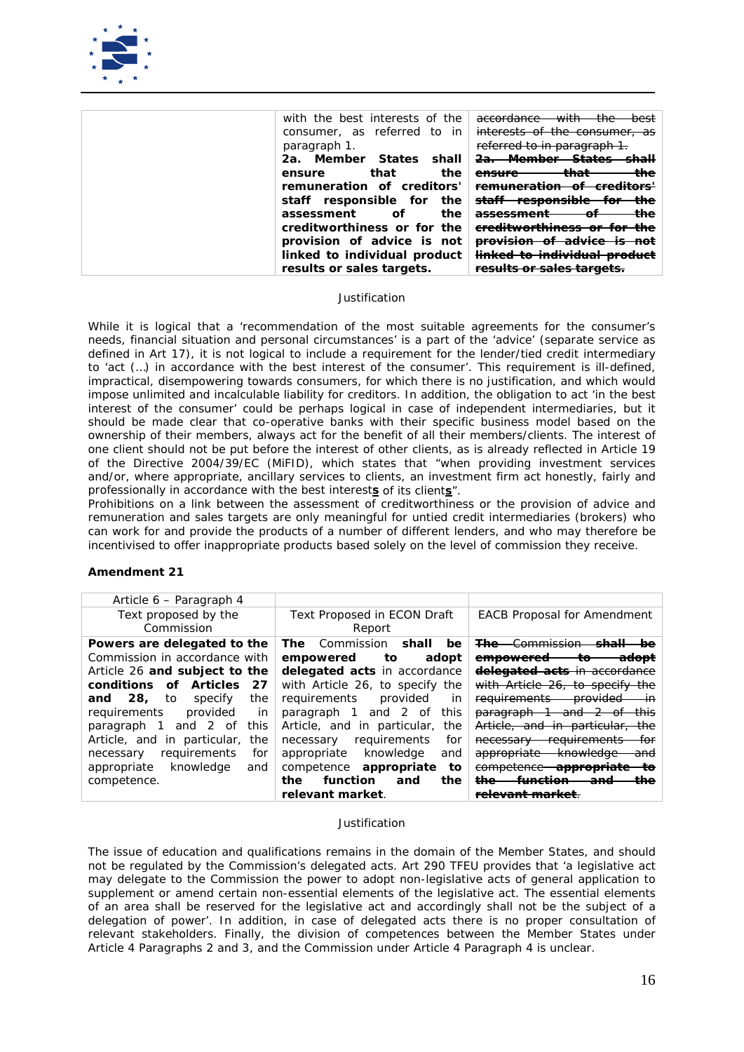| | | |
|---|---|---|
| | with the best interests of the consumer, as referred to in paragraph 1.<br>**2a. Member States shall ensure that the remuneration of creditors' staff responsible for the assessment of the creditworthiness or for the provision of advice is not linked to individual product results or sales targets.** | ~~accordance with the best interests of the consumer, as referred to in paragraph 1.~~<br>~~**2a. Member States shall ensure that the remuneration of creditors' staff responsible for the assessment of the creditworthiness or for the provision of advice is not linked to individual product results or sales targets.**~~ |

Justification

While it is logical that a 'recommendation of the most suitable agreements for the consumer's needs, financial situation and personal circumstances' is a part of the 'advice' (separate service as defined in Art 17), it is not logical to include a requirement for the lender/tied credit intermediary to 'act (…) in accordance with the best interest of the consumer'. This requirement is ill-defined, impractical, disempowering towards consumers, for which there is no justification, and which would impose unlimited and incalculable liability for creditors. In addition, the obligation to act 'in the best interest of the consumer' could be perhaps logical in case of independent intermediaries, but it should be made clear that co-operative banks with their specific business model based on the ownership of their members, always act for the benefit of all their members/clients. The interest of one client should not be put before the interest of other clients, as is already reflected in Article 19 of the Directive 2004/39/EC (MiFID), which states that "when providing investment services and/or, where appropriate, ancillary services to clients, an investment firm act honestly, fairly and professionally in accordance with the best interest**s** of its client**s**".
Prohibitions on a link between the assessment of creditworthiness or the provision of advice and remuneration and sales targets are only meaningful for untied credit intermediaries (brokers) who can work for and provide the products of a number of different lenders, and who may therefore be incentivised to offer inappropriate products based solely on the level of commission they receive.

**Amendment 21**

| Article 6 – Paragraph 4 | | |
|---|---|---|
| Text proposed by the Commission | Text Proposed in ECON Draft Report | EACB Proposal for Amendment |
| **Powers are delegated to the** Commission in accordance with Article 26 **and subject to the conditions of Articles 27 and 28,** to specify the requirements provided in paragraph 1 and 2 of this Article, and in particular, the necessary requirements for appropriate knowledge and competence. | **The** Commission **shall be empowered to adopt delegated acts** in accordance with Article 26, to specify the requirements provided in paragraph 1 and 2 of this Article, and in particular, the necessary requirements for appropriate knowledge and competence **appropriate to the function and the relevant market**. | ~~**The** Commission **shall be empowered to adopt delegated acts** in accordance with Article 26, to specify the requirements provided in paragraph 1 and 2 of this Article, and in particular, the necessary requirements for appropriate knowledge and competence **appropriate to the function and the relevant market**.~~ |

Justification

The issue of education and qualifications remains in the domain of the Member States, and should not be regulated by the Commission's delegated acts. Art 290 TFEU provides that 'a legislative act may delegate to the Commission the power to adopt non-legislative acts of general application to supplement or amend certain non-essential elements of the legislative act. The essential elements of an area shall be reserved for the legislative act and accordingly shall not be the subject of a delegation of power'. In addition, in case of delegated acts there is no proper consultation of relevant stakeholders. Finally, the division of competences between the Member States under Article 4 Paragraphs 2 and 3, and the Commission under Article 4 Paragraph 4 is unclear.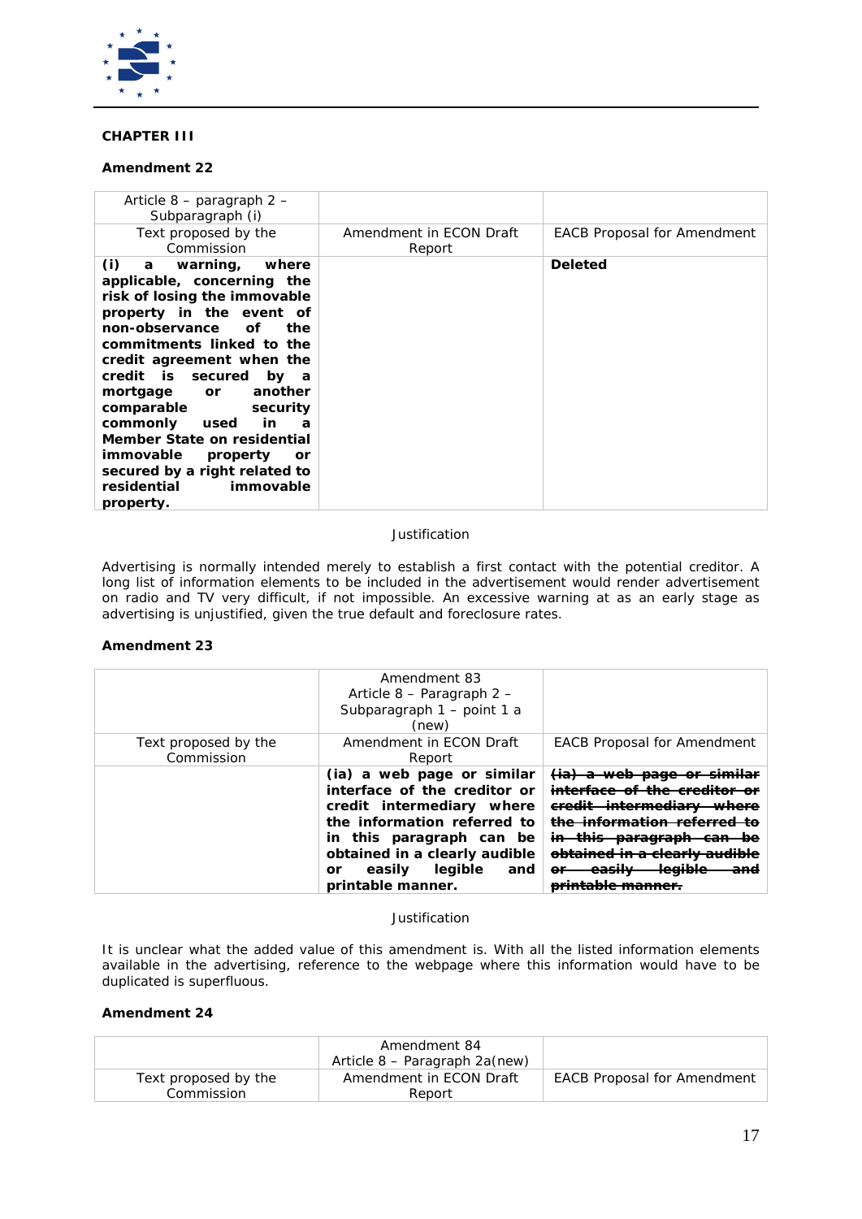**CHAPTER III**

**Amendment 22**

| Article 8 – paragraph 2 – Subparagraph (i) | | |
|---|---|---|
| Text proposed by the Commission | Amendment in ECON Draft Report | EACB Proposal for Amendment |
| **(i) a warning, where applicable, concerning the risk of losing the immovable property in the event of non-observance of the commitments linked to the credit agreement when the credit is secured by a mortgage or another comparable security commonly used in a Member State on residential immovable property or secured by a right related to residential immovable property.** | | **Deleted** |

Justification

Advertising is normally intended merely to establish a first contact with the potential creditor. A long list of information elements to be included in the advertisement would render advertisement on radio and TV very difficult, if not impossible. An excessive warning at as an early stage as advertising is unjustified, given the true default and foreclosure rates.

**Amendment 23**

| | Amendment 83 Article 8 – Paragraph 2 – Subparagraph 1 – point 1 a (new) | |
|---|---|---|
| Text proposed by the Commission | Amendment in ECON Draft Report | EACB Proposal for Amendment |
| | **(ia) a web page or similar interface of the creditor or credit intermediary where the information referred to in this paragraph can be obtained in a clearly audible or easily legible and printable manner.** | ~~**(ia) a web page or similar interface of the creditor or credit intermediary where the information referred to in this paragraph can be obtained in a clearly audible or easily legible and printable manner.**~~ |

Justification

It is unclear what the added value of this amendment is. With all the listed information elements available in the advertising, reference to the webpage where this information would have to be duplicated is superfluous.

**Amendment 24**

| | Amendment 84 Article 8 – Paragraph 2a(new) | |
|---|---|---|
| Text proposed by the Commission | Amendment in ECON Draft Report | EACB Proposal for Amendment |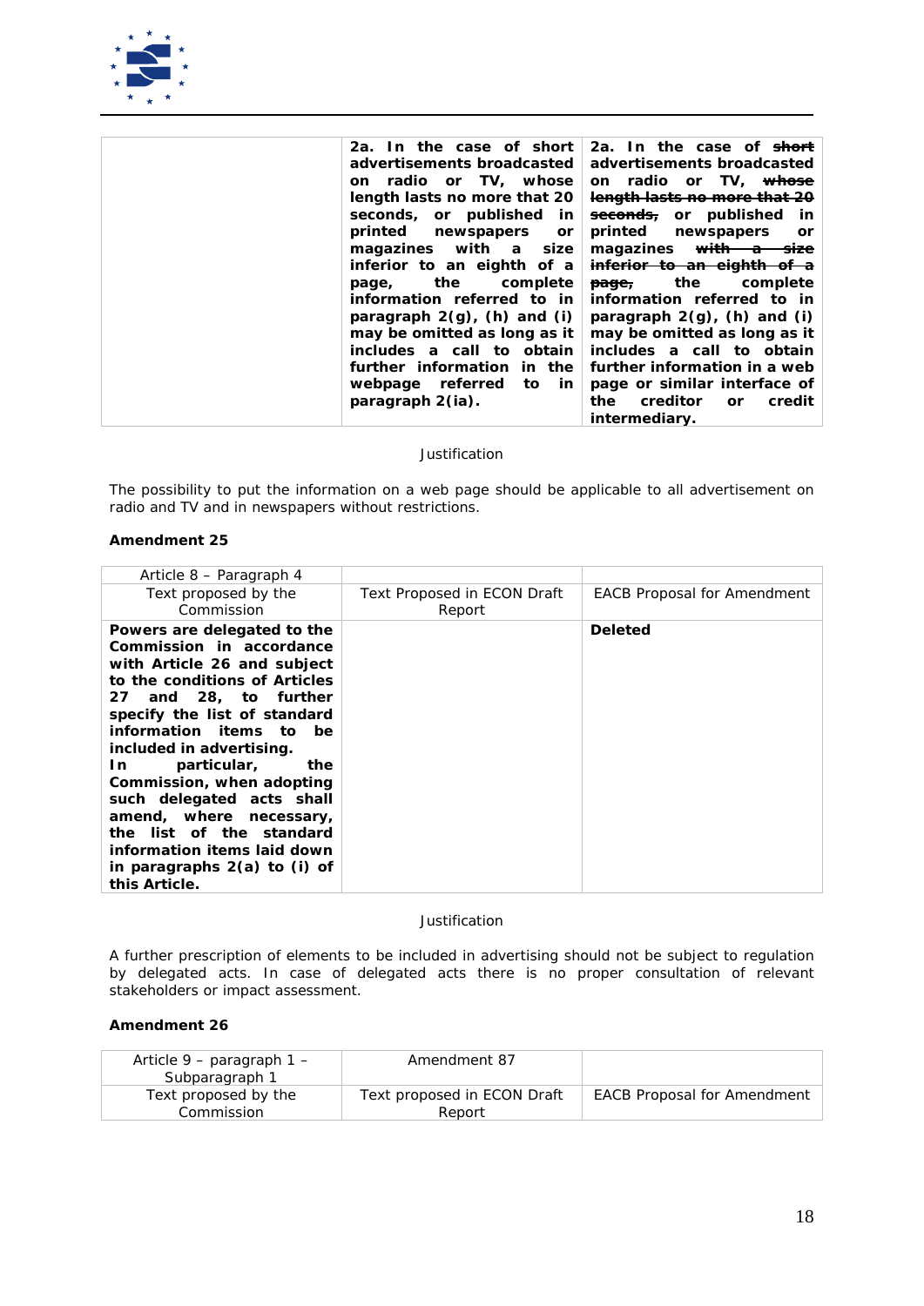| | | |
|---|---|---|
| | **2a. In the case of short advertisements broadcasted on radio or TV, whose length lasts no more that 20 seconds, or published in printed newspapers or magazines with a size inferior to an eighth of a page, the complete information referred to in paragraph 2(g), (h) and (i) may be omitted as long as it includes a call to obtain further information in the webpage referred to in paragraph 2(ia).** | **2a. In the case of ~~short~~ advertisements broadcasted on radio or TV, ~~whose length lasts no more that 20 seconds,~~ or published in printed newspapers or magazines ~~with a size inferior to an eighth of a page,~~ the complete information referred to in paragraph 2(g), (h) and (i) may be omitted as long as it includes a call to obtain further information in a web page or similar interface of the creditor or credit intermediary.** |

Justification

The possibility to put the information on a web page should be applicable to all advertisement on radio and TV and in newspapers without restrictions.

**Amendment 25**

| Article 8 – Paragraph 4 | | |
|---|---|---|
| Text proposed by the Commission | Text Proposed in ECON Draft Report | EACB Proposal for Amendment |
| **Powers are delegated to the Commission in accordance with Article 26 and subject to the conditions of Articles 27 and 28, to further specify the list of standard information items to be included in advertising. In particular, the Commission, when adopting such delegated acts shall amend, where necessary, the list of the standard information items laid down in paragraphs 2(a) to (i) of this Article.** | | **Deleted** |

Justification

A further prescription of elements to be included in advertising should not be subject to regulation by delegated acts. In case of delegated acts there is no proper consultation of relevant stakeholders or impact assessment.

**Amendment 26**

| Article 9 – paragraph 1 – Subparagraph 1 | Amendment 87 | |
|---|---|---|
| Text proposed by the Commission | Text proposed in ECON Draft Report | EACB Proposal for Amendment |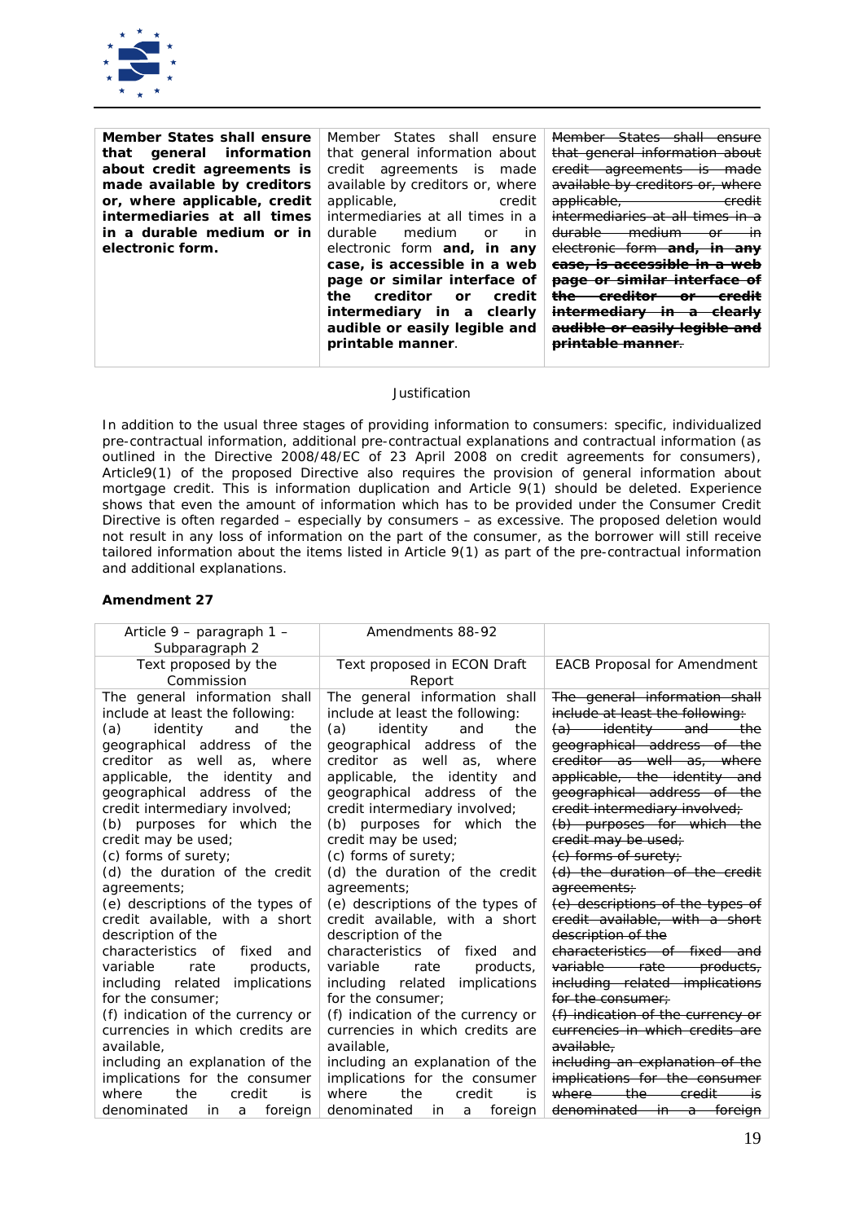| **Member States shall ensure that general information about credit agreements is made available by creditors or, where applicable, credit intermediaries at all times in a durable medium or in electronic form.** | Member States shall ensure that general information about credit agreements is made available by creditors or, where applicable, credit intermediaries at all times in a durable medium or in electronic form **and, in any case, is accessible in a web page or similar interface of the creditor or credit intermediary in a clearly audible or easily legible and printable manner**. | ~~Member States shall ensure that general information about credit agreements is made available by creditors or, where applicable, credit intermediaries at all times in a durable medium or in electronic form **and, in any case, is accessible in a web page or similar interface of the creditor or credit intermediary in a clearly audible or easily legible and printable manner**.~~ |
|---|---|---|

Justification

In addition to the usual three stages of providing information to consumers: specific, individualized pre-contractual information, additional pre-contractual explanations and contractual information (as outlined in the Directive 2008/48/EC of 23 April 2008 on credit agreements for consumers), Article9(1) of the proposed Directive also requires the provision of general information about mortgage credit. This is information duplication and Article 9(1) should be deleted. Experience shows that even the amount of information which has to be provided under the Consumer Credit Directive is often regarded – especially by consumers – as excessive. The proposed deletion would not result in any loss of information on the part of the consumer, as the borrower will still receive tailored information about the items listed in Article 9(1) as part of the pre-contractual information and additional explanations.

**Amendment 27**

| Article 9 – paragraph 1 – Subparagraph 2 | Amendments 88-92 | |
|---|---|---|
| Text proposed by the Commission | Text proposed in ECON Draft Report | EACB Proposal for Amendment |
| The general information shall include at least the following:<br>(a) identity and the geographical address of the creditor as well as, where applicable, the identity and geographical address of the credit intermediary involved;<br>(b) purposes for which the credit may be used;<br>(c) forms of surety;<br>(d) the duration of the credit agreements;<br>(e) descriptions of the types of credit available, with a short description of the characteristics of fixed and variable rate products, including related implications for the consumer;<br>(f) indication of the currency or currencies in which credits are available,<br>including an explanation of the implications for the consumer where the credit is denominated in a foreign | The general information shall include at least the following:<br>(a) identity and the geographical address of the creditor as well as, where applicable, the identity and geographical address of the credit intermediary involved;<br>(b) purposes for which the credit may be used;<br>(c) forms of surety;<br>(d) the duration of the credit agreements;<br>(e) descriptions of the types of credit available, with a short description of the characteristics of fixed and variable rate products, including related implications for the consumer;<br>(f) indication of the currency or currencies in which credits are available,<br>including an explanation of the implications for the consumer where the credit is denominated in a foreign | ~~The general information shall include at least the following:~~<br>~~(a) identity and the geographical address of the creditor as well as, where applicable, the identity and geographical address of the credit intermediary involved;~~<br>~~(b) purposes for which the credit may be used;~~<br>~~(c) forms of surety;~~<br>~~(d) the duration of the credit agreements;~~<br>~~(e) descriptions of the types of credit available, with a short description of the characteristics of fixed and variable rate products, including related implications for the consumer;~~<br>~~(f) indication of the currency or currencies in which credits are available,~~<br>~~including an explanation of the implications for the consumer where the credit is denominated in a foreign~~ |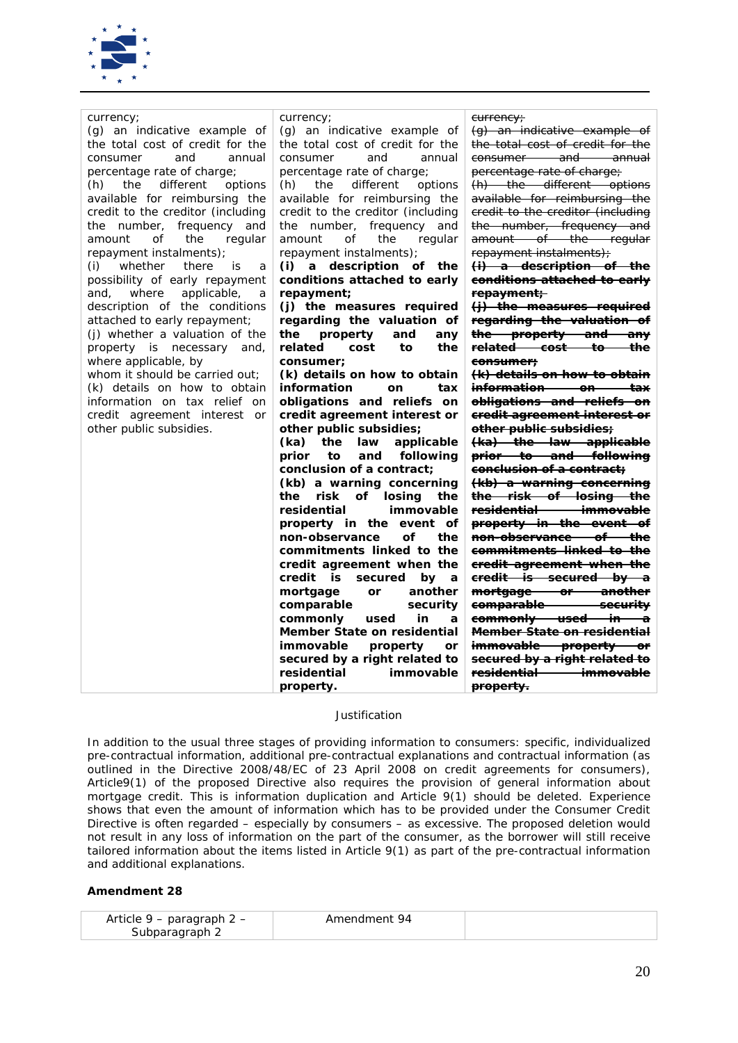| | | |
|---|---|---|
| currency;<br>(g) an indicative example of the total cost of credit for the consumer and annual percentage rate of charge;<br>(h) the different options available for reimbursing the credit to the creditor (including the number, frequency and amount of the regular repayment instalments);<br>(i) whether there is a possibility of early repayment and, where applicable, a description of the conditions attached to early repayment;<br>(j) whether a valuation of the property is necessary and, where applicable, by whom it should be carried out;<br>(k) details on how to obtain information on tax relief on credit agreement interest or other public subsidies. | currency;<br>(g) an indicative example of the total cost of credit for the consumer and annual percentage rate of charge;<br>(h) the different options available for reimbursing the credit to the creditor (including the number, frequency and amount of the regular repayment instalments);<br>**(i) a description of the conditions attached to early repayment;**<br>**(j) the measures required regarding the valuation of the property and any related cost to the consumer;**<br>**(k) details on how to obtain information on tax obligations and reliefs on credit agreement interest or other public subsidies;**<br>**(ka) the law applicable prior to and following conclusion of a contract;**<br>**(kb) a warning concerning the risk of losing the residential immovable property in the event of non-observance of the commitments linked to the credit agreement when the credit is secured by a mortgage or another comparable security commonly used in a Member State on residential immovable property or secured by a right related to residential immovable property.** | ~~currency;~~<br>~~(g) an indicative example of the total cost of credit for the consumer and annual percentage rate of charge;~~<br>~~(h) the different options available for reimbursing the credit to the creditor (including the number, frequency and amount of the regular repayment instalments);~~<br>~~**(i) a description of the conditions attached to early repayment;**~~<br>~~**(j) the measures required regarding the valuation of the property and any related cost to the consumer;**~~<br>~~**(k) details on how to obtain information on tax obligations and reliefs on credit agreement interest or other public subsidies;**~~<br>~~**(ka) the law applicable prior to and following conclusion of a contract;**~~<br>~~**(kb) a warning concerning the risk of losing the residential immovable property in the event of non-observance of the commitments linked to the credit agreement when the credit is secured by a mortgage or another comparable security commonly used in a Member State on residential immovable property or secured by a right related to residential immovable property.**~~ |

Justification

In addition to the usual three stages of providing information to consumers: specific, individualized pre-contractual information, additional pre-contractual explanations and contractual information (as outlined in the Directive 2008/48/EC of 23 April 2008 on credit agreements for consumers), Article9(1) of the proposed Directive also requires the provision of general information about mortgage credit. This is information duplication and Article 9(1) should be deleted. Experience shows that even the amount of information which has to be provided under the Consumer Credit Directive is often regarded – especially by consumers – as excessive. The proposed deletion would not result in any loss of information on the part of the consumer, as the borrower will still receive tailored information about the items listed in Article 9(1) as part of the pre-contractual information and additional explanations.

**Amendment 28**

| Article 9 – paragraph 2 – Subparagraph 2 | Amendment 94 | |
|---|---|---|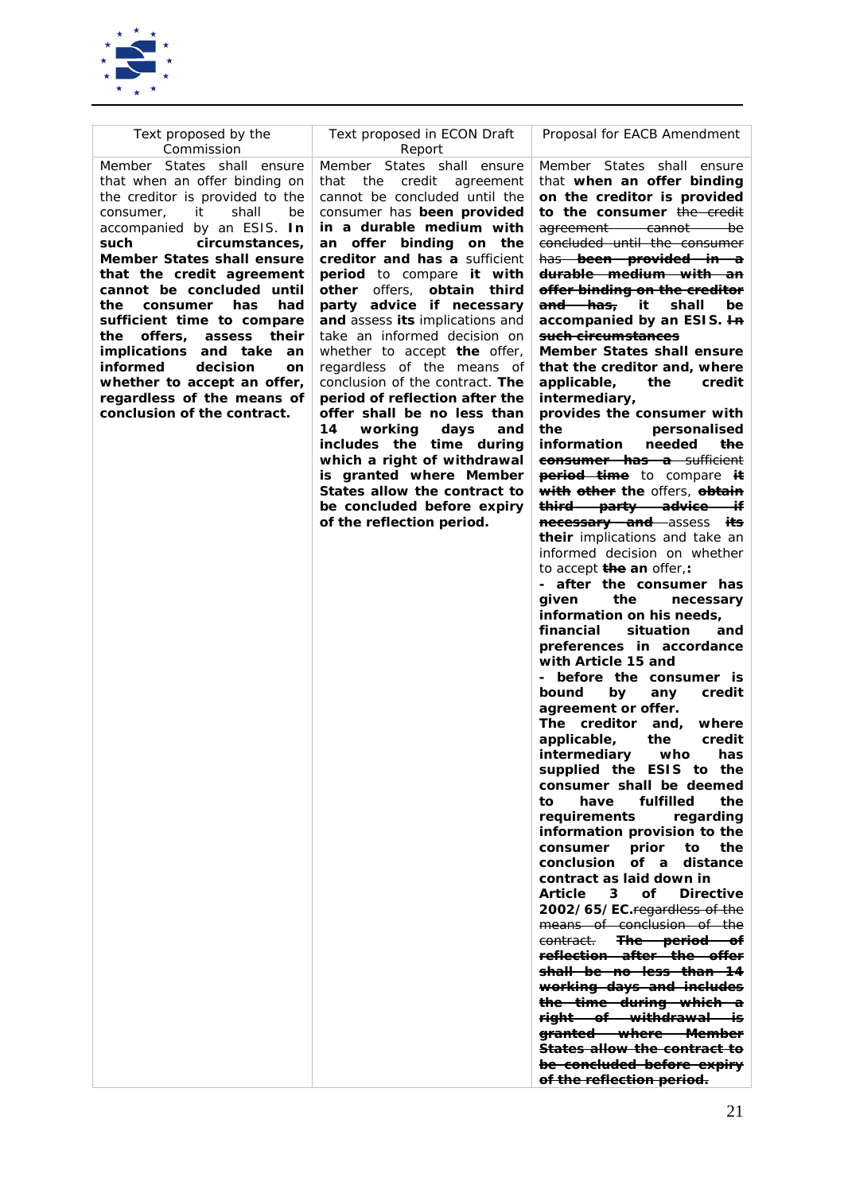| Text proposed by the Commission | Text proposed in ECON Draft Report | Proposal for EACB Amendment |
|---|---|---|
| Member States shall ensure that when an offer binding on the creditor is provided to the consumer, it shall be accompanied by an ESIS. **In such circumstances, Member States shall ensure that the credit agreement cannot be concluded until the consumer has had sufficient time to compare the offers, assess their implications and take an informed decision on whether to accept an offer, regardless of the means of conclusion of the contract.** | Member States shall ensure that the credit agreement cannot be concluded until the consumer has **been provided in a durable medium with an offer binding on the creditor and has a** sufficient **period** to compare **it with other** offers, **obtain third party advice if necessary and** assess **its** implications and take an informed decision on whether to accept **the** offer, regardless of the means of conclusion of the contract. **The period of reflection after the offer shall be no less than 14 working days and includes the time during which a right of withdrawal is granted where Member States allow the contract to be concluded before expiry of the reflection period.** | Member States shall ensure that **when an offer binding on the creditor is provided to the consumer** ~~the credit agreement cannot be concluded until the consumer has~~ ~~**been provided in a durable medium with an offer binding on the creditor and has,**~~ **it shall be accompanied by an ESIS.** ~~**In such circumstances**~~ **Member States shall ensure that the creditor and, where applicable, the credit intermediary, provides the consumer with the personalised information needed** ~~**the consumer has a**~~ sufficient ~~**period**~~ ~~**time**~~ to compare ~~**it with other**~~ the offers, ~~**obtain third party advice if necessary and**~~ assess ~~**its**~~ **their** implications and take an informed decision on whether to accept ~~**the**~~ **an** offer,**:** **- after the consumer has given the necessary information on his needs, financial situation and preferences in accordance with Article 15 and** **- before the consumer is bound by any credit agreement or offer.** **The creditor and, where applicable, the credit intermediary who has supplied the ESIS to the consumer shall be deemed to have fulfilled the requirements regarding information provision to the consumer prior to the conclusion of a distance contract as laid down in Article 3 of Directive 2002/65/EC.**~~regardless of the means of conclusion of the contract.~~ ~~**The period of reflection after the offer shall be no less than 14 working days and includes the time during which a right of withdrawal is granted where Member States allow the contract to be concluded before expiry of the reflection period.**~~ |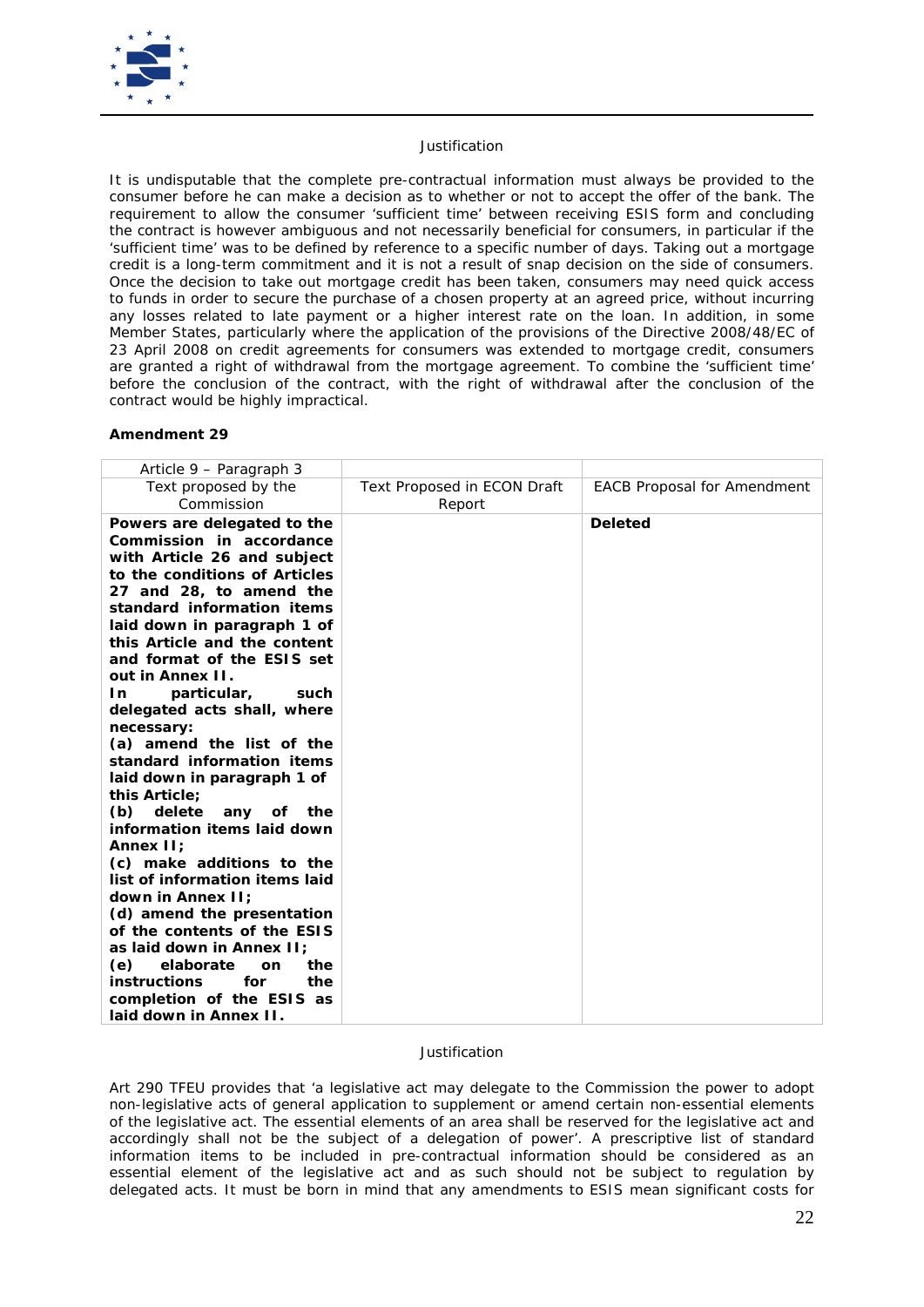Justification

It is undisputable that the complete pre-contractual information must always be provided to the consumer before he can make a decision as to whether or not to accept the offer of the bank. The requirement to allow the consumer 'sufficient time' between receiving ESIS form and concluding the contract is however ambiguous and not necessarily beneficial for consumers, in particular if the 'sufficient time' was to be defined by reference to a specific number of days. Taking out a mortgage credit is a long-term commitment and it is not a result of snap decision on the side of consumers. Once the decision to take out mortgage credit has been taken, consumers may need quick access to funds in order to secure the purchase of a chosen property at an agreed price, without incurring any losses related to late payment or a higher interest rate on the loan. In addition, in some Member States, particularly where the application of the provisions of the Directive 2008/48/EC of 23 April 2008 on credit agreements for consumers was extended to mortgage credit, consumers are granted a right of withdrawal from the mortgage agreement. To combine the 'sufficient time' before the conclusion of the contract, with the right of withdrawal after the conclusion of the contract would be highly impractical.

**Amendment 29**

| Article 9 – Paragraph 3 | | |
|---|---|---|
| Text proposed by the Commission | Text Proposed in ECON Draft Report | EACB Proposal for Amendment |
| **Powers are delegated to the Commission in accordance with Article 26 and subject to the conditions of Articles 27 and 28, to amend the standard information items laid down in paragraph 1 of this Article and the content and format of the ESIS set out in Annex II.**<br>**In particular, such delegated acts shall, where necessary:**<br>**(a) amend the list of the standard information items laid down in paragraph 1 of this Article;**<br>**(b) delete any of the information items laid down Annex II;**<br>**(c) make additions to the list of information items laid down in Annex II;**<br>**(d) amend the presentation of the contents of the ESIS as laid down in Annex II;**<br>**(e) elaborate on the instructions for the completion of the ESIS as laid down in Annex II.** | | **Deleted** |

Justification

Art 290 TFEU provides that 'a legislative act may delegate to the Commission the power to adopt non-legislative acts of general application to supplement or amend certain non-essential elements of the legislative act. The essential elements of an area shall be reserved for the legislative act and accordingly shall not be the subject of a delegation of power'. A prescriptive list of standard information items to be included in pre-contractual information should be considered as an essential element of the legislative act and as such should not be subject to regulation by delegated acts. It must be born in mind that any amendments to ESIS mean significant costs for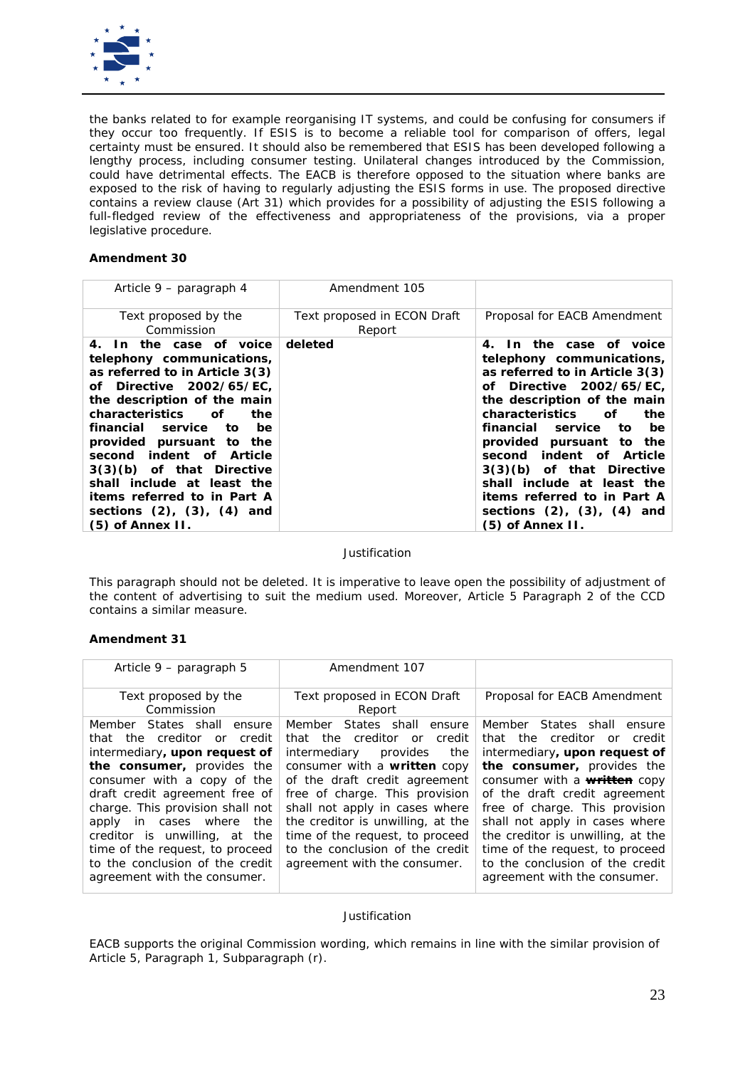the banks related to for example reorganising IT systems, and could be confusing for consumers if they occur too frequently. If ESIS is to become a reliable tool for comparison of offers, legal certainty must be ensured. It should also be remembered that ESIS has been developed following a lengthy process, including consumer testing. Unilateral changes introduced by the Commission, could have detrimental effects. The EACB is therefore opposed to the situation where banks are exposed to the risk of having to regularly adjusting the ESIS forms in use. The proposed directive contains a review clause (Art 31) which provides for a possibility of adjusting the ESIS following a full-fledged review of the effectiveness and appropriateness of the provisions, via a proper legislative procedure.

**Amendment 30**

| Article 9 – paragraph 4 | Amendment 105 | |
|---|---|---|
| Text proposed by the Commission | Text proposed in ECON Draft Report | Proposal for EACB Amendment |
| **4. In the case of voice telephony communications, as referred to in Article 3(3) of Directive 2002/65/EC, the description of the main characteristics of the financial service to be provided pursuant to the second indent of Article 3(3)(b) of that Directive shall include at least the items referred to in Part A sections (2), (3), (4) and (5) of Annex II.** | **deleted** | **4. In the case of voice telephony communications, as referred to in Article 3(3) of Directive 2002/65/EC, the description of the main characteristics of the financial service to be provided pursuant to the second indent of Article 3(3)(b) of that Directive shall include at least the items referred to in Part A sections (2), (3), (4) and (5) of Annex II.** |

Justification

This paragraph should not be deleted. It is imperative to leave open the possibility of adjustment of the content of advertising to suit the medium used. Moreover, Article 5 Paragraph 2 of the CCD contains a similar measure.

**Amendment 31**

| Article 9 – paragraph 5 | Amendment 107 | |
|---|---|---|
| Text proposed by the Commission | Text proposed in ECON Draft Report | Proposal for EACB Amendment |
| Member States shall ensure that the creditor or credit intermediary**, upon request of the consumer,** provides the consumer with a copy of the draft credit agreement free of charge. This provision shall not apply in cases where the creditor is unwilling, at the time of the request, to proceed to the conclusion of the credit agreement with the consumer. | Member States shall ensure that the creditor or credit intermediary provides the consumer with a **written** copy of the draft credit agreement free of charge. This provision shall not apply in cases where the creditor is unwilling, at the time of the request, to proceed to the conclusion of the credit agreement with the consumer. | Member States shall ensure that the creditor or credit intermediary**, upon request of the consumer,** provides the consumer with a ~~**written**~~ copy of the draft credit agreement free of charge. This provision shall not apply in cases where the creditor is unwilling, at the time of the request, to proceed to the conclusion of the credit agreement with the consumer. |

Justification

EACB supports the original Commission wording, which remains in line with the similar provision of Article 5, Paragraph 1, Subparagraph (r).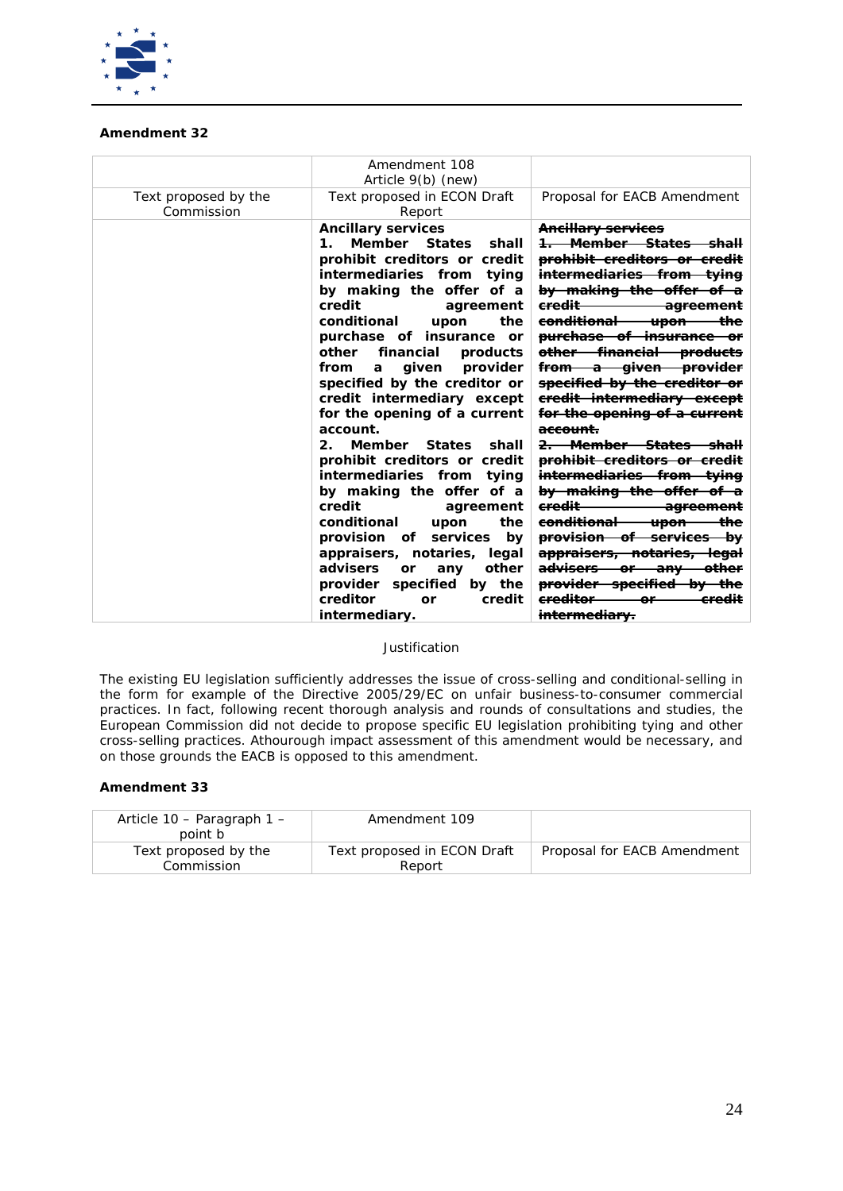**Amendment 32**

| | Amendment 108<br>Article 9(b) (new) | |
|---|---|---|
| Text proposed by the Commission | Text proposed in ECON Draft Report | Proposal for EACB Amendment |
| | **Ancillary services**<br>**1. Member States shall prohibit creditors or credit intermediaries from tying by making the offer of a credit agreement conditional upon the purchase of insurance or other financial products from a given provider specified by the creditor or credit intermediary except for the opening of a current account.**<br>**2. Member States shall prohibit creditors or credit intermediaries from tying by making the offer of a credit agreement conditional upon the provision of services by appraisers, notaries, legal advisers or any other provider specified by the creditor or credit intermediary.** | ~~**Ancillary services**~~<br>~~**1. Member States shall prohibit creditors or credit intermediaries from tying by making the offer of a credit agreement conditional upon the purchase of insurance or other financial products from a given provider specified by the creditor or credit intermediary except for the opening of a current account.**~~<br>~~**2. Member States shall prohibit creditors or credit intermediaries from tying by making the offer of a credit agreement conditional upon the provision of services by appraisers, notaries, legal advisers or any other provider specified by the creditor or credit intermediary.**~~ |

Justification

The existing EU legislation sufficiently addresses the issue of cross-selling and conditional-selling in the form for example of the Directive 2005/29/EC on unfair business-to-consumer commercial practices. In fact, following recent thorough analysis and rounds of consultations and studies, the European Commission did not decide to propose specific EU legislation prohibiting tying and other cross-selling practices. Athourough impact assessment of this amendment would be necessary, and on those grounds the EACB is opposed to this amendment.

**Amendment 33**

| Article 10 – Paragraph 1 – point b | Amendment 109 | |
|---|---|---|
| Text proposed by the Commission | Text proposed in ECON Draft Report | Proposal for EACB Amendment |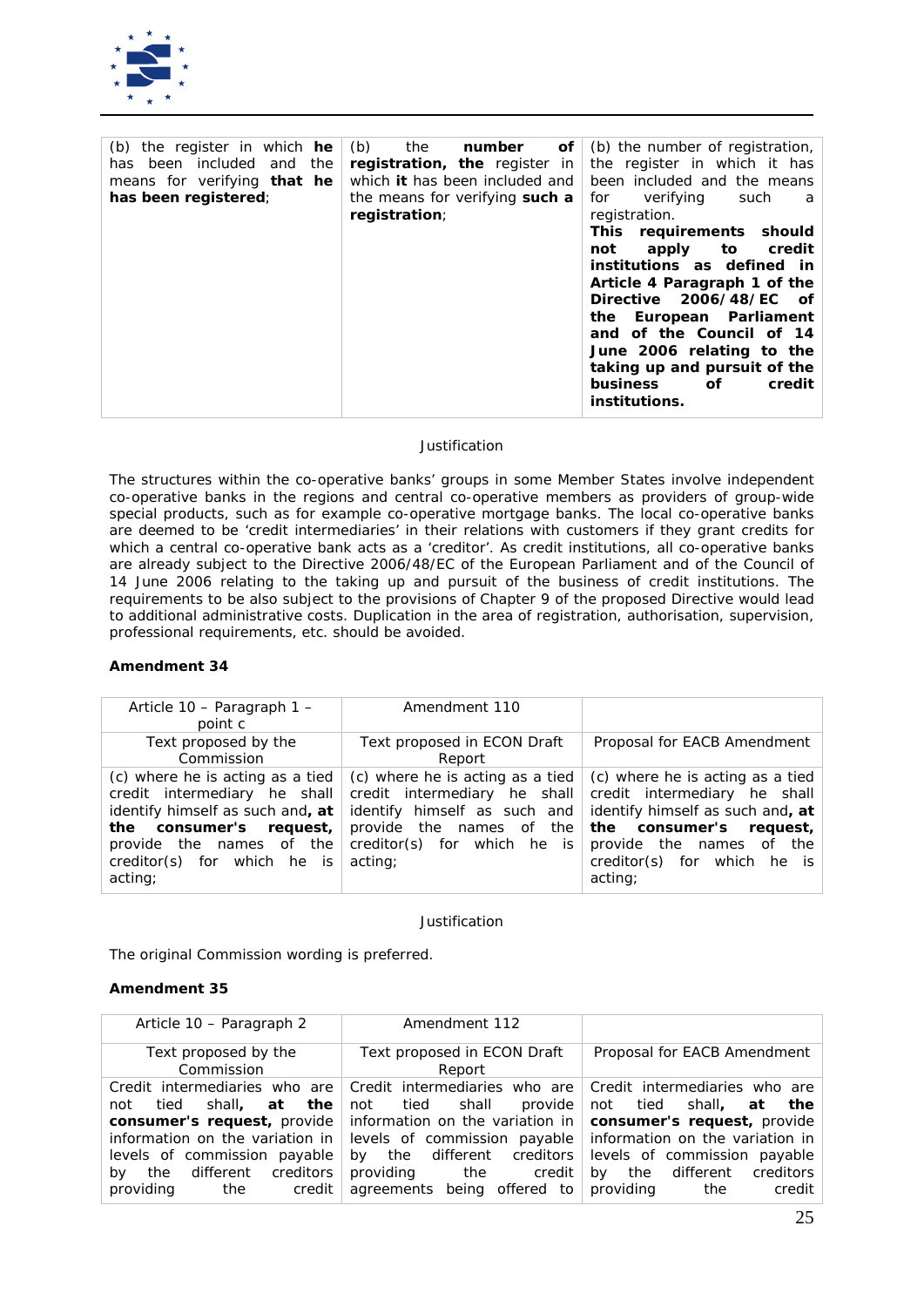| (b) the register in which **he** has been included and the means for verifying **that he has been registered**; | (b) the **number of registration, the** register in which **it** has been included and the means for verifying **such a registration**; | (b) the number of registration, the register in which it has been included and the means for verifying such a registration. **This requirements should not apply to credit institutions as defined in Article 4 Paragraph 1 of the Directive 2006/48/EC of the European Parliament and of the Council of 14 June 2006 relating to the taking up and pursuit of the business of credit institutions.** |
|---|---|---|

Justification

The structures within the co-operative banks' groups in some Member States involve independent co-operative banks in the regions and central co-operative members as providers of group-wide special products, such as for example co-operative mortgage banks. The local co-operative banks are deemed to be 'credit intermediaries' in their relations with customers if they grant credits for which a central co-operative bank acts as a 'creditor'. As credit institutions, all co-operative banks are already subject to the Directive 2006/48/EC of the European Parliament and of the Council of 14 June 2006 relating to the taking up and pursuit of the business of credit institutions. The requirements to be also subject to the provisions of Chapter 9 of the proposed Directive would lead to additional administrative costs. Duplication in the area of registration, authorisation, supervision, professional requirements, etc. should be avoided.

**Amendment 34**

| Article 10 – Paragraph 1 – point c | Amendment 110 | |
|---|---|---|
| Text proposed by the Commission | Text proposed in ECON Draft Report | Proposal for EACB Amendment |
| (c) where he is acting as a tied credit intermediary he shall identify himself as such and**, at the consumer's request,** provide the names of the creditor(s) for which he is acting; | (c) where he is acting as a tied credit intermediary he shall identify himself as such and provide the names of the creditor(s) for which he is acting; | (c) where he is acting as a tied credit intermediary he shall identify himself as such and**, at the consumer's request,** provide the names of the creditor(s) for which he is acting; |

Justification

The original Commission wording is preferred.

**Amendment 35**

| Article 10 – Paragraph 2 | Amendment 112 | |
|---|---|---|
| Text proposed by the Commission | Text proposed in ECON Draft Report | Proposal for EACB Amendment |
| Credit intermediaries who are not tied shall**, at the consumer's request,** provide information on the variation in levels of commission payable by the different creditors providing the credit | Credit intermediaries who are not tied shall provide information on the variation in levels of commission payable by the different creditors providing the credit agreements being offered to | Credit intermediaries who are not tied shall**, at the consumer's request,** provide information on the variation in levels of commission payable by the different creditors providing the credit |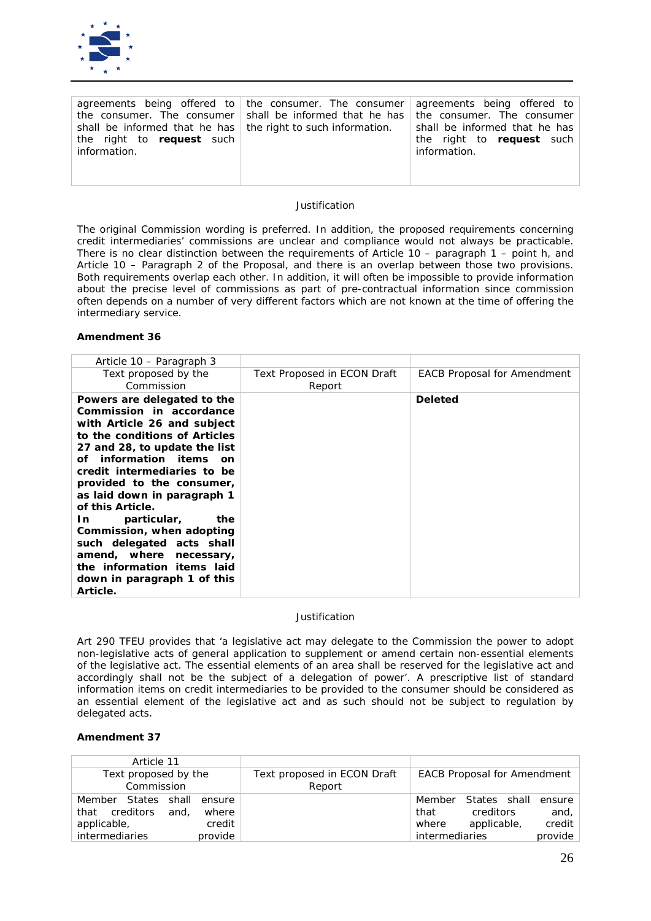| | | |
|---|---|---|
| agreements being offered to the consumer. The consumer shall be informed that he has the right to **request** such information. | the consumer. The consumer shall be informed that he has the right to such information. | agreements being offered to the consumer. The consumer shall be informed that he has the right to **request** such information. |

Justification

The original Commission wording is preferred. In addition, the proposed requirements concerning credit intermediaries' commissions are unclear and compliance would not always be practicable. There is no clear distinction between the requirements of Article 10 – paragraph 1 – point h, and Article 10 – Paragraph 2 of the Proposal, and there is an overlap between those two provisions. Both requirements overlap each other. In addition, it will often be impossible to provide information about the precise level of commissions as part of pre-contractual information since commission often depends on a number of very different factors which are not known at the time of offering the intermediary service.

**Amendment 36**

| Article 10 – Paragraph 3 | | |
|---|---|---|
| Text proposed by the Commission | Text Proposed in ECON Draft Report | EACB Proposal for Amendment |
| **Powers are delegated to the Commission in accordance with Article 26 and subject to the conditions of Articles 27 and 28, to update the list of information items on credit intermediaries to be provided to the consumer, as laid down in paragraph 1 of this Article. In particular, the Commission, when adopting such delegated acts shall amend, where necessary, the information items laid down in paragraph 1 of this Article.** | | **Deleted** |

Justification

Art 290 TFEU provides that 'a legislative act may delegate to the Commission the power to adopt non-legislative acts of general application to supplement or amend certain non-essential elements of the legislative act. The essential elements of an area shall be reserved for the legislative act and accordingly shall not be the subject of a delegation of power'. A prescriptive list of standard information items on credit intermediaries to be provided to the consumer should be considered as an essential element of the legislative act and as such should not be subject to regulation by delegated acts.

**Amendment 37**

| Article 11 | | |
|---|---|---|
| Text proposed by the Commission | Text proposed in ECON Draft Report | EACB Proposal for Amendment |
| Member States shall ensure that creditors and, where applicable, credit intermediaries provide | | Member States shall ensure that creditors and, where applicable, credit intermediaries provide |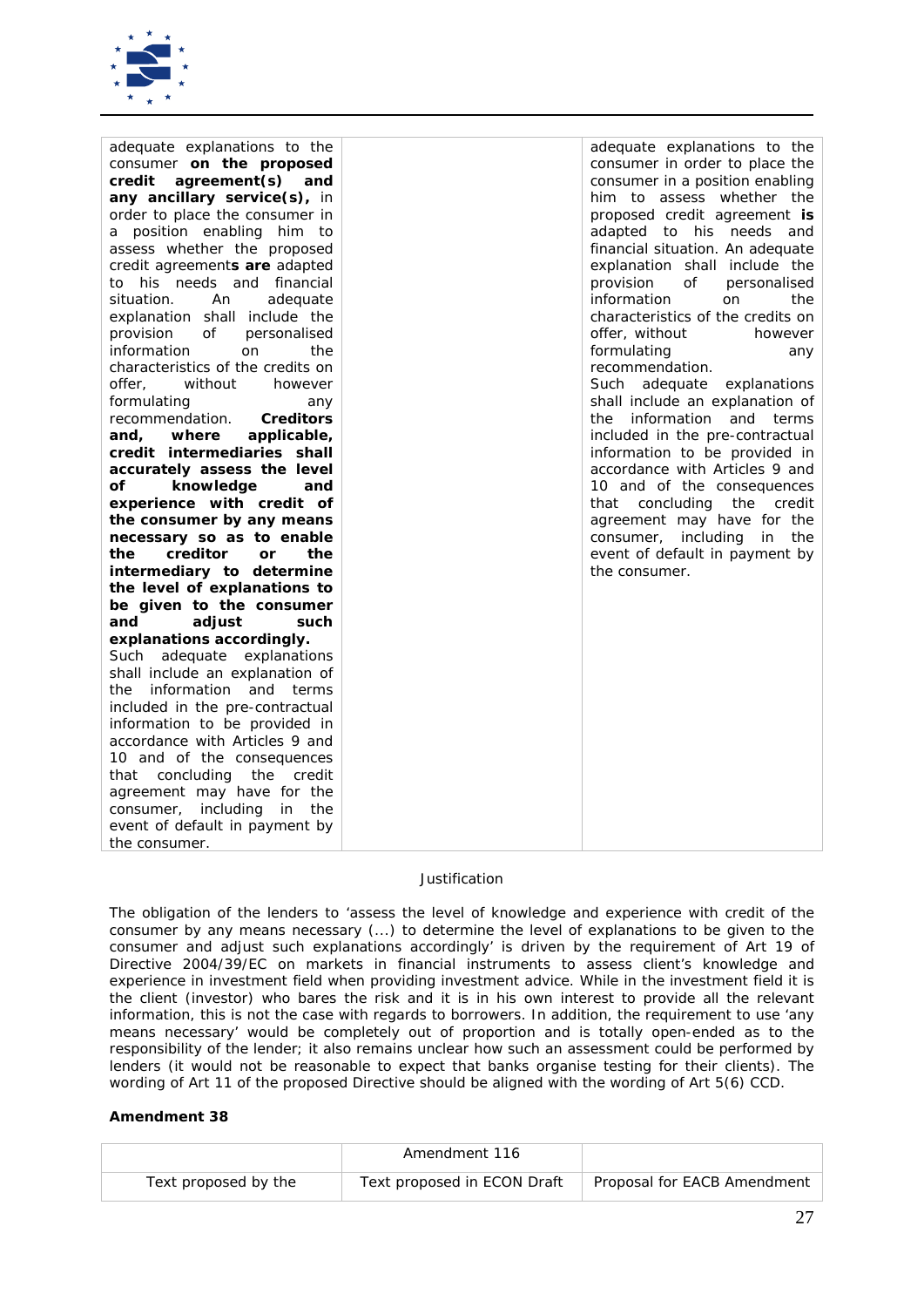| | | |
|---|---|---|
| adequate explanations to the consumer **on the proposed credit agreement(s) and any ancillary service(s),** in order to place the consumer in a position enabling him to assess whether the proposed credit agreement**s are** adapted to his needs and financial situation. An adequate explanation shall include the provision of personalised information on the characteristics of the credits on offer, without however formulating any recommendation. **Creditors and, where applicable, credit intermediaries shall accurately assess the level of knowledge and experience with credit of the consumer by any means necessary so as to enable the creditor or the intermediary to determine the level of explanations to be given to the consumer and adjust such explanations accordingly.** Such adequate explanations shall include an explanation of the information and terms included in the pre-contractual information to be provided in accordance with Articles 9 and 10 and of the consequences that concluding the credit agreement may have for the consumer, including in the event of default in payment by the consumer. | | adequate explanations to the consumer in order to place the consumer in a position enabling him to assess whether the proposed credit agreement **is** adapted to his needs and financial situation. An adequate explanation shall include the provision of personalised information on the characteristics of the credits on offer, without however formulating any recommendation. Such adequate explanations shall include an explanation of the information and terms included in the pre-contractual information to be provided in accordance with Articles 9 and 10 and of the consequences that concluding the credit agreement may have for the consumer, including in the event of default in payment by the consumer. |

Justification

The obligation of the lenders to 'assess the level of knowledge and experience with credit of the consumer by any means necessary (...) to determine the level of explanations to be given to the consumer and adjust such explanations accordingly' is driven by the requirement of Art 19 of Directive 2004/39/EC on markets in financial instruments to assess client's knowledge and experience in investment field when providing investment advice. While in the investment field it is the client (investor) who bares the risk and it is in his own interest to provide all the relevant information, this is not the case with regards to borrowers. In addition, the requirement to use 'any means necessary' would be completely out of proportion and is totally open-ended as to the responsibility of the lender; it also remains unclear how such an assessment could be performed by lenders (it would not be reasonable to expect that banks organise testing for their clients). The wording of Art 11 of the proposed Directive should be aligned with the wording of Art 5(6) CCD.

**Amendment 38**

| | Amendment 116 | |
|---|---|---|
| Text proposed by the | Text proposed in ECON Draft | Proposal for EACB Amendment |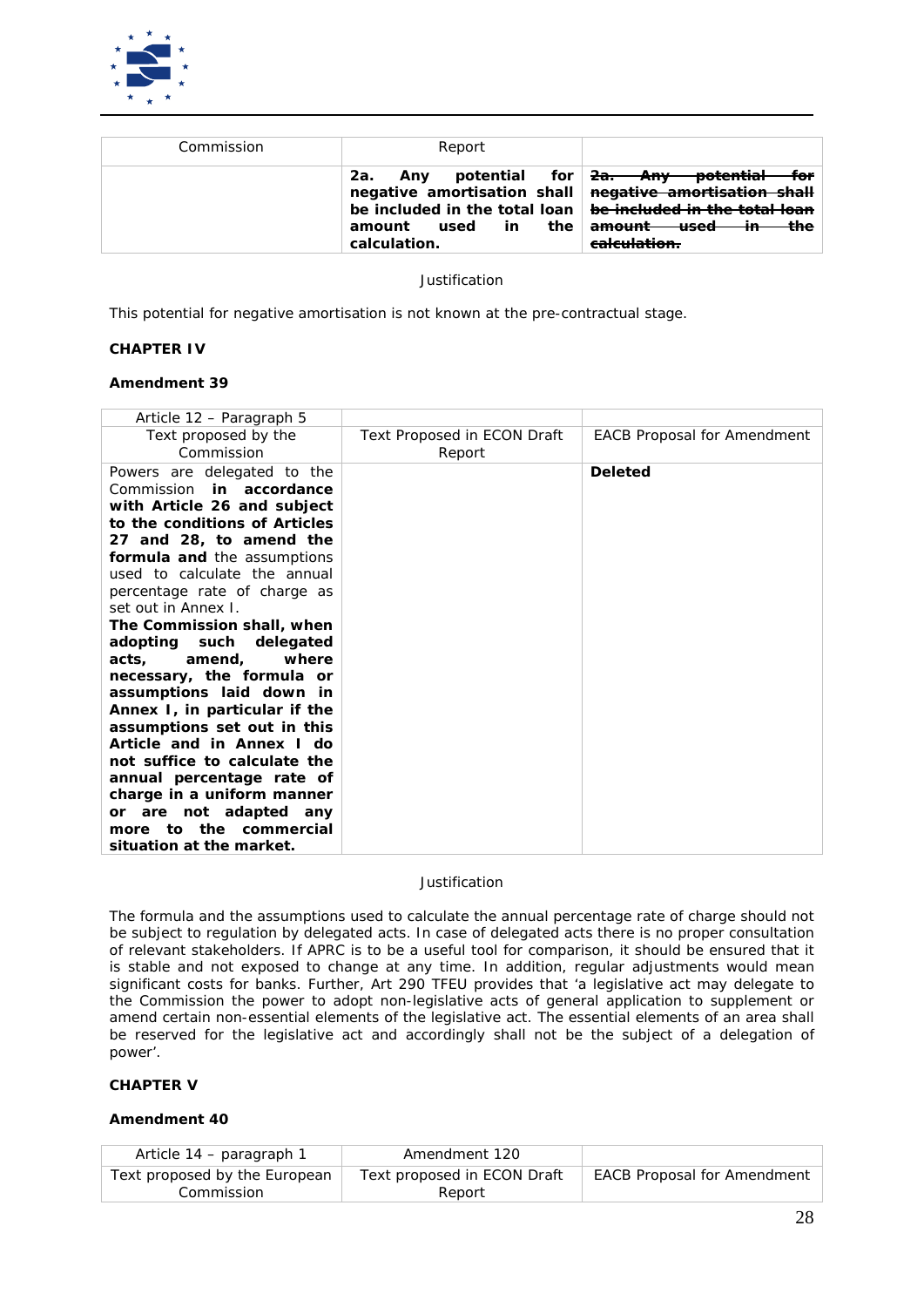| Commission | Report | |
|---|---|---|
| | **2a. Any potential for negative amortisation shall be included in the total loan amount used in the calculation.** | ~~**2a. Any potential for negative amortisation shall be included in the total loan amount used in the calculation.**~~ |

Justification

This potential for negative amortisation is not known at the pre-contractual stage.

**CHAPTER IV**

**Amendment 39**

| Article 12 – Paragraph 5 | | |
|---|---|---|
| Text proposed by the Commission | Text Proposed in ECON Draft Report | EACB Proposal for Amendment |
| Powers are delegated to the Commission **in accordance with Article 26 and subject to the conditions of Articles 27 and 28, to amend the formula and** the assumptions used to calculate the annual percentage rate of charge as set out in Annex I. **The Commission shall, when adopting such delegated acts, amend, where necessary, the formula or assumptions laid down in Annex I, in particular if the assumptions set out in this Article and in Annex I do not suffice to calculate the annual percentage rate of charge in a uniform manner or are not adapted any more to the commercial situation at the market.** | | **Deleted** |

Justification

The formula and the assumptions used to calculate the annual percentage rate of charge should not be subject to regulation by delegated acts. In case of delegated acts there is no proper consultation of relevant stakeholders. If APRC is to be a useful tool for comparison, it should be ensured that it is stable and not exposed to change at any time. In addition, regular adjustments would mean significant costs for banks. Further, Art 290 TFEU provides that 'a legislative act may delegate to the Commission the power to adopt non-legislative acts of general application to supplement or amend certain non-essential elements of the legislative act. The essential elements of an area shall be reserved for the legislative act and accordingly shall not be the subject of a delegation of power'.

**CHAPTER V**

**Amendment 40**

| Article 14 – paragraph 1 | Amendment 120 | |
|---|---|---|
| Text proposed by the European Commission | Text proposed in ECON Draft Report | EACB Proposal for Amendment |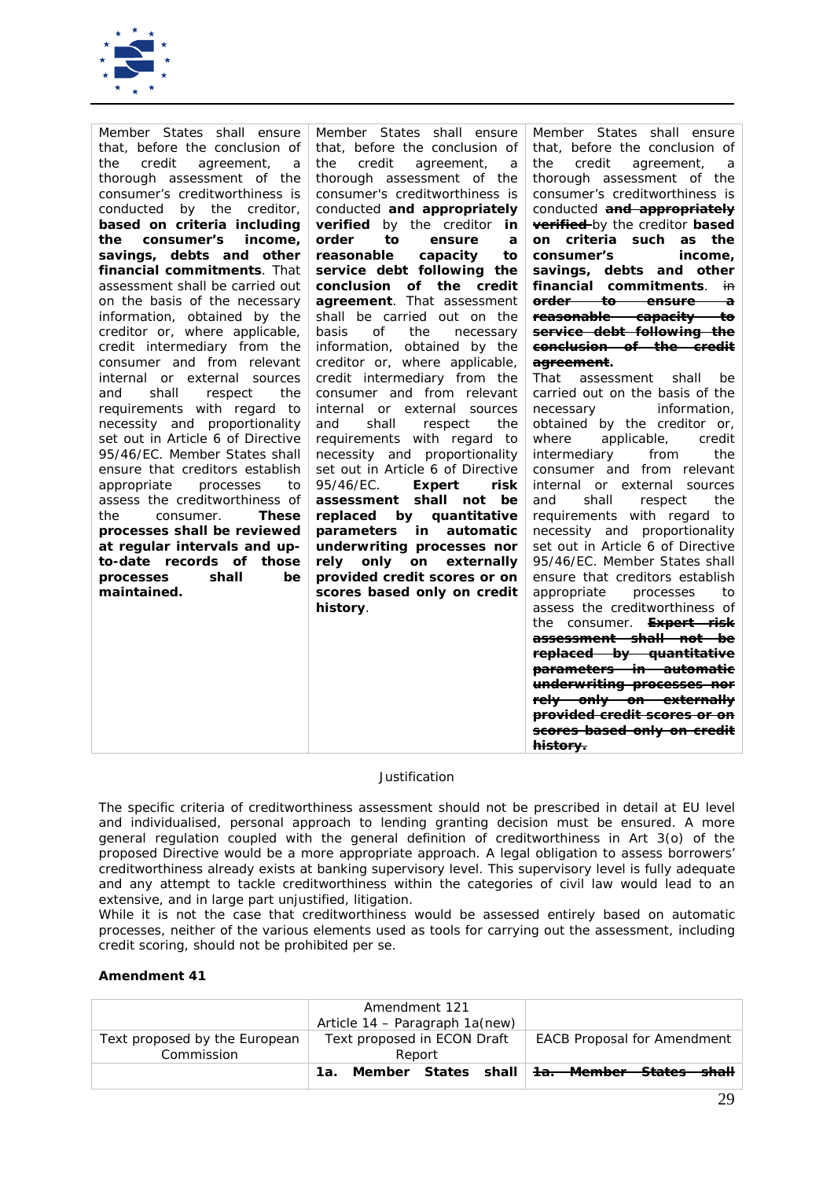| | | |
|---|---|---|
| Member States shall ensure that, before the conclusion of the credit agreement, a thorough assessment of the consumer's creditworthiness is conducted by the creditor, **based on criteria including the consumer's income, savings, debts and other financial commitments**. That assessment shall be carried out on the basis of the necessary information, obtained by the creditor or, where applicable, credit intermediary from the consumer and from relevant internal or external sources and shall respect the requirements with regard to necessity and proportionality set out in Article 6 of Directive 95/46/EC. Member States shall ensure that creditors establish appropriate processes to assess the creditworthiness of the consumer. **These processes shall be reviewed at regular intervals and up-to-date records of those processes shall be maintained.** | Member States shall ensure that, before the conclusion of the credit agreement, a thorough assessment of the consumer's creditworthiness is conducted **and appropriately verified** by the creditor **in order to ensure a reasonable capacity to service debt following the conclusion of the credit agreement**. That assessment shall be carried out on the basis of the necessary information, obtained by the creditor or, where applicable, credit intermediary from the consumer and from relevant internal or external sources and shall respect the requirements with regard to necessity and proportionality set out in Article 6 of Directive 95/46/EC. **Expert risk assessment shall not be replaced by quantitative parameters in automatic underwriting processes nor rely only on externally provided credit scores or on scores based only on credit history**. | Member States shall ensure that, before the conclusion of the credit agreement, a thorough assessment of the consumer's creditworthiness is conducted ~~**and appropriately verified**~~ by the creditor **based on criteria such as the consumer's income, savings, debts and other financial commitments**. ~~in order to ensure a reasonable capacity to service debt following the conclusion of the credit agreement.~~ That assessment shall be carried out on the basis of the necessary information, obtained by the creditor or, where applicable, credit intermediary from the consumer and from relevant internal or external sources and shall respect the requirements with regard to necessity and proportionality set out in Article 6 of Directive 95/46/EC. Member States shall ensure that creditors establish appropriate processes to assess the creditworthiness of the consumer. ~~**Expert risk assessment shall not be replaced by quantitative parameters in automatic underwriting processes nor rely only on externally provided credit scores or on scores based only on credit history.**~~ |

Justification

The specific criteria of creditworthiness assessment should not be prescribed in detail at EU level and individualised, personal approach to lending granting decision must be ensured. A more general regulation coupled with the general definition of creditworthiness in Art 3(o) of the proposed Directive would be a more appropriate approach. A legal obligation to assess borrowers' creditworthiness already exists at banking supervisory level. This supervisory level is fully adequate and any attempt to tackle creditworthiness within the categories of civil law would lead to an extensive, and in large part unjustified, litigation.

While it is not the case that creditworthiness would be assessed entirely based on automatic processes, neither of the various elements used as tools for carrying out the assessment, including credit scoring, should not be prohibited per se.

**Amendment 41**

| | Amendment 121<br>Article 14 – Paragraph 1a(new) | |
|---|---|---|
| Text proposed by the European Commission | Text proposed in ECON Draft Report | EACB Proposal for Amendment |
| | **1a. Member States shall** | ~~**1a. Member States shall**~~ |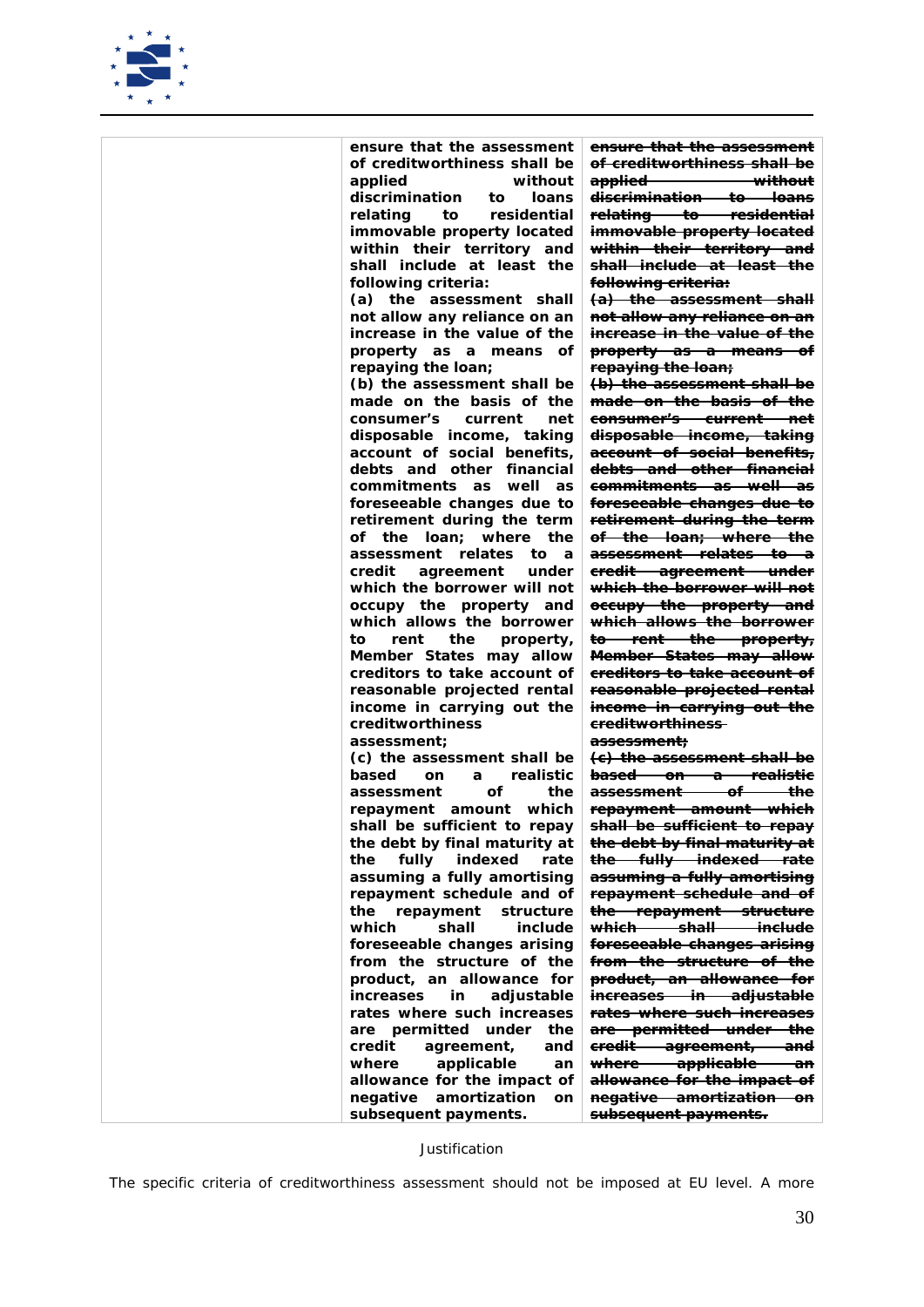| | | |
|---|---|---|
| | **ensure that the assessment of creditworthiness shall be applied without discrimination to loans relating to residential immovable property located within their territory and shall include at least the following criteria:**<br>**(a) the assessment shall not allow any reliance on an increase in the value of the property as a means of repaying the loan;**<br>**(b) the assessment shall be made on the basis of the consumer's current net disposable income, taking account of social benefits, debts and other financial commitments as well as foreseeable changes due to retirement during the term of the loan; where the assessment relates to a credit agreement under which the borrower will not occupy the property and which allows the borrower to rent the property, Member States may allow creditors to take account of reasonable projected rental income in carrying out the creditworthiness assessment;**<br>**(c) the assessment shall be based on a realistic assessment of the repayment amount which shall be sufficient to repay the debt by final maturity at the fully indexed rate assuming a fully amortising repayment schedule and of the repayment structure which shall include foreseeable changes arising from the structure of the product, an allowance for increases in adjustable rates where such increases are permitted under the credit agreement, and where applicable an allowance for the impact of negative amortization on subsequent payments.** | ~~**ensure that the assessment of creditworthiness shall be applied without discrimination to loans relating to residential immovable property located within their territory and shall include at least the following criteria:**~~<br>~~**(a) the assessment shall not allow any reliance on an increase in the value of the property as a means of repaying the loan;**~~<br>~~**(b) the assessment shall be made on the basis of the consumer's current net disposable income, taking account of social benefits, debts and other financial commitments as well as foreseeable changes due to retirement during the term of the loan; where the assessment relates to a credit agreement under which the borrower will not occupy the property and which allows the borrower to rent the property, Member States may allow creditors to take account of reasonable projected rental income in carrying out the creditworthiness assessment;**~~<br>~~**(c) the assessment shall be based on a realistic assessment of the repayment amount which shall be sufficient to repay the debt by final maturity at the fully indexed rate assuming a fully amortising repayment schedule and of the repayment structure which shall include foreseeable changes arising from the structure of the product, an allowance for increases in adjustable rates where such increases are permitted under the credit agreement, and where applicable an allowance for the impact of negative amortization on subsequent payments.**~~ |

Justification

The specific criteria of creditworthiness assessment should not be imposed at EU level. A more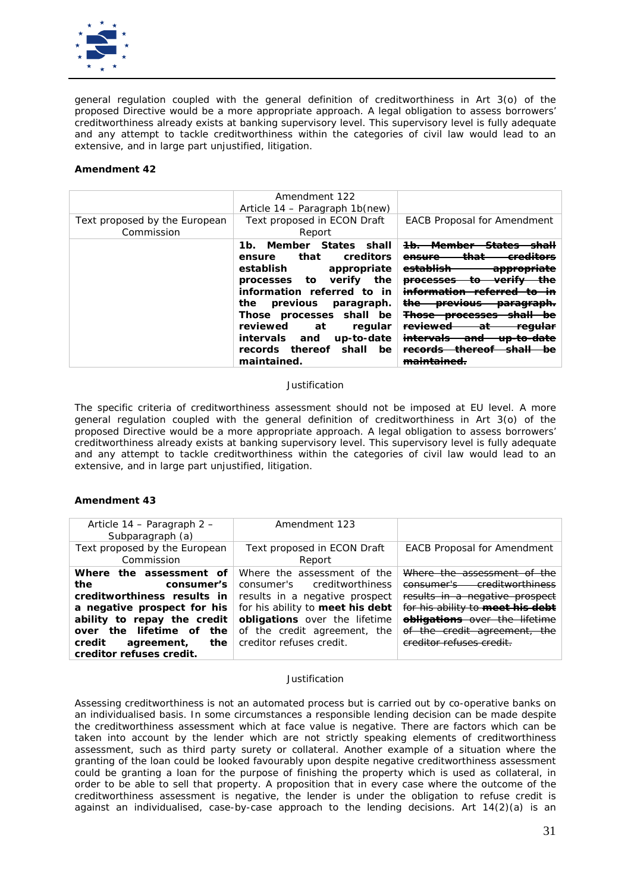general regulation coupled with the general definition of creditworthiness in Art 3(o) of the proposed Directive would be a more appropriate approach. A legal obligation to assess borrowers' creditworthiness already exists at banking supervisory level. This supervisory level is fully adequate and any attempt to tackle creditworthiness within the categories of civil law would lead to an extensive, and in large part unjustified, litigation.

**Amendment 42**

| | Amendment 122<br>Article 14 – Paragraph 1b(new) | |
|---|---|---|
| Text proposed by the European Commission | Text proposed in ECON Draft Report | EACB Proposal for Amendment |
| | **1b. Member States shall ensure that creditors establish appropriate processes to verify the information referred to in the previous paragraph. Those processes shall be reviewed at regular intervals and up-to-date records thereof shall be maintained.** | ~~**1b. Member States shall ensure that creditors establish appropriate processes to verify the information referred to in the previous paragraph. Those processes shall be reviewed at regular intervals and up-to-date records thereof shall be maintained.**~~ |

Justification

The specific criteria of creditworthiness assessment should not be imposed at EU level. A more general regulation coupled with the general definition of creditworthiness in Art 3(o) of the proposed Directive would be a more appropriate approach. A legal obligation to assess borrowers' creditworthiness already exists at banking supervisory level. This supervisory level is fully adequate and any attempt to tackle creditworthiness within the categories of civil law would lead to an extensive, and in large part unjustified, litigation.

**Amendment 43**

| Article 14 – Paragraph 2 – Subparagraph (a) | Amendment 123 | |
|---|---|---|
| Text proposed by the European Commission | Text proposed in ECON Draft Report | EACB Proposal for Amendment |
| **Where the assessment of the consumer's creditworthiness results in a negative prospect for his ability to repay the credit over the lifetime of the credit agreement, the creditor refuses credit.** | Where the assessment of the consumer's creditworthiness results in a negative prospect for his ability to **meet his debt obligations** over the lifetime of the credit agreement, the creditor refuses credit. | ~~Where the assessment of the consumer's creditworthiness results in a negative prospect for his ability to **meet his debt obligations** over the lifetime of the credit agreement, the creditor refuses credit.~~ |

Justification

Assessing creditworthiness is not an automated process but is carried out by co-operative banks on an individualised basis. In some circumstances a responsible lending decision can be made despite the creditworthiness assessment which at face value is negative. There are factors which can be taken into account by the lender which are not strictly speaking elements of creditworthiness assessment, such as third party surety or collateral. Another example of a situation where the granting of the loan could be looked favourably upon despite negative creditworthiness assessment could be granting a loan for the purpose of finishing the property which is used as collateral, in order to be able to sell that property. A proposition that in every case where the outcome of the creditworthiness assessment is negative, the lender is under the obligation to refuse credit is against an individualised, case-by-case approach to the lending decisions. Art 14(2)(a) is an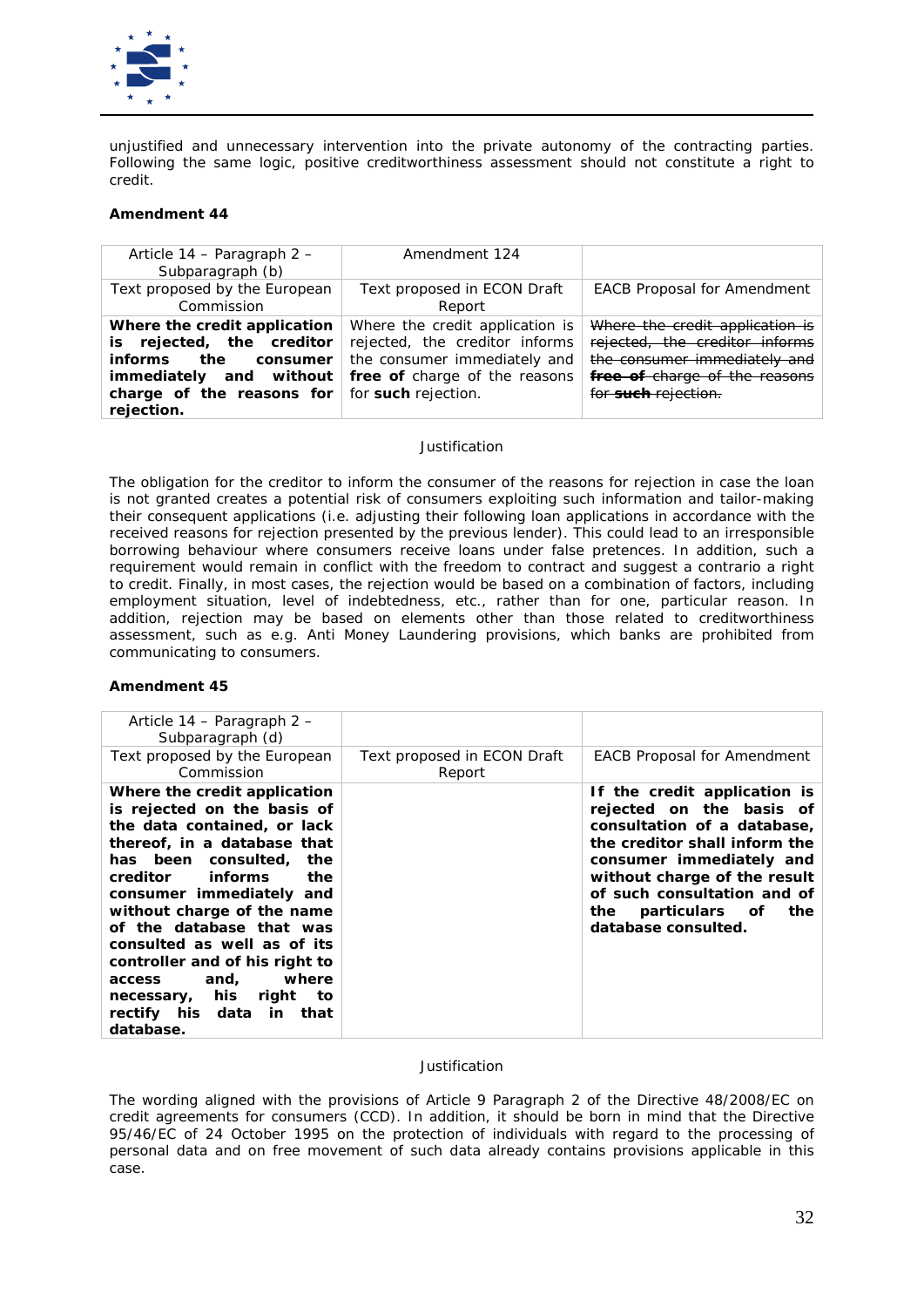unjustified and unnecessary intervention into the private autonomy of the contracting parties. Following the same logic, positive creditworthiness assessment should not constitute a right to credit.

**Amendment 44**

| Article 14 – Paragraph 2 – Subparagraph (b) | Amendment 124 | |
|---|---|---|
| Text proposed by the European Commission | Text proposed in ECON Draft Report | EACB Proposal for Amendment |
| **Where the credit application is rejected, the creditor informs the consumer immediately and without charge of the reasons for rejection.** | Where the credit application is rejected, the creditor informs the consumer immediately and **free of** charge of the reasons for **such** rejection. | ~~Where the credit application is rejected, the creditor informs the consumer immediately and~~ ~~**free of**~~ ~~charge of the reasons for~~ ~~**such**~~ ~~rejection.~~ |

Justification

The obligation for the creditor to inform the consumer of the reasons for rejection in case the loan is not granted creates a potential risk of consumers exploiting such information and tailor-making their consequent applications (i.e. adjusting their following loan applications in accordance with the received reasons for rejection presented by the previous lender). This could lead to an irresponsible borrowing behaviour where consumers receive loans under false pretences. In addition, such a requirement would remain in conflict with the freedom to contract and suggest a contrario a right to credit. Finally, in most cases, the rejection would be based on a combination of factors, including employment situation, level of indebtedness, etc., rather than for one, particular reason. In addition, rejection may be based on elements other than those related to creditworthiness assessment, such as e.g. Anti Money Laundering provisions, which banks are prohibited from communicating to consumers.

**Amendment 45**

| Article 14 – Paragraph 2 – Subparagraph (d) | | |
|---|---|---|
| Text proposed by the European Commission | Text proposed in ECON Draft Report | EACB Proposal for Amendment |
| **Where the credit application is rejected on the basis of the data contained, or lack thereof, in a database that has been consulted, the creditor informs the consumer immediately and without charge of the name of the database that was consulted as well as of its controller and of his right to access and, where necessary, his right to rectify his data in that database.** | | **If the credit application is rejected on the basis of consultation of a database, the creditor shall inform the consumer immediately and without charge of the result of such consultation and of the particulars of the database consulted.** |

Justification

The wording aligned with the provisions of Article 9 Paragraph 2 of the Directive 48/2008/EC on credit agreements for consumers (CCD). In addition, it should be born in mind that the Directive 95/46/EC of 24 October 1995 on the protection of individuals with regard to the processing of personal data and on free movement of such data already contains provisions applicable in this case.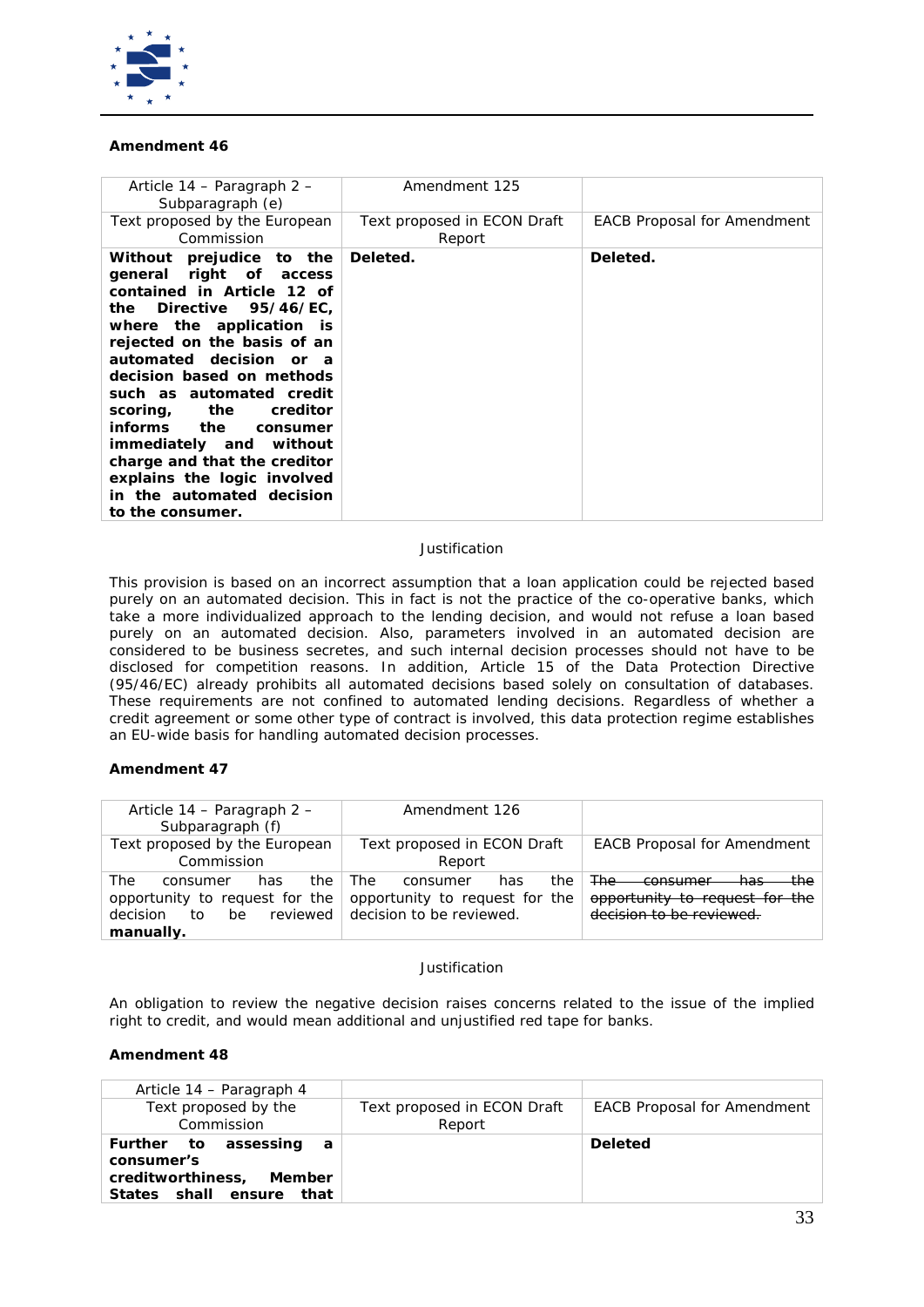**Amendment 46**

| Article 14 – Paragraph 2 – Subparagraph (e) | Amendment 125 | |
|---|---|---|
| Text proposed by the European Commission | Text proposed in ECON Draft Report | EACB Proposal for Amendment |
| **Without prejudice to the general right of access contained in Article 12 of the Directive 95/46/EC, where the application is rejected on the basis of an automated decision or a decision based on methods such as automated credit scoring, the creditor informs the consumer immediately and without charge and that the creditor explains the logic involved in the automated decision to the consumer.** | **Deleted.** | **Deleted.** |

Justification

This provision is based on an incorrect assumption that a loan application could be rejected based purely on an automated decision. This in fact is not the practice of the co-operative banks, which take a more individualized approach to the lending decision, and would not refuse a loan based purely on an automated decision. Also, parameters involved in an automated decision are considered to be business secretes, and such internal decision processes should not have to be disclosed for competition reasons. In addition, Article 15 of the Data Protection Directive (95/46/EC) already prohibits all automated decisions based solely on consultation of databases. These requirements are not confined to automated lending decisions. Regardless of whether a credit agreement or some other type of contract is involved, this data protection regime establishes an EU-wide basis for handling automated decision processes.

**Amendment 47**

| Article 14 – Paragraph 2 – Subparagraph (f) | Amendment 126 | |
|---|---|---|
| Text proposed by the European Commission | Text proposed in ECON Draft Report | EACB Proposal for Amendment |
| The consumer has the opportunity to request for the decision to be reviewed **manually.** | The consumer has the opportunity to request for the decision to be reviewed. | ~~The consumer has the opportunity to request for the decision to be reviewed.~~ |

Justification

An obligation to review the negative decision raises concerns related to the issue of the implied right to credit, and would mean additional and unjustified red tape for banks.

**Amendment 48**

| Article 14 – Paragraph 4 | | |
|---|---|---|
| Text proposed by the Commission | Text proposed in ECON Draft Report | EACB Proposal for Amendment |
| **Further to assessing a consumer's creditworthiness, Member States shall ensure that** | | **Deleted** |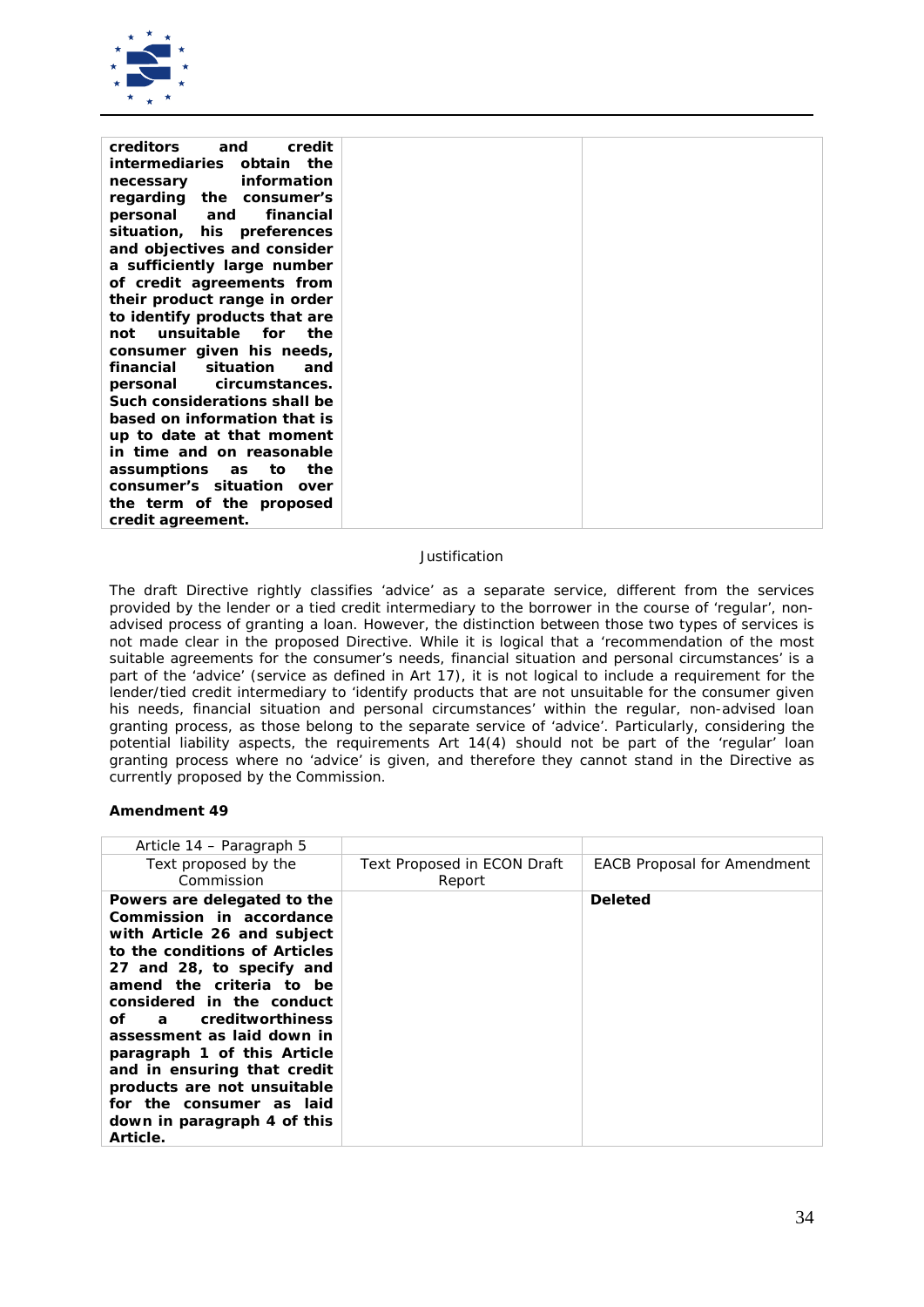| | | |
|---|---|---|
| **creditors and credit intermediaries obtain the necessary information regarding the consumer's personal and financial situation, his preferences and objectives and consider a sufficiently large number of credit agreements from their product range in order to identify products that are not unsuitable for the consumer given his needs, financial situation and personal circumstances. Such considerations shall be based on information that is up to date at that moment in time and on reasonable assumptions as to the consumer's situation over the term of the proposed credit agreement.** | | |

Justification

The draft Directive rightly classifies 'advice' as a separate service, different from the services provided by the lender or a tied credit intermediary to the borrower in the course of 'regular', non-advised process of granting a loan. However, the distinction between those two types of services is not made clear in the proposed Directive. While it is logical that a 'recommendation of the most suitable agreements for the consumer's needs, financial situation and personal circumstances' is a part of the 'advice' (service as defined in Art 17), it is not logical to include a requirement for the lender/tied credit intermediary to 'identify products that are not unsuitable for the consumer given his needs, financial situation and personal circumstances' within the regular, non-advised loan granting process, as those belong to the separate service of 'advice'. Particularly, considering the potential liability aspects, the requirements Art 14(4) should not be part of the 'regular' loan granting process where no 'advice' is given, and therefore they cannot stand in the Directive as currently proposed by the Commission.

**Amendment 49**

| Article 14 – Paragraph 5 | | |
|---|---|---|
| Text proposed by the Commission | Text Proposed in ECON Draft Report | EACB Proposal for Amendment |
| **Powers are delegated to the Commission in accordance with Article 26 and subject to the conditions of Articles 27 and 28, to specify and amend the criteria to be considered in the conduct of a creditworthiness assessment as laid down in paragraph 1 of this Article and in ensuring that credit products are not unsuitable for the consumer as laid down in paragraph 4 of this Article.** | | **Deleted** |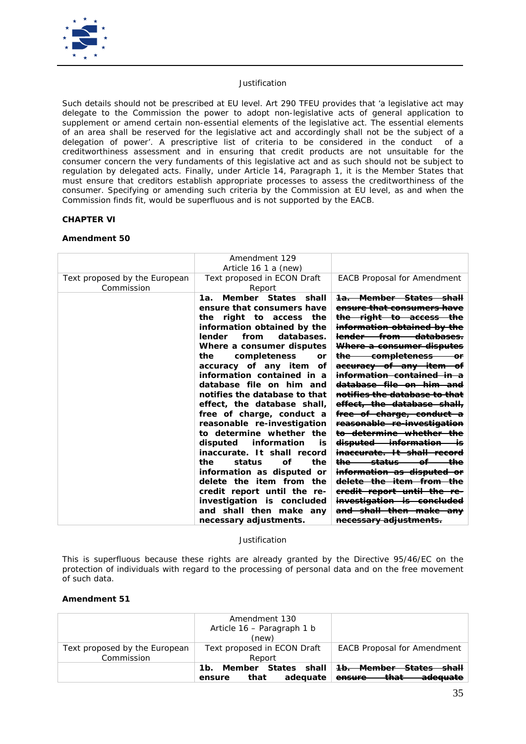Justification

Such details should not be prescribed at EU level. Art 290 TFEU provides that 'a legislative act may delegate to the Commission the power to adopt non-legislative acts of general application to supplement or amend certain non-essential elements of the legislative act. The essential elements of an area shall be reserved for the legislative act and accordingly shall not be the subject of a delegation of power'. A prescriptive list of criteria to be considered in the conduct of a creditworthiness assessment and in ensuring that credit products are not unsuitable for the consumer concern the very fundaments of this legislative act and as such should not be subject to regulation by delegated acts. Finally, under Article 14, Paragraph 1, it is the Member States that must ensure that creditors establish appropriate processes to assess the creditworthiness of the consumer. Specifying or amending such criteria by the Commission at EU level, as and when the Commission finds fit, would be superfluous and is not supported by the EACB.

**CHAPTER VI**

**Amendment 50**

| | Amendment 129<br>Article 16 1 a (new) | |
|---|---|---|
| Text proposed by the European Commission | Text proposed in ECON Draft Report | EACB Proposal for Amendment |
| | **1a. Member States shall ensure that consumers have the right to access the information obtained by the lender from databases. Where a consumer disputes the completeness or accuracy of any item of information contained in a database file on him and notifies the database to that effect, the database shall, free of charge, conduct a reasonable re-investigation to determine whether the disputed information is inaccurate. It shall record the status of the information as disputed or delete the item from the credit report until the re-investigation is concluded and shall then make any necessary adjustments.** | ~~**1a. Member States shall ensure that consumers have the right to access the information obtained by the lender from databases. Where a consumer disputes the completeness or accuracy of any item of information contained in a database file on him and notifies the database to that effect, the database shall, free of charge, conduct a reasonable re-investigation to determine whether the disputed information is inaccurate. It shall record the status of the information as disputed or delete the item from the credit report until the re-investigation is concluded and shall then make any necessary adjustments.**~~ |

Justification

This is superfluous because these rights are already granted by the Directive 95/46/EC on the protection of individuals with regard to the processing of personal data and on the free movement of such data.

**Amendment 51**

| | Amendment 130<br>Article 16 – Paragraph 1 b (new) | |
|---|---|---|
| Text proposed by the European Commission | Text proposed in ECON Draft Report | EACB Proposal for Amendment |
| | **1b. Member States shall ensure that adequate** | ~~**1b. Member States shall ensure that adequate**~~ |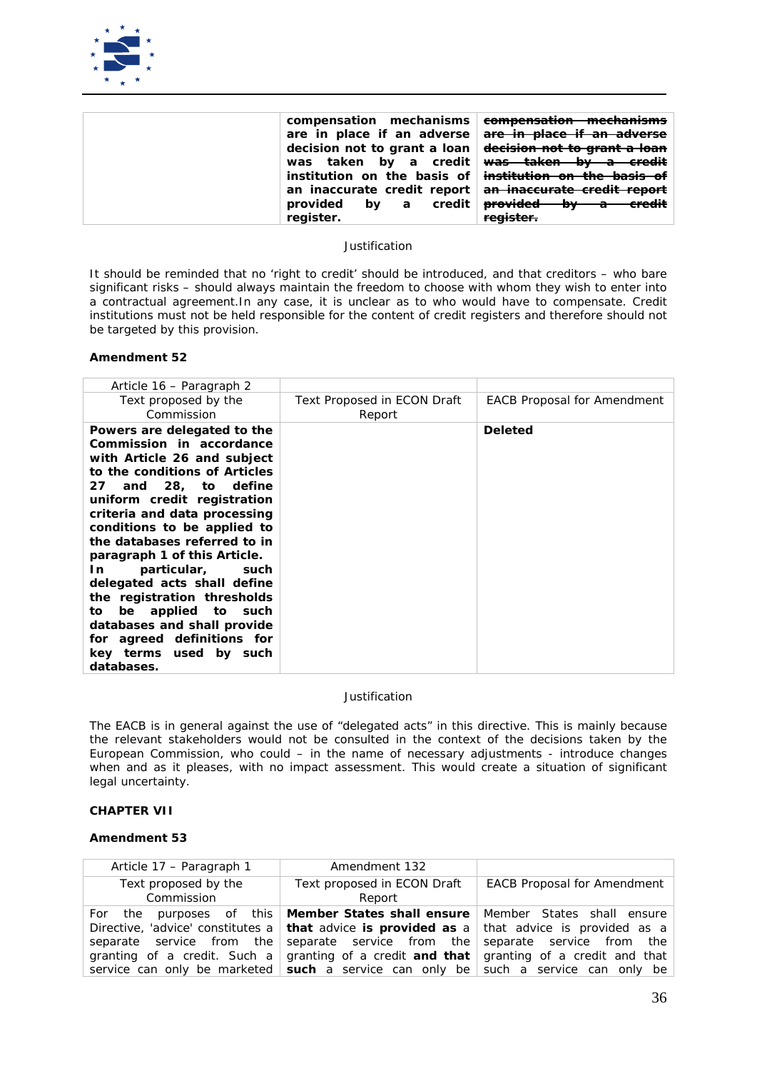| | | |
|---|---|---|
| | **compensation mechanisms are in place if an adverse decision not to grant a loan was taken by a credit institution on the basis of an inaccurate credit report provided by a credit register.** | ~~**compensation mechanisms are in place if an adverse decision not to grant a loan was taken by a credit institution on the basis of an inaccurate credit report provided by a credit register.**~~ |

Justification

It should be reminded that no 'right to credit' should be introduced, and that creditors – who bare significant risks – should always maintain the freedom to choose with whom they wish to enter into a contractual agreement.In any case, it is unclear as to who would have to compensate. Credit institutions must not be held responsible for the content of credit registers and therefore should not be targeted by this provision.

**Amendment 52**

| Article 16 – Paragraph 2 | | |
|---|---|---|
| Text proposed by the Commission | Text Proposed in ECON Draft Report | EACB Proposal for Amendment |
| **Powers are delegated to the Commission in accordance with Article 26 and subject to the conditions of Articles 27 and 28, to define uniform credit registration criteria and data processing conditions to be applied to the databases referred to in paragraph 1 of this Article. In particular, such delegated acts shall define the registration thresholds to be applied to such databases and shall provide for agreed definitions for key terms used by such databases.** | | **Deleted** |

Justification

The EACB is in general against the use of "delegated acts" in this directive. This is mainly because the relevant stakeholders would not be consulted in the context of the decisions taken by the European Commission, who could – in the name of necessary adjustments - introduce changes when and as it pleases, with no impact assessment. This would create a situation of significant legal uncertainty.

**CHAPTER VII**

**Amendment 53**

| Article 17 – Paragraph 1 | Amendment 132 | |
|---|---|---|
| Text proposed by the Commission | Text Proposed in ECON Draft Report | EACB Proposal for Amendment |
| For the purposes of this Directive, 'advice' constitutes a separate service from the granting of a credit. Such a service can only be marketed | **Member States shall ensure that** advice **is provided as** a separate service from the granting of a credit **and that such** a service can only be | Member States shall ensure that advice is provided as a separate service from the granting of a credit and that such a service can only be |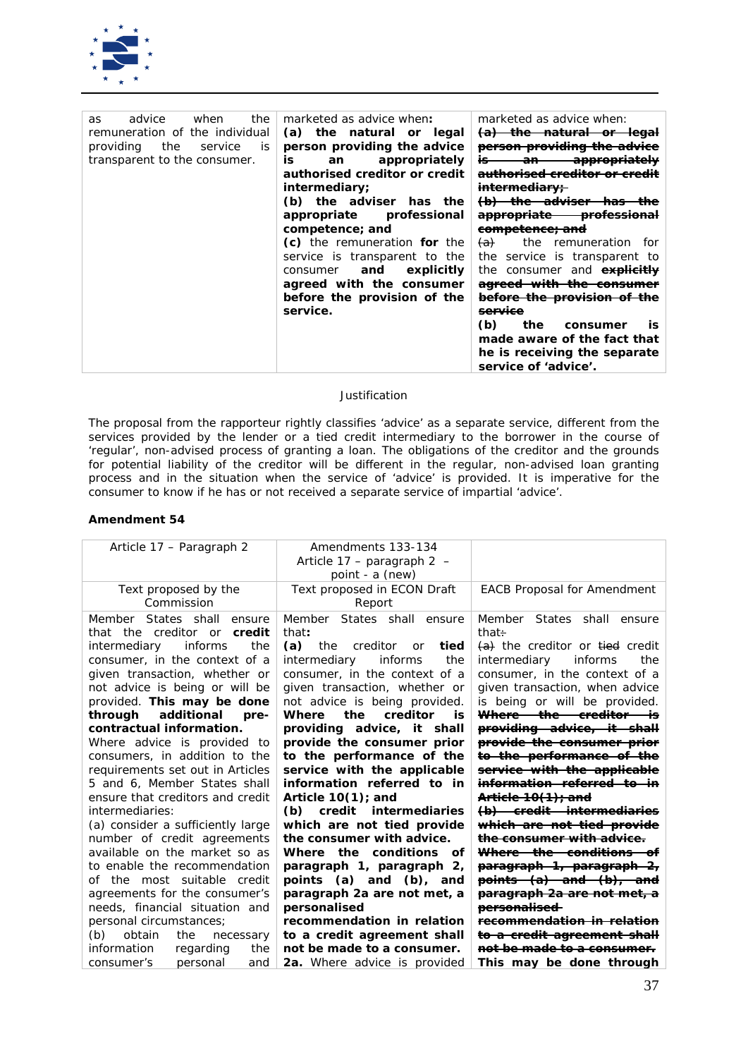| | | |
|---|---|---|
| as advice when the remuneration of the individual providing the service is transparent to the consumer. | marketed as advice when**:** **(a) the natural or legal person providing the advice is an appropriately authorised creditor or credit intermediary;** **(b) the adviser has the appropriate professional competence; and** **(c)** the remuneration **for** the service is transparent to the consumer **and explicitly agreed with the consumer before the provision of the service.** | marketed as advice when: ~~**(a) the natural or legal person providing the advice is an appropriately authorised creditor or credit intermediary;**~~ ~~**(b) the adviser has the appropriate professional competence; and**~~ ~~(a)~~ the remuneration for the service is transparent to the consumer and ~~**explicitly agreed with the consumer before the provision of the service**~~ **(b) the consumer is made aware of the fact that he is receiving the separate service of 'advice'.** |

Justification

The proposal from the rapporteur rightly classifies 'advice' as a separate service, different from the services provided by the lender or a tied credit intermediary to the borrower in the course of 'regular', non-advised process of granting a loan. The obligations of the creditor and the grounds for potential liability of the creditor will be different in the regular, non-advised loan granting process and in the situation when the service of 'advice' is provided. It is imperative for the consumer to know if he has or not received a separate service of impartial 'advice'.

**Amendment 54**

| Article 17 – Paragraph 2 | Amendments 133-134 Article 17 – paragraph 2 – point - a (new) | |
|---|---|---|
| Text proposed by the Commission | Text proposed in ECON Draft Report | EACB Proposal for Amendment |
| Member States shall ensure that the creditor or **credit** intermediary informs the consumer, in the context of a given transaction, whether or not advice is being or will be provided. **This may be done through additional pre-contractual information.** Where advice is provided to consumers, in addition to the requirements set out in Articles 5 and 6, Member States shall ensure that creditors and credit intermediaries: (a) consider a sufficiently large number of credit agreements available on the market so as to enable the recommendation of the most suitable credit agreements for the consumer's needs, financial situation and personal circumstances; (b) obtain the necessary information regarding the consumer's personal and | Member States shall ensure that**:** **(a)** the creditor or **tied** intermediary informs the consumer, in the context of a given transaction, whether or not advice is being provided. **Where the creditor is providing advice, it shall provide the consumer prior to the performance of the service with the applicable information referred to in Article 10(1); and** **(b) credit intermediaries which are not tied provide the consumer with advice.** **Where the conditions of paragraph 1, paragraph 2, points (a) and (b), and paragraph 2a are not met, a personalised recommendation in relation to a credit agreement shall not be made to a consumer.** **2a.** Where advice is provided | Member States shall ensure that~~:~~ ~~(a)~~ the creditor or ~~tied~~ credit intermediary informs the consumer, in the context of a given transaction, when advice is being or will be provided. ~~**Where the creditor is providing advice, it shall provide the consumer prior to the performance of the service with the applicable information referred to in Article 10(1); and**~~ ~~**(b) credit intermediaries which are not tied provide the consumer with advice.**~~ ~~**Where the conditions of paragraph 1, paragraph 2, points (a) and (b), and paragraph 2a are not met, a personalised recommendation in relation to a credit agreement shall not be made to a consumer.**~~ **This may be done through** |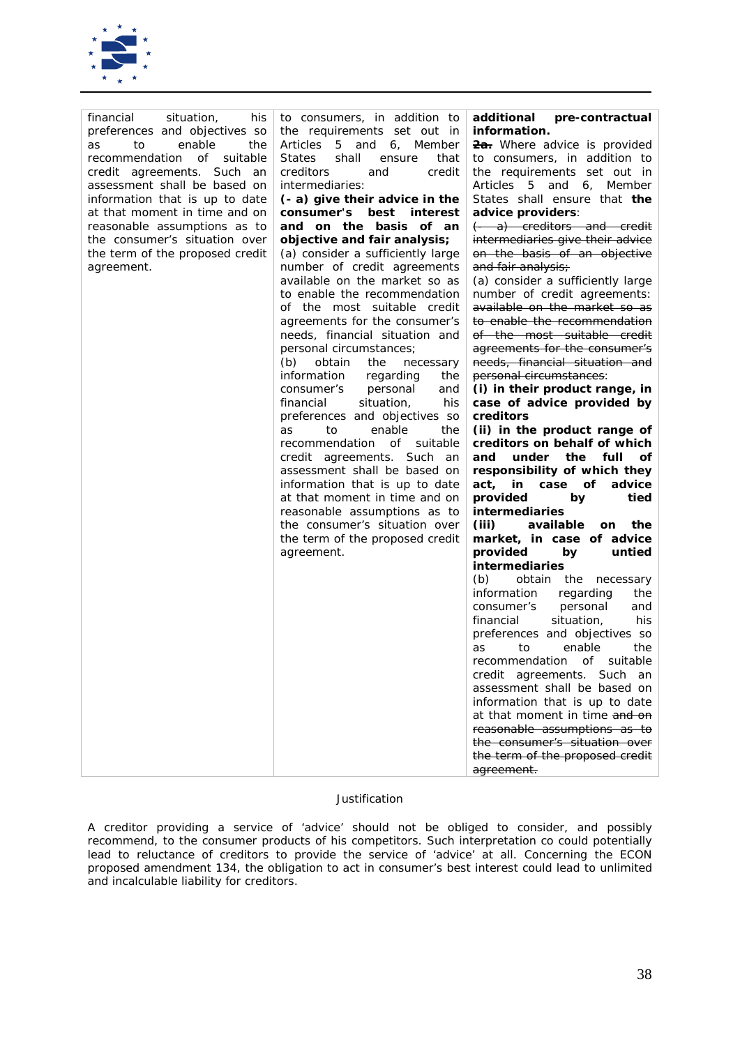| | | |
|---|---|---|
| financial situation, his preferences and objectives so as to enable the recommendation of suitable credit agreements. Such an assessment shall be based on information that is up to date at that moment in time and on reasonable assumptions as to the consumer's situation over the term of the proposed credit agreement. | to consumers, in addition to the requirements set out in Articles 5 and 6, Member States shall ensure that creditors and credit intermediaries:<br>**(- a) give their advice in the consumer's best interest and on the basis of an objective and fair analysis;**<br>(a) consider a sufficiently large number of credit agreements available on the market so as to enable the recommendation of the most suitable credit agreements for the consumer's needs, financial situation and personal circumstances;<br>(b) obtain the necessary information regarding the consumer's personal and financial situation, his preferences and objectives so as to enable the recommendation of suitable credit agreements. Such an assessment shall be based on information that is up to date at that moment in time and on reasonable assumptions as to the consumer's situation over the term of the proposed credit agreement. | **additional pre-contractual information.**<br>~~**2a.**~~ Where advice is provided to consumers, in addition to the requirements set out in Articles 5 and 6, Member States shall ensure that **the advice providers**:<br>~~(- a) creditors and credit intermediaries give their advice on the basis of an objective and fair analysis;~~<br>(a) consider a sufficiently large number of credit agreements: ~~available on the market so as to enable the recommendation of the most suitable credit agreements for the consumer's needs, financial situation and personal circumstances~~:<br>**(i) in their product range, in case of advice provided by creditors**<br>**(ii) in the product range of creditors on behalf of which and under the full of responsibility of which they act, in case of advice provided by tied intermediaries**<br>**(iii) available on the market, in case of advice provided by untied intermediaries**<br>(b) obtain the necessary information regarding the consumer's personal and financial situation, his preferences and objectives so as to enable the recommendation of suitable credit agreements. Such an assessment shall be based on information that is up to date at that moment in time ~~and on reasonable assumptions as to the consumer's situation over the term of the proposed credit agreement.~~ |

Justification

A creditor providing a service of 'advice' should not be obliged to consider, and possibly recommend, to the consumer products of his competitors. Such interpretation co could potentially lead to reluctance of creditors to provide the service of 'advice' at all. Concerning the ECON proposed amendment 134, the obligation to act in consumer's best interest could lead to unlimited and incalculable liability for creditors.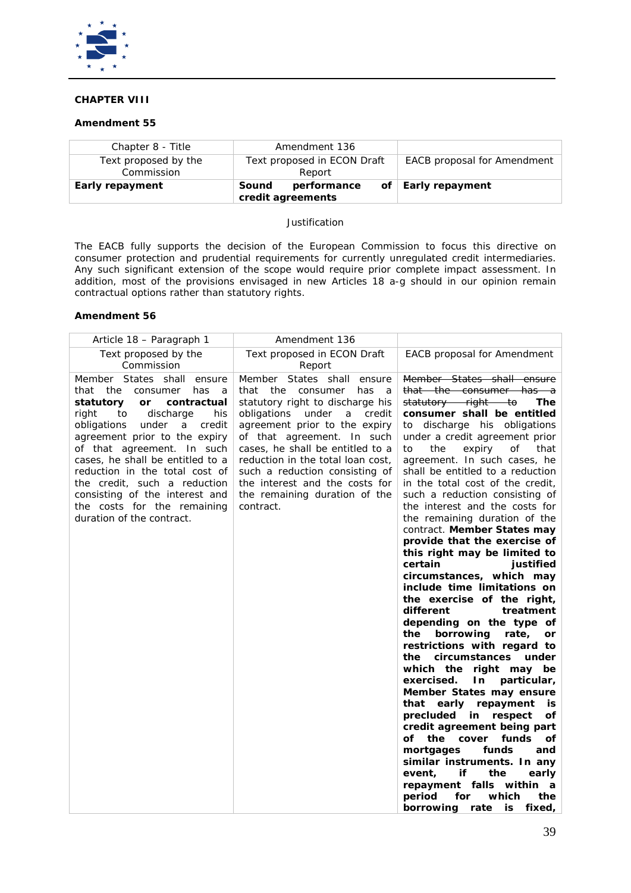**CHAPTER VIII**

**Amendment 55**

| Chapter 8 - Title | Amendment 136 | |
|---|---|---|
| Text proposed by the Commission | Text proposed in ECON Draft Report | EACB proposal for Amendment |
| **Early repayment** | **Sound performance of credit agreements** | **Early repayment** |

Justification

The EACB fully supports the decision of the European Commission to focus this directive on consumer protection and prudential requirements for currently unregulated credit intermediaries. Any such significant extension of the scope would require prior complete impact assessment. In addition, most of the provisions envisaged in new Articles 18 a-g should in our opinion remain contractual options rather than statutory rights.

**Amendment 56**

| Article 18 – Paragraph 1 | Amendment 136 | |
|---|---|---|
| Text proposed by the Commission | Text proposed in ECON Draft Report | EACB proposal for Amendment |
| Member States shall ensure that the consumer has a **statutory or contractual** right to discharge his obligations under a credit agreement prior to the expiry of that agreement. In such cases, he shall be entitled to a reduction in the total cost of the credit, such a reduction consisting of the interest and the costs for the remaining duration of the contract. | Member States shall ensure that the consumer has a statutory right to discharge his obligations under a credit agreement prior to the expiry of that agreement. In such cases, he shall be entitled to a reduction in the total loan cost, such a reduction consisting of the interest and the costs for the remaining duration of the contract. | ~~Member States shall ensure that the consumer has a statutory right to~~ **The consumer shall be entitled** to discharge his obligations under a credit agreement prior to the expiry of that agreement. In such cases, he shall be entitled to a reduction in the total cost of the credit, such a reduction consisting of the interest and the costs for the remaining duration of the contract. **Member States may provide that the exercise of this right may be limited to certain justified circumstances, which may include time limitations on the exercise of the right, different treatment depending on the type of the borrowing rate, or restrictions with regard to the circumstances under which the right may be exercised. In particular, Member States may ensure that early repayment is precluded in respect of credit agreement being part of the cover funds of mortgages funds and similar instruments. In any event, if the early repayment falls within a period for which the borrowing rate is fixed,** |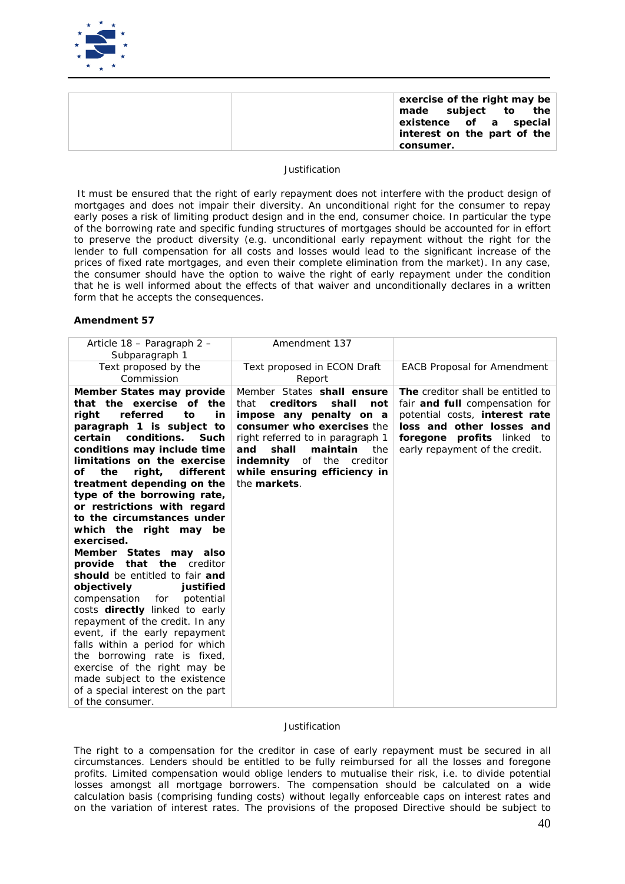| | | **exercise of the right may be made subject to the existence of a special interest on the part of the consumer.** |
|---|---|---|

Justification

It must be ensured that the right of early repayment does not interfere with the product design of mortgages and does not impair their diversity. An unconditional right for the consumer to repay early poses a risk of limiting product design and in the end, consumer choice. In particular the type of the borrowing rate and specific funding structures of mortgages should be accounted for in effort to preserve the product diversity (e.g. unconditional early repayment without the right for the lender to full compensation for all costs and losses would lead to the significant increase of the prices of fixed rate mortgages, and even their complete elimination from the market). In any case, the consumer should have the option to waive the right of early repayment under the condition that he is well informed about the effects of that waiver and unconditionally declares in a written form that he accepts the consequences.

**Amendment 57**

| Article 18 – Paragraph 2 – Subparagraph 1 | Amendment 137 | |
|---|---|---|
| Text proposed by the Commission | Text proposed in ECON Draft Report | EACB Proposal for Amendment |
| **Member States may provide that the exercise of the right referred to in paragraph 1 is subject to certain conditions. Such conditions may include time limitations on the exercise of the right, different treatment depending on the type of the borrowing rate, or restrictions with regard to the circumstances under which the right may be exercised.** **Member States may also provide that the** creditor **should** be entitled to fair **and objectively justified** compensation for potential costs **directly** linked to early repayment of the credit. In any event, if the early repayment falls within a period for which the borrowing rate is fixed, exercise of the right may be made subject to the existence of a special interest on the part of the consumer. | Member States **shall ensure** that **creditors shall not impose any penalty on a consumer who exercises** the right referred to in paragraph 1 **and shall maintain** the **indemnity** of the creditor **while ensuring efficiency in** the **markets**. | **The** creditor shall be entitled to fair **and full** compensation for potential costs, **interest rate loss and other losses and foregone profits** linked to early repayment of the credit. |

Justification

The right to a compensation for the creditor in case of early repayment must be secured in all circumstances. Lenders should be entitled to be fully reimbursed for all the losses and foregone profits. Limited compensation would oblige lenders to mutualise their risk, i.e. to divide potential losses amongst all mortgage borrowers. The compensation should be calculated on a wide calculation basis (comprising funding costs) without legally enforceable caps on interest rates and on the variation of interest rates. The provisions of the proposed Directive should be subject to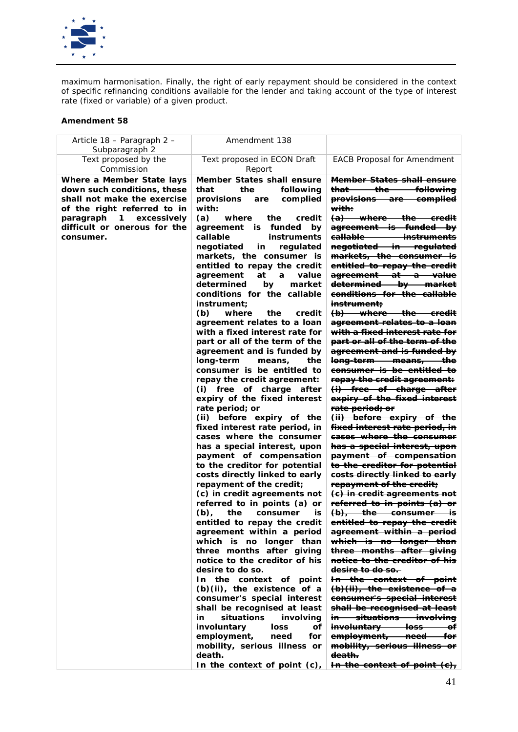maximum harmonisation. Finally, the right of early repayment should be considered in the context of specific refinancing conditions available for the lender and taking account of the type of interest rate (fixed or variable) of a given product.

**Amendment 58**

| Article 18 – Paragraph 2 – Subparagraph 2 | Amendment 138 | |
|---|---|---|
| Text proposed by the Commission | Text proposed in ECON Draft Report | EACB Proposal for Amendment |
| **Where a Member State lays down such conditions, these shall not make the exercise of the right referred to in paragraph 1 excessively difficult or onerous for the consumer.** | **Member States shall ensure that the following provisions are complied with:**<br>**(a) where the credit agreement is funded by callable instruments negotiated in regulated markets, the consumer is entitled to repay the credit agreement at a value determined by market conditions for the callable instrument;**<br>**(b) where the credit agreement relates to a loan with a fixed interest rate for part or all of the term of the agreement and is funded by long-term means, the consumer is be entitled to repay the credit agreement:**<br>**(i) free of charge after expiry of the fixed interest rate period; or**<br>**(ii) before expiry of the fixed interest rate period, in cases where the consumer has a special interest, upon payment of compensation to the creditor for potential costs directly linked to early repayment of the credit;**<br>**(c) in credit agreements not referred to in points (a) or (b), the consumer is entitled to repay the credit agreement within a period which is no longer than three months after giving notice to the creditor of his desire to do so.**<br>**In the context of point (b)(ii), the existence of a consumer's special interest shall be recognised at least in situations involving involuntary loss of employment, need for mobility, serious illness or death.**<br>**In the context of point (c),** | ~~**Member States shall ensure that the following provisions are complied with:**~~<br>~~**(a) where the credit agreement is funded by callable instruments negotiated in regulated markets, the consumer is entitled to repay the credit agreement at a value determined by market conditions for the callable instrument;**~~<br>~~**(b) where the credit agreement relates to a loan with a fixed interest rate for part or all of the term of the agreement and is funded by long-term means, the consumer is be entitled to repay the credit agreement:**~~<br>~~**(i) free of charge after expiry of the fixed interest rate period; or**~~<br>~~**(ii) before expiry of the fixed interest rate period, in cases where the consumer has a special interest, upon payment of compensation to the creditor for potential costs directly linked to early repayment of the credit;**~~<br>~~**(c) in credit agreements not referred to in points (a) or (b), the consumer is entitled to repay the credit agreement within a period which is no longer than three months after giving notice to the creditor of his desire to do so.**~~<br>~~**In the context of point (b)(ii), the existence of a consumer's special interest shall be recognised at least in situations involving involuntary loss of employment, need for mobility, serious illness or death.**~~<br>~~**In the context of point (c),**~~ |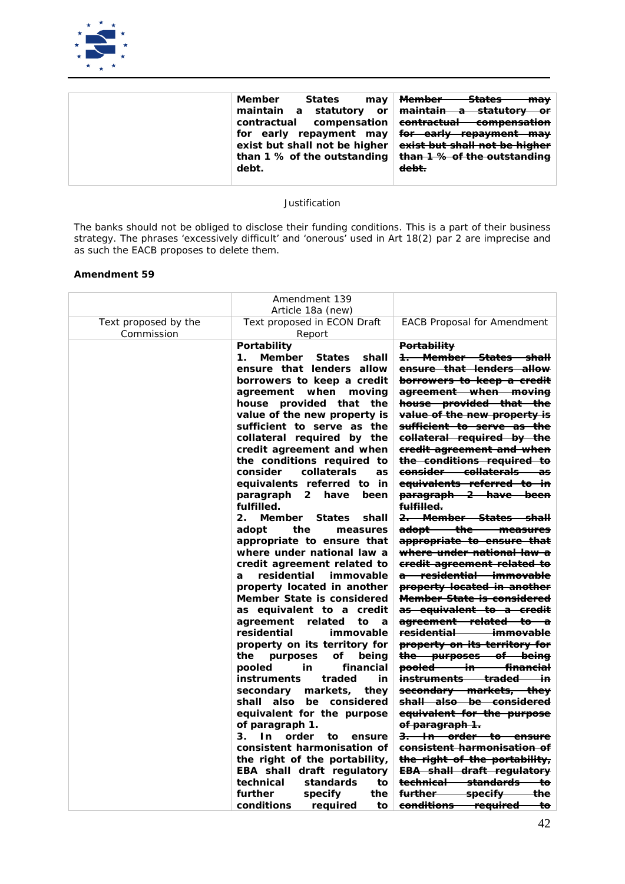| | | |
|---|---|---|
| | **Member States may maintain a statutory or contractual compensation for early repayment may exist but shall not be higher than 1 % of the outstanding debt.** | ~~**Member States may maintain a statutory or contractual compensation for early repayment may exist but shall not be higher than 1 % of the outstanding debt.**~~ |

Justification

The banks should not be obliged to disclose their funding conditions. This is a part of their business strategy. The phrases 'excessively difficult' and 'onerous' used in Art 18(2) par 2 are imprecise and as such the EACB proposes to delete them.

**Amendment 59**

| | Amendment 139<br>Article 18a (new) | |
|---|---|---|
| Text proposed by the Commission | Text proposed in ECON Draft Report | EACB Proposal for Amendment |
| | **Portability**<br>**1. Member States shall ensure that lenders allow borrowers to keep a credit agreement when moving house provided that the value of the new property is sufficient to serve as the collateral required by the credit agreement and when the conditions required to consider collaterals as equivalents referred to in paragraph 2 have been fulfilled.**<br>**2. Member States shall adopt the measures appropriate to ensure that where under national law a credit agreement related to a residential immovable property located in another Member State is considered as equivalent to a credit agreement related to a residential immovable property on its territory for the purposes of being pooled in financial instruments traded in secondary markets, they shall also be considered equivalent for the purpose of paragraph 1.**<br>**3. In order to ensure consistent harmonisation of the right of the portability, EBA shall draft regulatory technical standards to further specify the conditions required to** | ~~**Portability**~~<br>~~**1. Member States shall ensure that lenders allow borrowers to keep a credit agreement when moving house provided that the value of the new property is sufficient to serve as the collateral required by the credit agreement and when the conditions required to consider collaterals as equivalents referred to in paragraph 2 have been fulfilled.**~~<br>~~**2. Member States shall adopt the measures appropriate to ensure that where under national law a credit agreement related to a residential immovable property located in another Member State is considered as equivalent to a credit agreement related to a residential immovable property on its territory for the purposes of being pooled in financial instruments traded in secondary markets, they shall also be considered equivalent for the purpose of paragraph 1.**~~<br>~~**3. In order to ensure consistent harmonisation of the right of the portability, EBA shall draft regulatory technical standards to further specify the conditions required to**~~ |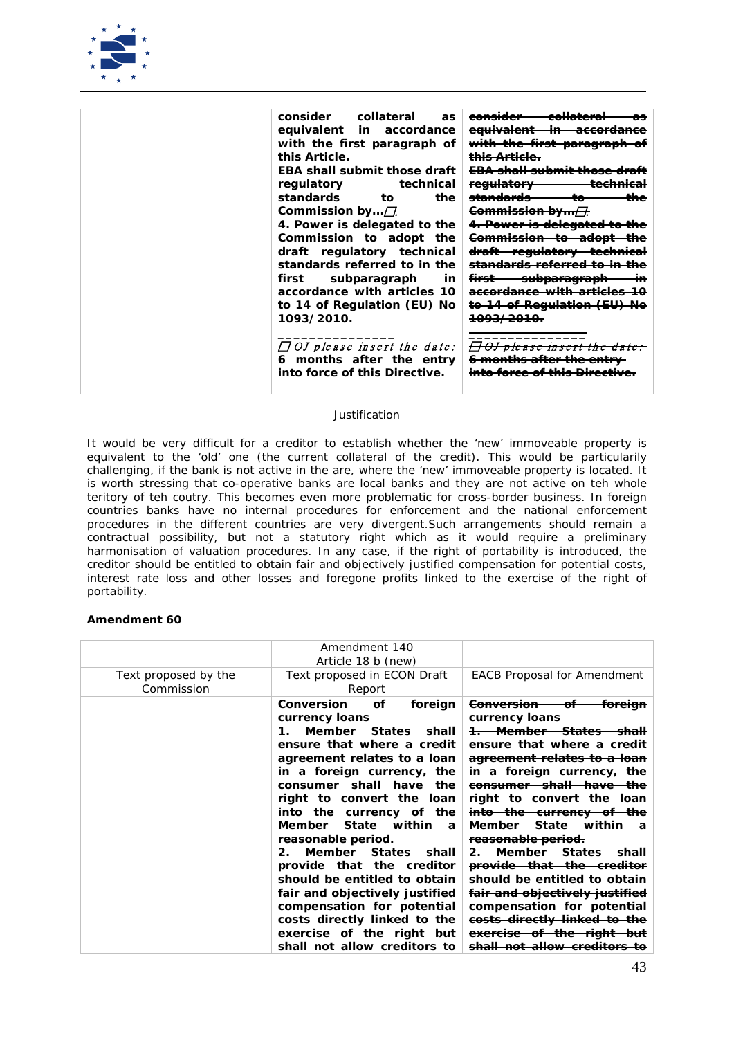| | | |
|---|---|---|
| | **consider collateral as equivalent in accordance with the first paragraph of this Article.** **EBA shall submit those draft regulatory technical standards to the Commission by...□.** **4. Power is delegated to the Commission to adopt the draft regulatory technical standards referred to in the first subparagraph in accordance with articles 10 to 14 of Regulation (EU) No 1093/2010.** _______________ □ *OJ please insert the date:* **6 months after the entry into force of this Directive.** | ~~**consider collateral as equivalent in accordance with the first paragraph of this Article.**~~ ~~**EBA shall submit those draft regulatory technical standards to the Commission by...□.**~~ ~~**4. Power is delegated to the Commission to adopt the draft regulatory technical standards referred to in the first subparagraph in accordance with articles 10 to 14 of Regulation (EU) No 1093/2010.**~~ _______________ ~~□ *OJ please insert the date:* **6 months after the entry into force of this Directive.**~~ |

Justification

It would be very difficult for a creditor to establish whether the 'new' immoveable property is equivalent to the 'old' one (the current collateral of the credit). This would be particularly challenging, if the bank is not active in the are, where the 'new' immoveable property is located. It is worth stressing that co-operative banks are local banks and they are not active on teh whole teritory of teh coutry. This becomes even more problematic for cross-border business. In foreign countries banks have no internal procedures for enforcement and the national enforcement procedures in the different countries are very divergent.Such arrangements should remain a contractual possibility, but not a statutory right which as it would require a preliminary harmonisation of valuation procedures. In any case, if the right of portability is introduced, the creditor should be entitled to obtain fair and objectively justified compensation for potential costs, interest rate loss and other losses and foregone profits linked to the exercise of the right of portability.

**Amendment 60**

| | Amendment 140 Article 18 b (new) | |
|---|---|---|
| Text proposed by the Commission | Text proposed in ECON Draft Report | EACB Proposal for Amendment |
| | **Conversion of foreign currency loans** **1. Member States shall ensure that where a credit agreement relates to a loan in a foreign currency, the consumer shall have the right to convert the loan into the currency of the Member State within a reasonable period.** **2. Member States shall provide that the creditor should be entitled to obtain fair and objectively justified compensation for potential costs directly linked to the exercise of the right but shall not allow creditors to** | ~~**Conversion of foreign currency loans**~~ ~~**1. Member States shall ensure that where a credit agreement relates to a loan in a foreign currency, the consumer shall have the right to convert the loan into the currency of the Member State within a reasonable period.**~~ ~~**2. Member States shall provide that the creditor should be entitled to obtain fair and objectively justified compensation for potential costs directly linked to the exercise of the right but shall not allow creditors to**~~ |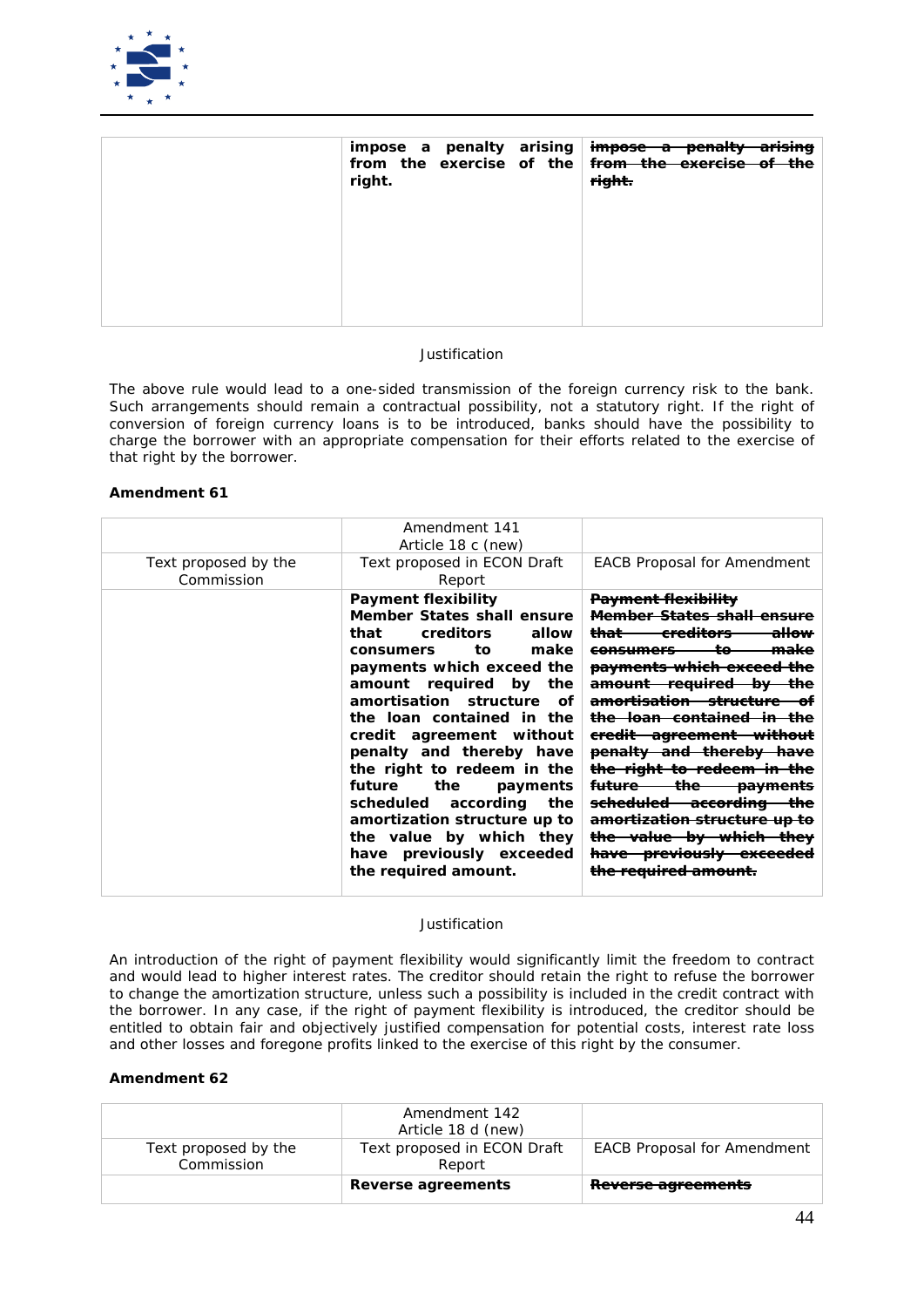| | | |
|---|---|---|
| | **impose a penalty arising from the exercise of the right.** | ~~**impose a penalty arising from the exercise of the right.**~~ |

Justification

The above rule would lead to a one-sided transmission of the foreign currency risk to the bank. Such arrangements should remain a contractual possibility, not a statutory right. If the right of conversion of foreign currency loans is to be introduced, banks should have the possibility to charge the borrower with an appropriate compensation for their efforts related to the exercise of that right by the borrower.

**Amendment 61**

| | Amendment 141<br>Article 18 c (new) | |
|---|---|---|
| Text proposed by the Commission | Text proposed in ECON Draft Report | EACB Proposal for Amendment |
| | **Payment flexibility**<br>**Member States shall ensure that creditors allow consumers to make payments which exceed the amount required by the amortisation structure of the loan contained in the credit agreement without penalty and thereby have the right to redeem in the future the payments scheduled according the amortization structure up to the value by which they have previously exceeded the required amount.** | ~~**Payment flexibility**~~<br>~~**Member States shall ensure that creditors allow consumers to make payments which exceed the amount required by the amortisation structure of the loan contained in the credit agreement without penalty and thereby have the right to redeem in the future the payments scheduled according the amortization structure up to the value by which they have previously exceeded the required amount.**~~ |

Justification

An introduction of the right of payment flexibility would significantly limit the freedom to contract and would lead to higher interest rates. The creditor should retain the right to refuse the borrower to change the amortization structure, unless such a possibility is included in the credit contract with the borrower. In any case, if the right of payment flexibility is introduced, the creditor should be entitled to obtain fair and objectively justified compensation for potential costs, interest rate loss and other losses and foregone profits linked to the exercise of this right by the consumer.

**Amendment 62**

| | Amendment 142<br>Article 18 d (new) | |
|---|---|---|
| Text proposed by the Commission | Text proposed in ECON Draft Report | EACB Proposal for Amendment |
| | **Reverse agreements** | ~~**Reverse agreements**~~ |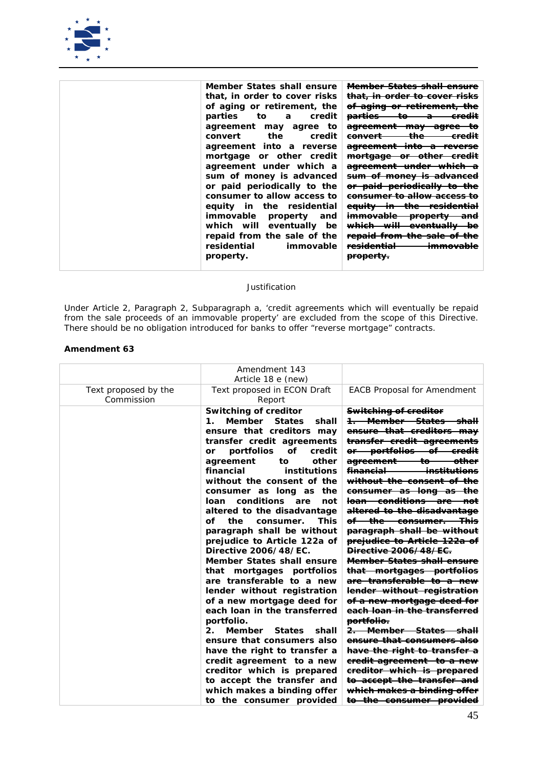| | | |
|---|---|---|
| | **Member States shall ensure that, in order to cover risks of aging or retirement, the parties to a credit agreement may agree to convert the credit agreement into a reverse mortgage or other credit agreement under which a sum of money is advanced or paid periodically to the consumer to allow access to equity in the residential immovable property and which will eventually be repaid from the sale of the residential immovable property.** | ~~**Member States shall ensure that, in order to cover risks of aging or retirement, the parties to a credit agreement may agree to convert the credit agreement into a reverse mortgage or other credit agreement under which a sum of money is advanced or paid periodically to the consumer to allow access to equity in the residential immovable property and which will eventually be repaid from the sale of the residential immovable property.**~~ |

Justification

Under Article 2, Paragraph 2, Subparagraph a, 'credit agreements which will eventually be repaid from the sale proceeds of an immovable property' are excluded from the scope of this Directive. There should be no obligation introduced for banks to offer "reverse mortgage" contracts.

**Amendment 63**

| | Amendment 143<br>Article 18 e (new) | |
|---|---|---|
| Text proposed by the Commission | Text proposed in ECON Draft Report | EACB Proposal for Amendment |
| | **Switching of creditor**<br>**1. Member States shall ensure that creditors may transfer credit agreements or portfolios of credit agreement to other financial institutions without the consent of the consumer as long as the loan conditions are not altered to the disadvantage of the consumer. This paragraph shall be without prejudice to Article 122a of Directive 2006/48/EC.**<br>**Member States shall ensure that mortgages portfolios are transferable to a new lender without registration of a new mortgage deed for each loan in the transferred portfolio.**<br>**2. Member States shall ensure that consumers also have the right to transfer a credit agreement to a new creditor which is prepared to accept the transfer and which makes a binding offer to the consumer provided** | ~~**Switching of creditor**~~<br>~~**1. Member States shall ensure that creditors may transfer credit agreements or portfolios of credit agreement to other financial institutions without the consent of the consumer as long as the loan conditions are not altered to the disadvantage of the consumer. This paragraph shall be without prejudice to Article 122a of Directive 2006/48/EC.**~~<br>~~**Member States shall ensure that mortgages portfolios are transferable to a new lender without registration of a new mortgage deed for each loan in the transferred portfolio.**~~<br>~~**2. Member States shall ensure that consumers also have the right to transfer a credit agreement to a new creditor which is prepared to accept the transfer and which makes a binding offer to the consumer provided**~~ |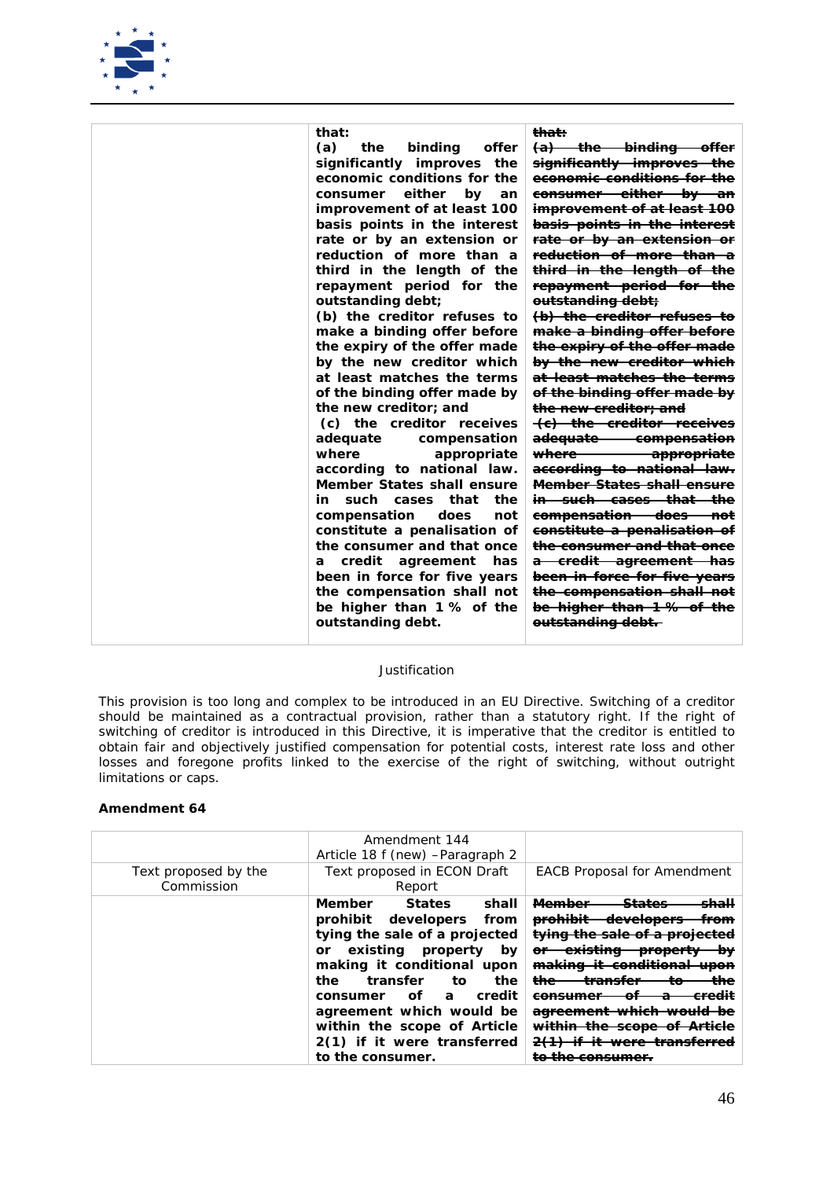| | | |
|---|---|---|
| | **that:**<br>**(a) the binding offer significantly improves the economic conditions for the consumer either by an improvement of at least 100 basis points in the interest rate or by an extension or reduction of more than a third in the length of the repayment period for the outstanding debt;**<br>**(b) the creditor refuses to make a binding offer before the expiry of the offer made by the new creditor which at least matches the terms of the binding offer made by the new creditor; and**<br>**(c) the creditor receives adequate compensation where appropriate according to national law. Member States shall ensure in such cases that the compensation does not constitute a penalisation of the consumer and that once a credit agreement has been in force for five years the compensation shall not be higher than 1 % of the outstanding debt.** | ~~**that:**~~<br>~~**(a) the binding offer significantly improves the economic conditions for the consumer either by an improvement of at least 100 basis points in the interest rate or by an extension or reduction of more than a third in the length of the repayment period for the outstanding debt;**~~<br>~~**(b) the creditor refuses to make a binding offer before the expiry of the offer made by the new creditor which at least matches the terms of the binding offer made by the new creditor; and**~~<br>~~**(c) the creditor receives adequate compensation where appropriate according to national law. Member States shall ensure in such cases that the compensation does not constitute a penalisation of the consumer and that once a credit agreement has been in force for five years the compensation shall not be higher than 1 % of the outstanding debt.**~~ |

Justification

This provision is too long and complex to be introduced in an EU Directive. Switching of a creditor should be maintained as a contractual provision, rather than a statutory right. If the right of switching of creditor is introduced in this Directive, it is imperative that the creditor is entitled to obtain fair and objectively justified compensation for potential costs, interest rate loss and other losses and foregone profits linked to the exercise of the right of switching, without outright limitations or caps.

**Amendment 64**

| | Amendment 144<br>Article 18 f (new) – Paragraph 2 | |
|---|---|---|
| Text proposed by the Commission | Text proposed in ECON Draft Report | EACB Proposal for Amendment |
| | **Member States shall prohibit developers from tying the sale of a projected or existing property by making it conditional upon the transfer to the consumer of a credit agreement which would be within the scope of Article 2(1) if it were transferred to the consumer.** | ~~**Member States shall prohibit developers from tying the sale of a projected or existing property by making it conditional upon the transfer to the consumer of a credit agreement which would be within the scope of Article 2(1) if it were transferred to the consumer.**~~ |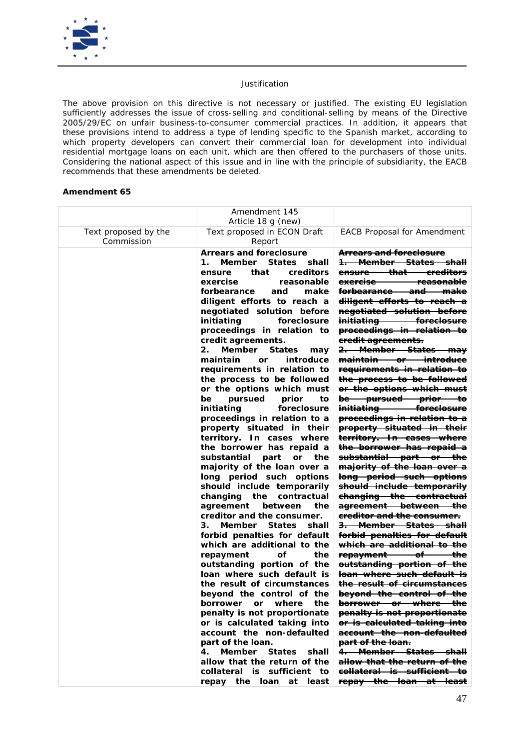Justification

The above provision on this directive is not necessary or justified. The existing EU legislation sufficiently addresses the issue of cross-selling and conditional-selling by means of the Directive 2005/29/EC on unfair business-to-consumer commercial practices. In addition, it appears that these provisions intend to address a type of lending specific to the Spanish market, according to which property developers can convert their commercial loan for development into individual residential mortgage loans on each unit, which are then offered to the purchasers of those units. Considering the national aspect of this issue and in line with the principle of subsidiarity, the EACB recommends that these amendments be deleted.

**Amendment 65**

| | Amendment 145<br>Article 18 g (new) | |
|---|---|---|
| Text proposed by the Commission | Text proposed in ECON Draft Report | EACB Proposal for Amendment |
| | **Arrears and foreclosure**<br>**1. Member States shall ensure that creditors exercise reasonable forbearance and make diligent efforts to reach a negotiated solution before initiating foreclosure proceedings in relation to credit agreements.**<br>**2. Member States may maintain or introduce requirements in relation to the process to be followed or the options which must be pursued prior to initiating foreclosure proceedings in relation to a property situated in their territory. In cases where the borrower has repaid a substantial part or the majority of the loan over a long period such options should include temporarily changing the contractual agreement between the creditor and the consumer.**<br>**3. Member States shall forbid penalties for default which are additional to the repayment of the outstanding portion of the loan where such default is the result of circumstances beyond the control of the borrower or where the penalty is not proportionate or is calculated taking into account the non-defaulted part of the loan.**<br>**4. Member States shall allow that the return of the collateral is sufficient to repay the loan at least** | ~~**Arrears and foreclosure**~~<br>~~**1. Member States shall ensure that creditors exercise reasonable forbearance and make diligent efforts to reach a negotiated solution before initiating foreclosure proceedings in relation to credit agreements.**~~<br>~~**2. Member States may maintain or introduce requirements in relation to the process to be followed or the options which must be pursued prior to initiating foreclosure proceedings in relation to a property situated in their territory. In cases where the borrower has repaid a substantial part or the majority of the loan over a long period such options should include temporarily changing the contractual agreement between the creditor and the consumer.**~~<br>~~**3. Member States shall forbid penalties for default which are additional to the repayment of the outstanding portion of the loan where such default is the result of circumstances beyond the control of the borrower or where the penalty is not proportionate or is calculated taking into account the non-defaulted part of the loan.**~~<br>~~**4. Member States shall allow that the return of the collateral is sufficient to repay the loan at least**~~ |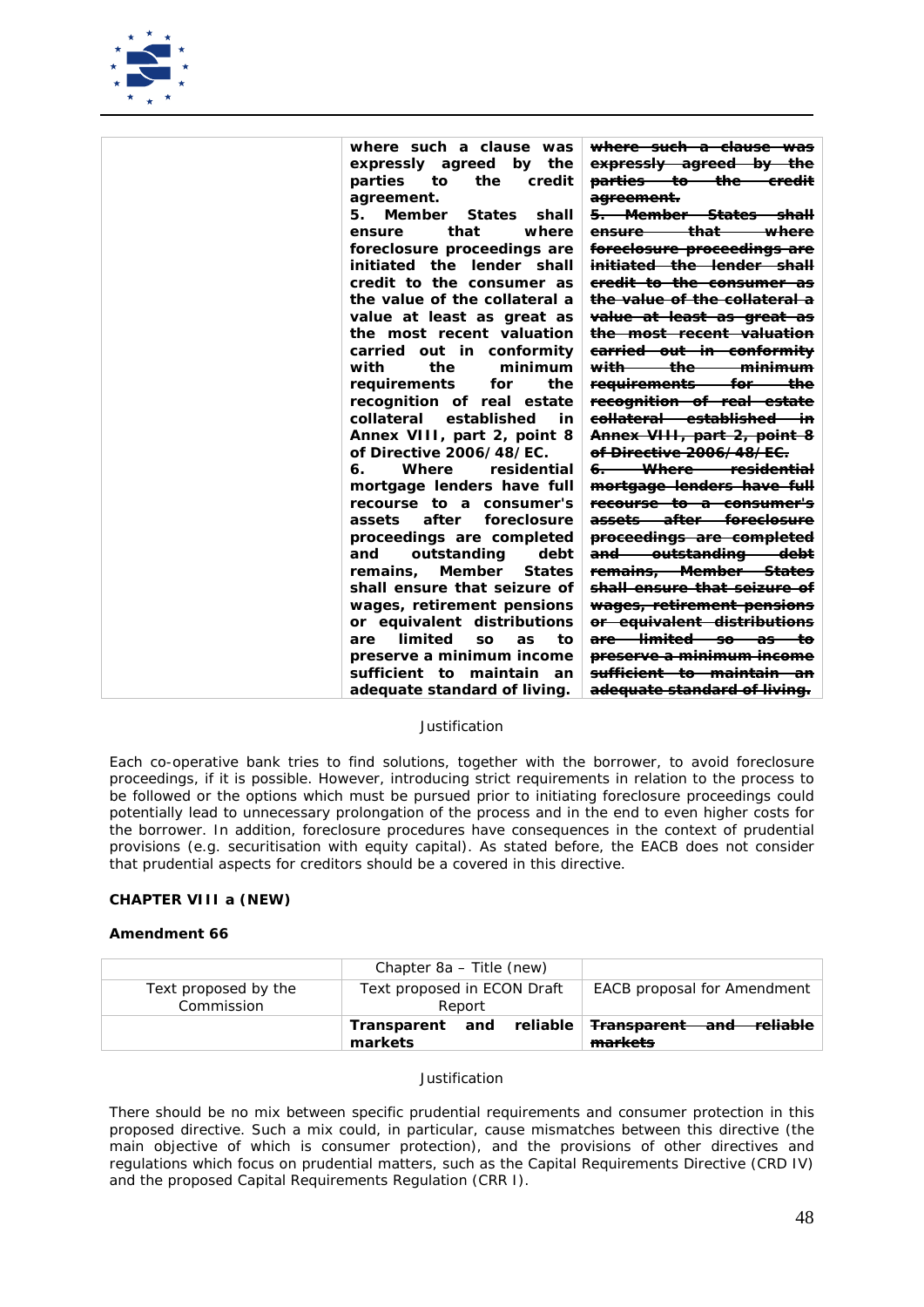| | | |
|---|---|---|
| | **where such a clause was expressly agreed by the parties to the credit agreement.**<br>**5. Member States shall ensure that where foreclosure proceedings are initiated the lender shall credit to the consumer as the value of the collateral a value at least as great as the most recent valuation carried out in conformity with the minimum requirements for the recognition of real estate collateral established in Annex VIII, part 2, point 8 of Directive 2006/48/EC.**<br>**6. Where residential mortgage lenders have full recourse to a consumer's assets after foreclosure proceedings are completed and outstanding debt remains, Member States shall ensure that seizure of wages, retirement pensions or equivalent distributions are limited so as to preserve a minimum income sufficient to maintain an adequate standard of living.** | ~~**where such a clause was expressly agreed by the parties to the credit agreement.**~~<br>~~**5. Member States shall ensure that where foreclosure proceedings are initiated the lender shall credit to the consumer as the value of the collateral a value at least as great as the most recent valuation carried out in conformity with the minimum requirements for the recognition of real estate collateral established in Annex VIII, part 2, point 8 of Directive 2006/48/EC.**~~<br>~~**6. Where residential mortgage lenders have full recourse to a consumer's assets after foreclosure proceedings are completed and outstanding debt remains, Member States shall ensure that seizure of wages, retirement pensions or equivalent distributions are limited so as to preserve a minimum income sufficient to maintain an adequate standard of living.**~~ |

Justification

Each co-operative bank tries to find solutions, together with the borrower, to avoid foreclosure proceedings, if it is possible. However, introducing strict requirements in relation to the process to be followed or the options which must be pursued prior to initiating foreclosure proceedings could potentially lead to unnecessary prolongation of the process and in the end to even higher costs for the borrower. In addition, foreclosure procedures have consequences in the context of prudential provisions (e.g. securitisation with equity capital). As stated before, the EACB does not consider that prudential aspects for creditors should be a covered in this directive.

**CHAPTER VIII a (NEW)**

**Amendment 66**

| | Chapter 8a – Title (new) | |
|---|---|---|
| Text proposed by the Commission | Text proposed in ECON Draft Report | EACB proposal for Amendment |
| | **Transparent and reliable markets** | ~~**Transparent and reliable markets**~~ |

Justification

There should be no mix between specific prudential requirements and consumer protection in this proposed directive. Such a mix could, in particular, cause mismatches between this directive (the main objective of which is consumer protection), and the provisions of other directives and regulations which focus on prudential matters, such as the Capital Requirements Directive (CRD IV) and the proposed Capital Requirements Regulation (CRR I).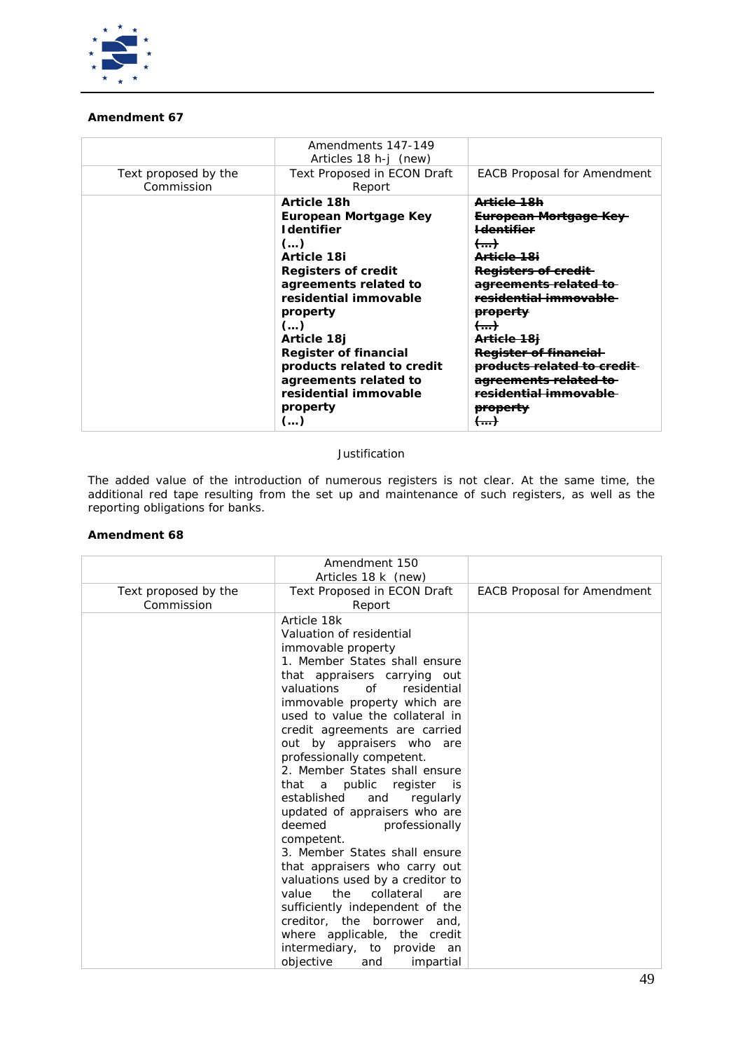**Amendment 67**

| | Amendments 147-149 Articles 18 h-j (new) | |
|---|---|---|
| Text proposed by the Commission | Text Proposed in ECON Draft Report | EACB Proposal for Amendment |
| | **Article 18h** **European Mortgage Key Identifier** **(…)** **Article 18i** **Registers of credit agreements related to residential immovable property** **(…)** **Article 18j** **Register of financial products related to credit agreements related to residential immovable property** **(…)** | ~~**Article 18h**~~ ~~**European Mortgage Key Identifier**~~ ~~**(…)**~~ ~~**Article 18i**~~ ~~**Registers of credit agreements related to residential immovable property**~~ ~~**(…)**~~ ~~**Article 18j**~~ ~~**Register of financial products related to credit agreements related to residential immovable property**~~ ~~**(…)**~~ |

Justification

The added value of the introduction of numerous registers is not clear. At the same time, the additional red tape resulting from the set up and maintenance of such registers, as well as the reporting obligations for banks.

**Amendment 68**

| | Amendment 150 Articles 18 k (new) | |
|---|---|---|
| Text proposed by the Commission | Text Proposed in ECON Draft Report | EACB Proposal for Amendment |
| | Article 18k Valuation of residential immovable property 1. Member States shall ensure that appraisers carrying out valuations of residential immovable property which are used to value the collateral in credit agreements are carried out by appraisers who are professionally competent. 2. Member States shall ensure that a public register is established and regularly updated of appraisers who are deemed professionally competent. 3. Member States shall ensure that appraisers who carry out valuations used by a creditor to value the collateral are sufficiently independent of the creditor, the borrower and, where applicable, the credit intermediary, to provide an objective and impartial | |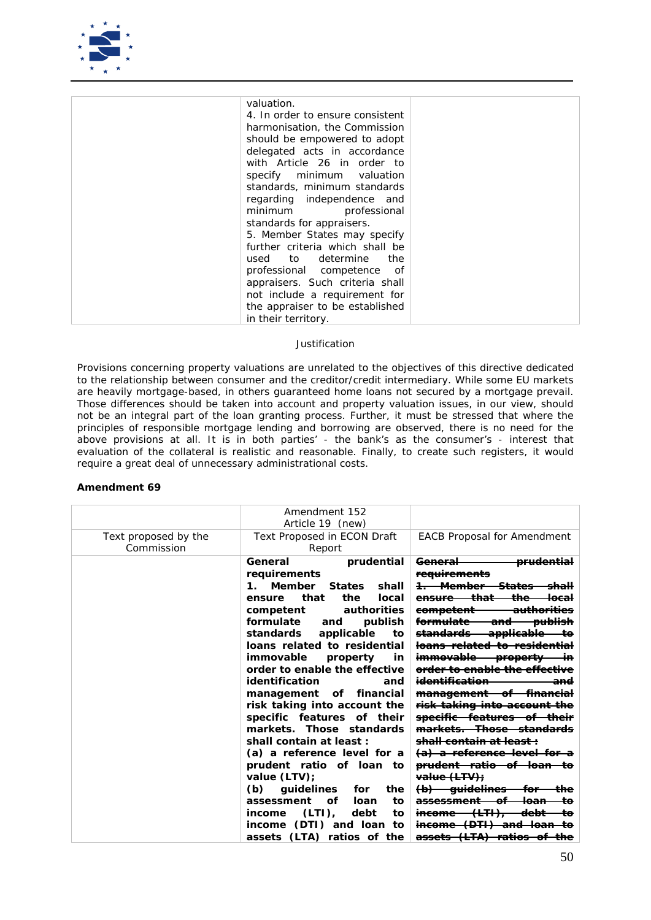| | valuation.<br>4. In order to ensure consistent harmonisation, the Commission should be empowered to adopt delegated acts in accordance with Article 26 in order to specify minimum valuation standards, minimum standards regarding independence and minimum professional standards for appraisers.<br>5. Member States may specify further criteria which shall be used to determine the professional competence of appraisers. Such criteria shall not include a requirement for the appraiser to be established in their territory. | |
|---|---|---|

Justification

Provisions concerning property valuations are unrelated to the objectives of this directive dedicated to the relationship between consumer and the creditor/credit intermediary. While some EU markets are heavily mortgage-based, in others guaranteed home loans not secured by a mortgage prevail. Those differences should be taken into account and property valuation issues, in our view, should not be an integral part of the loan granting process. Further, it must be stressed that where the principles of responsible mortgage lending and borrowing are observed, there is no need for the above provisions at all. It is in both parties' - the bank's as the consumer's - interest that evaluation of the collateral is realistic and reasonable. Finally, to create such registers, it would require a great deal of unnecessary administrative costs.

**Amendment 69**

| | Amendment 152<br>Article 19 (new) | |
|---|---|---|
| Text proposed by the Commission | Text Proposed in ECON Draft Report | EACB Proposal for Amendment |
| | **General prudential requirements**<br>**1. Member States shall ensure that the local competent authorities formulate and publish standards applicable to loans related to residential immovable property in order to enable the effective identification and management of financial risk taking into account the specific features of their markets. Those standards shall contain at least :**<br>**(a) a reference level for a prudent ratio of loan to value (LTV);**<br>**(b) guidelines for the assessment of loan to income (LTI), debt to income (DTI) and loan to assets (LTA) ratios of the** | ~~**General prudential requirements**~~<br>~~**1. Member States shall ensure that the local competent authorities formulate and publish standards applicable to loans related to residential immovable property in order to enable the effective identification and management of financial risk taking into account the specific features of their markets. Those standards shall contain at least :**~~<br>~~**(a) a reference level for a prudent ratio of loan to value (LTV);**~~<br>~~**(b) guidelines for the assessment of loan to income (LTI), debt to income (DTI) and loan to assets (LTA) ratios of the**~~ |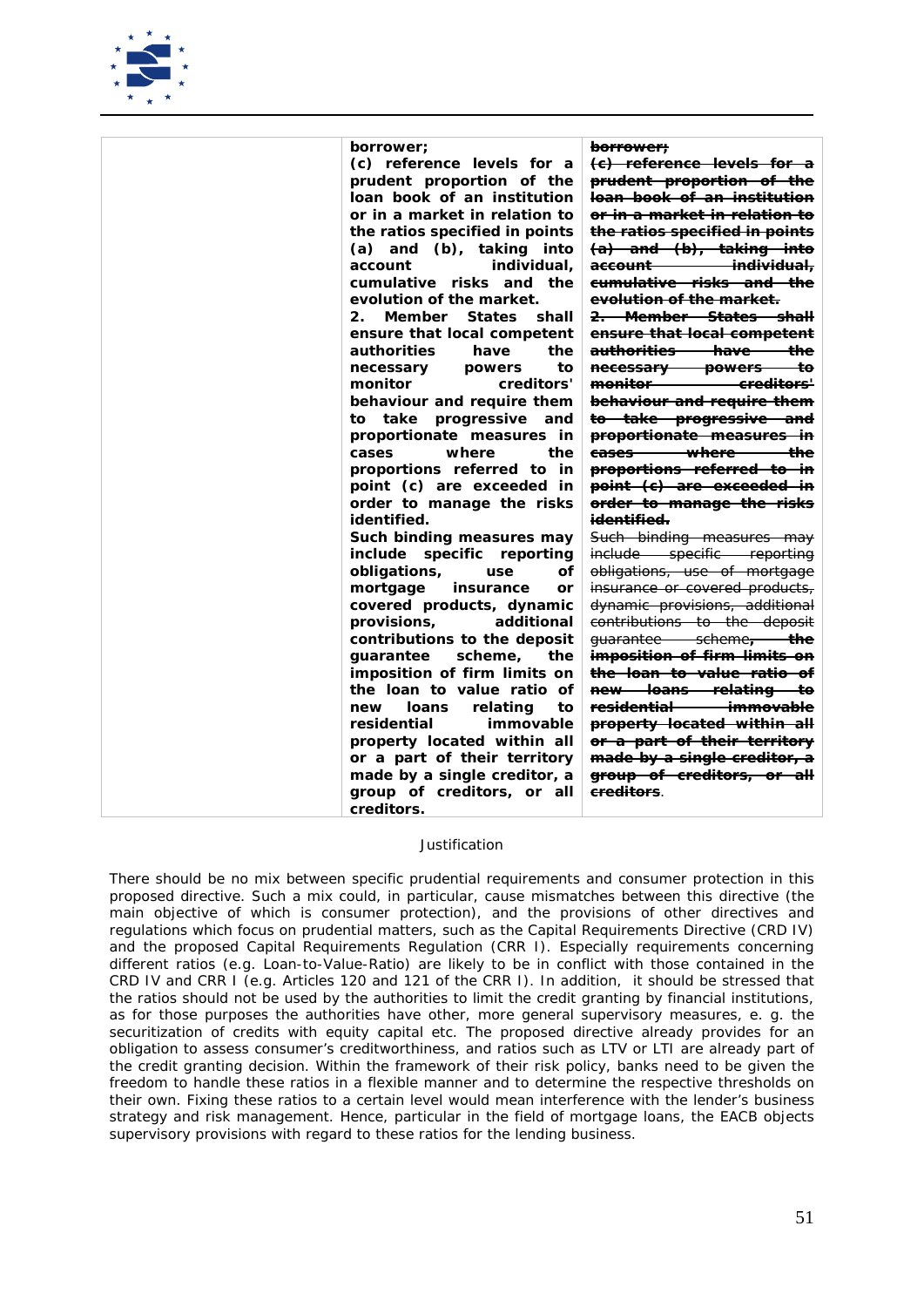| | | |
|---|---|---|
| | **borrower;**<br>**(c) reference levels for a prudent proportion of the loan book of an institution or in a market in relation to the ratios specified in points (a) and (b), taking into account individual, cumulative risks and the evolution of the market.**<br>**2. Member States shall ensure that local competent authorities have the necessary powers to monitor creditors' behaviour and require them to take progressive and proportionate measures in cases where the proportions referred to in point (c) are exceeded in order to manage the risks identified.**<br>**Such binding measures may include specific reporting obligations, use of mortgage insurance or covered products, dynamic provisions, additional contributions to the deposit guarantee scheme, the imposition of firm limits on the loan to value ratio of new loans relating to residential immovable property located within all or a part of their territory made by a single creditor, a group of creditors, or all creditors.** | ~~**borrower;**~~<br>~~**(c) reference levels for a prudent proportion of the loan book of an institution or in a market in relation to the ratios specified in points (a) and (b), taking into account individual, cumulative risks and the evolution of the market.**~~<br>~~**2. Member States shall ensure that local competent authorities have the necessary powers to monitor creditors' behaviour and require them to take progressive and proportionate measures in cases where the proportions referred to in point (c) are exceeded in order to manage the risks identified.**~~<br>~~Such binding measures may include specific reporting obligations, use of mortgage insurance or covered products, dynamic provisions, additional contributions to the deposit guarantee scheme~~~~**, the imposition of firm limits on the loan to value ratio of new loans relating to residential immovable property located within all or a part of their territory made by a single creditor, a group of creditors, or all creditors**~~. |

Justification

There should be no mix between specific prudential requirements and consumer protection in this proposed directive. Such a mix could, in particular, cause mismatches between this directive (the main objective of which is consumer protection), and the provisions of other directives and regulations which focus on prudential matters, such as the Capital Requirements Directive (CRD IV) and the proposed Capital Requirements Regulation (CRR I). Especially requirements concerning different ratios (e.g. Loan-to-Value-Ratio) are likely to be in conflict with those contained in the CRD IV and CRR I (e.g. Articles 120 and 121 of the CRR I). In addition, it should be stressed that the ratios should not be used by the authorities to limit the credit granting by financial institutions, as for those purposes the authorities have other, more general supervisory measures, e. g. the securitization of credits with equity capital etc. The proposed directive already provides for an obligation to assess consumer's creditworthiness, and ratios such as LTV or LTI are already part of the credit granting decision. Within the framework of their risk policy, banks need to be given the freedom to handle these ratios in a flexible manner and to determine the respective thresholds on their own. Fixing these ratios to a certain level would mean interference with the lender's business strategy and risk management. Hence, particular in the field of mortgage loans, the EACB objects supervisory provisions with regard to these ratios for the lending business.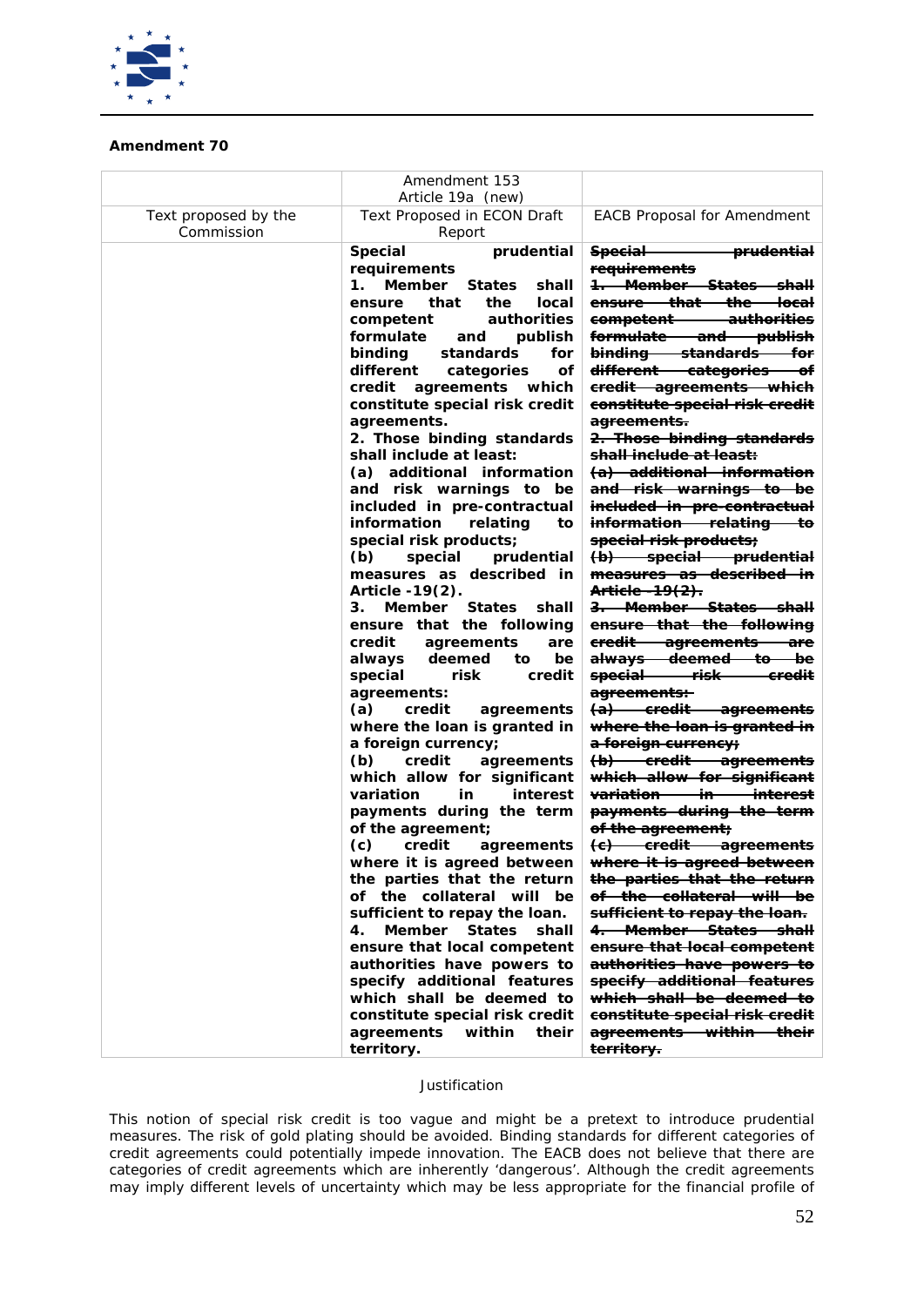**Amendment 70**

| | Amendment 153<br>Article 19a (new) | |
|---|---|---|
| Text proposed by the Commission | Text Proposed in ECON Draft Report | EACB Proposal for Amendment |
| | **Special prudential requirements**<br>**1. Member States shall ensure that the local competent authorities formulate and publish binding standards for different categories of credit agreements which constitute special risk credit agreements.**<br>**2. Those binding standards shall include at least:**<br>**(a) additional information and risk warnings to be included in pre-contractual information relating to special risk products;**<br>**(b) special prudential measures as described in Article -19(2).**<br>**3. Member States shall ensure that the following credit agreements are always deemed to be special risk credit agreements:**<br>**(a) credit agreements where the loan is granted in a foreign currency;**<br>**(b) credit agreements which allow for significant variation in interest payments during the term of the agreement;**<br>**(c) credit agreements where it is agreed between the parties that the return of the collateral will be sufficient to repay the loan.**<br>**4. Member States shall ensure that local competent authorities have powers to specify additional features which shall be deemed to constitute special risk credit agreements within their territory.** | ~~**Special prudential requirements**~~<br>~~**1. Member States shall ensure that the local competent authorities formulate and publish binding standards for different categories of credit agreements which constitute special risk credit agreements.**~~<br>~~**2. Those binding standards shall include at least:**~~<br>~~**(a) additional information and risk warnings to be included in pre-contractual information relating to special risk products;**~~<br>~~**(b) special prudential measures as described in Article -19(2).**~~<br>~~**3. Member States shall ensure that the following credit agreements are always deemed to be special risk credit agreements:**~~<br>~~**(a) credit agreements where the loan is granted in a foreign currency;**~~<br>~~**(b) credit agreements which allow for significant variation in interest payments during the term of the agreement;**~~<br>~~**(c) credit agreements where it is agreed between the parties that the return of the collateral will be sufficient to repay the loan.**~~<br>~~**4. Member States shall ensure that local competent authorities have powers to specify additional features which shall be deemed to constitute special risk credit agreements within their territory.**~~ |

Justification

This notion of special risk credit is too vague and might be a pretext to introduce prudential measures. The risk of gold plating should be avoided. Binding standards for different categories of credit agreements could potentially impede innovation. The EACB does not believe that there are categories of credit agreements which are inherently 'dangerous'. Although the credit agreements may imply different levels of uncertainty which may be less appropriate for the financial profile of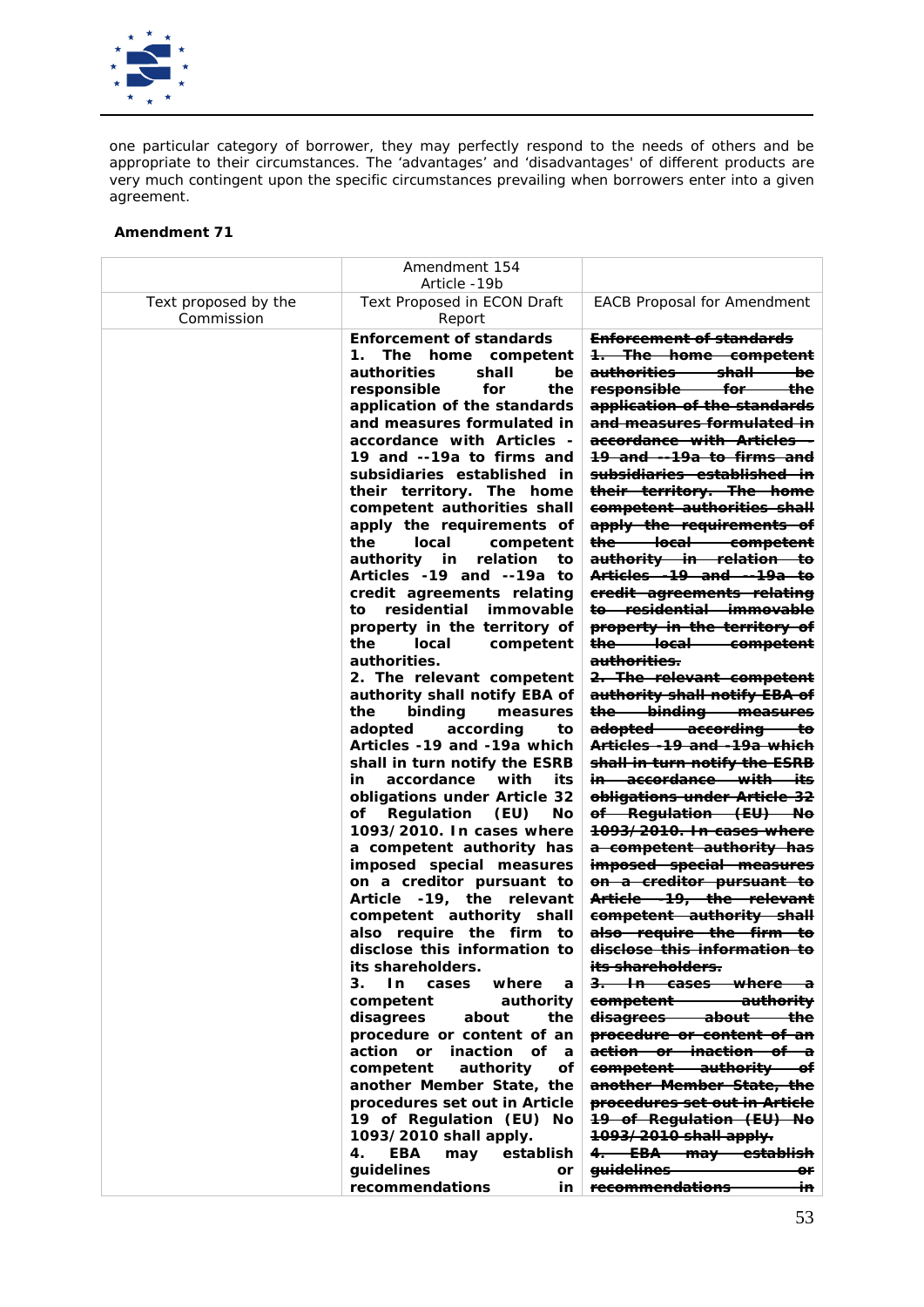one particular category of borrower, they may perfectly respond to the needs of others and be appropriate to their circumstances. The 'advantages' and 'disadvantages' of different products are very much contingent upon the specific circumstances prevailing when borrowers enter into a given agreement.

**Amendment 71**

| | Amendment 154<br>Article -19b | |
|---|---|---|
| Text proposed by the Commission | Text Proposed in ECON Draft Report | EACB Proposal for Amendment |
| | **Enforcement of standards**<br>**1. The home competent authorities shall be responsible for the application of the standards and measures formulated in accordance with Articles -19 and --19a to firms and subsidiaries established in their territory. The home competent authorities shall apply the requirements of the local competent authority in relation to Articles -19 and --19a to credit agreements relating to residential immovable property in the territory of the local competent authorities.**<br>**2. The relevant competent authority shall notify EBA of the binding measures adopted according to Articles -19 and -19a which shall in turn notify the ESRB in accordance with its obligations under Article 32 of Regulation (EU) No 1093/2010. In cases where a competent authority has imposed special measures on a creditor pursuant to Article -19, the relevant competent authority shall also require the firm to disclose this information to its shareholders.**<br>**3. In cases where a competent authority disagrees about the procedure or content of an action or inaction of a competent authority of another Member State, the procedures set out in Article 19 of Regulation (EU) No 1093/2010 shall apply.**<br>**4. EBA may establish guidelines or recommendations in** | ~~**Enforcement of standards**~~<br>~~**1. The home competent authorities shall be responsible for the application of the standards and measures formulated in accordance with Articles -19 and --19a to firms and subsidiaries established in their territory. The home competent authorities shall apply the requirements of the local competent authority in relation to Articles -19 and --19a to credit agreements relating to residential immovable property in the territory of the local competent authorities.**~~<br>~~**2. The relevant competent authority shall notify EBA of the binding measures adopted according to Articles -19 and -19a which shall in turn notify the ESRB in accordance with its obligations under Article 32 of Regulation (EU) No 1093/2010. In cases where a competent authority has imposed special measures on a creditor pursuant to Article -19, the relevant competent authority shall also require the firm to disclose this information to its shareholders.**~~<br>~~**3. In cases where a competent authority disagrees about the procedure or content of an action or inaction of a competent authority of another Member State, the procedures set out in Article 19 of Regulation (EU) No 1093/2010 shall apply.**~~<br>~~**4. EBA may establish guidelines or recommendations in**~~ |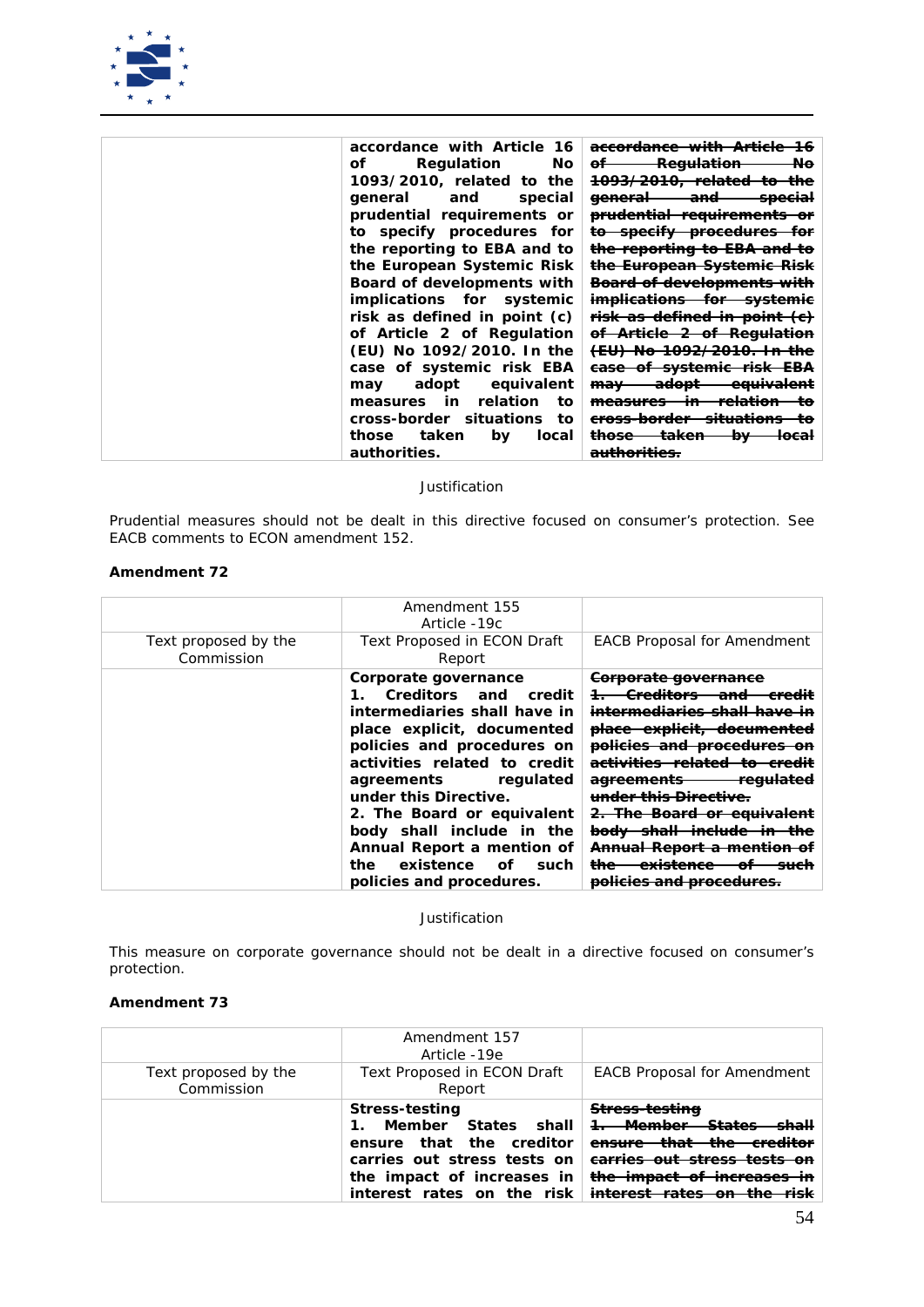| | | |
|---|---|---|
| | **accordance with Article 16 of Regulation No 1093/2010, related to the general and special prudential requirements or to specify procedures for the reporting to EBA and to the European Systemic Risk Board of developments with implications for systemic risk as defined in point (c) of Article 2 of Regulation (EU) No 1092/2010. In the case of systemic risk EBA may adopt equivalent measures in relation to cross-border situations to those taken by local authorities.** | ~~**accordance with Article 16 of Regulation No 1093/2010, related to the general and special prudential requirements or to specify procedures for the reporting to EBA and to the European Systemic Risk Board of developments with implications for systemic risk as defined in point (c) of Article 2 of Regulation (EU) No 1092/2010. In the case of systemic risk EBA may adopt equivalent measures in relation to cross-border situations to those taken by local authorities.**~~ |

Justification

Prudential measures should not be dealt in this directive focused on consumer's protection. See EACB comments to ECON amendment 152.

**Amendment 72**

| | Amendment 155<br>Article -19c | |
|---|---|---|
| Text proposed by the Commission | Text Proposed in ECON Draft Report | EACB Proposal for Amendment |
| | **Corporate governance**<br>**1. Creditors and credit intermediaries shall have in place explicit, documented policies and procedures on activities related to credit agreements regulated under this Directive.**<br>**2. The Board or equivalent body shall include in the Annual Report a mention of the existence of such policies and procedures.** | ~~**Corporate governance**~~<br>~~**1. Creditors and credit intermediaries shall have in place explicit, documented policies and procedures on activities related to credit agreements regulated under this Directive.**~~<br>~~**2. The Board or equivalent body shall include in the Annual Report a mention of the existence of such policies and procedures.**~~ |

Justification

This measure on corporate governance should not be dealt in a directive focused on consumer's protection.

**Amendment 73**

| | Amendment 157<br>Article -19e | |
|---|---|---|
| Text proposed by the Commission | Text Proposed in ECON Draft Report | EACB Proposal for Amendment |
| | **Stress-testing**<br>**1. Member States shall ensure that the creditor carries out stress tests on the impact of increases in interest rates on the risk** | ~~**Stress-testing**~~<br>~~**1. Member States shall ensure that the creditor carries out stress tests on the impact of increases in interest rates on the risk**~~ |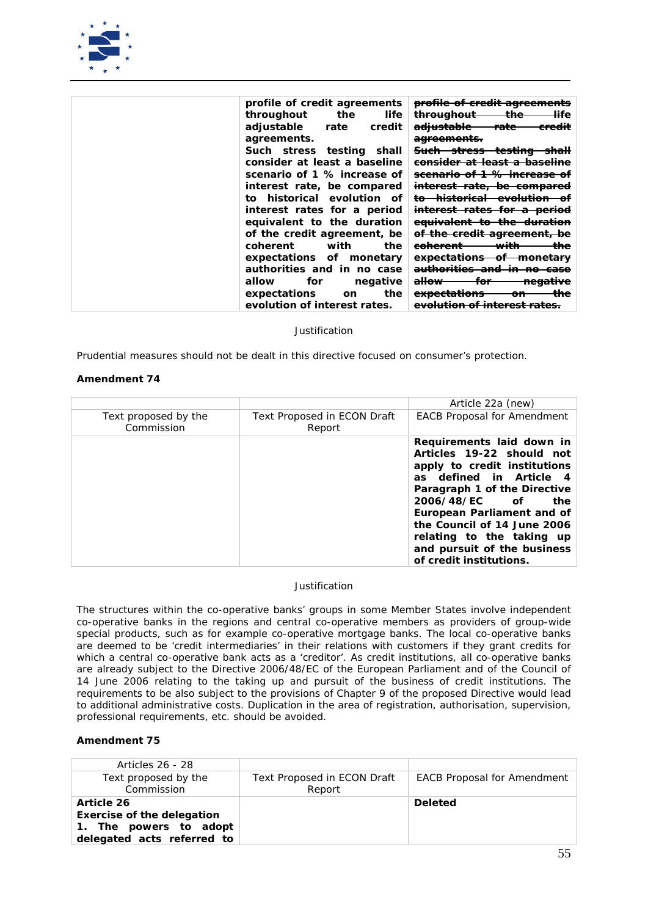| | | |
|---|---|---|
| | **profile of credit agreements throughout the life adjustable rate credit agreements.** **Such stress testing shall consider at least a baseline scenario of 1 % increase of interest rate, be compared to historical evolution of interest rates for a period equivalent to the duration of the credit agreement, be coherent with the expectations of monetary authorities and in no case allow for negative expectations on the evolution of interest rates.** | ~~**profile of credit agreements throughout the life adjustable rate credit agreements.**~~ ~~**Such stress testing shall consider at least a baseline scenario of 1 % increase of interest rate, be compared to historical evolution of interest rates for a period equivalent to the duration of the credit agreement, be coherent with the expectations of monetary authorities and in no case allow for negative expectations on the evolution of interest rates.**~~ |

Justification

Prudential measures should not be dealt in this directive focused on consumer's protection.

**Amendment 74**

| | | Article 22a (new) |
|---|---|---|
| Text proposed by the Commission | Text Proposed in ECON Draft Report | EACB Proposal for Amendment |
| | | **Requirements laid down in Articles 19-22 should not apply to credit institutions as defined in Article 4 Paragraph 1 of the Directive 2006/48/EC of the European Parliament and of the Council of 14 June 2006 relating to the taking up and pursuit of the business of credit institutions.** |

Justification

The structures within the co-operative banks' groups in some Member States involve independent co-operative banks in the regions and central co-operative members as providers of group-wide special products, such as for example co-operative mortgage banks. The local co-operative banks are deemed to be 'credit intermediaries' in their relations with customers if they grant credits for which a central co-operative bank acts as a 'creditor'. As credit institutions, all co-operative banks are already subject to the Directive 2006/48/EC of the European Parliament and of the Council of 14 June 2006 relating to the taking up and pursuit of the business of credit institutions. The requirements to be also subject to the provisions of Chapter 9 of the proposed Directive would lead to additional administrative costs. Duplication in the area of registration, authorisation, supervision, professional requirements, etc. should be avoided.

**Amendment 75**

| Articles 26 - 28 | | |
|---|---|---|
| Text proposed by the Commission | Text Proposed in ECON Draft Report | EACB Proposal for Amendment |
| **Article 26** **Exercise of the delegation** **1. The powers to adopt delegated acts referred to** | | **Deleted** |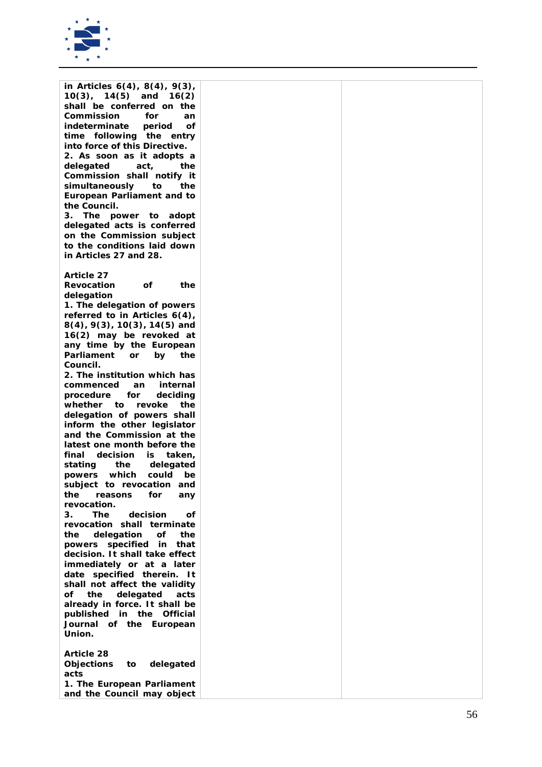| | | |
|---|---|---|
| **in Articles 6(4), 8(4), 9(3), 10(3), 14(5) and 16(2) shall be conferred on the Commission for an indeterminate period of time following the entry into force of this Directive.**<br>**2. As soon as it adopts a delegated act, the Commission shall notify it simultaneously to the European Parliament and to the Council.**<br>**3. The power to adopt delegated acts is conferred on the Commission subject to the conditions laid down in Articles 27 and 28.**<br><br>**Article 27**<br>**Revocation of the delegation**<br>**1. The delegation of powers referred to in Articles 6(4), 8(4), 9(3), 10(3), 14(5) and 16(2) may be revoked at any time by the European Parliament or by the Council.**<br>**2. The institution which has commenced an internal procedure for deciding whether to revoke the delegation of powers shall inform the other legislator and the Commission at the latest one month before the final decision is taken, stating the delegated powers which could be subject to revocation and the reasons for any revocation.**<br>**3. The decision of revocation shall terminate the delegation of the powers specified in that decision. It shall take effect immediately or at a later date specified therein. It shall not affect the validity of the delegated acts already in force. It shall be published in the Official Journal of the European Union.**<br><br>**Article 28**<br>**Objections to delegated acts**<br>**1. The European Parliament and the Council may object** | | |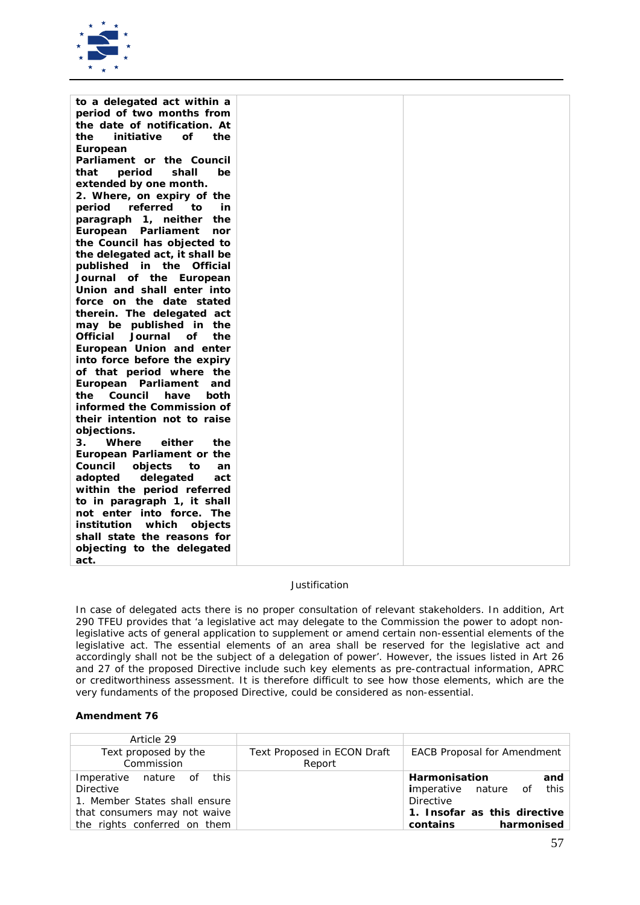| | | |
|---|---|---|
| **to a delegated act within a period of two months from the date of notification. At the initiative of the European Parliament or the Council that period shall be extended by one month.** **2. Where, on expiry of the period referred to in paragraph 1, neither the European Parliament nor the Council has objected to the delegated act, it shall be published in the Official Journal of the European Union and shall enter into force on the date stated therein. The delegated act may be published in the Official Journal of the European Union and enter into force before the expiry of that period where the European Parliament and the Council have both informed the Commission of their intention not to raise objections.** **3. Where either the European Parliament or the Council objects to an adopted delegated act within the period referred to in paragraph 1, it shall not enter into force. The institution which objects shall state the reasons for objecting to the delegated act.** | | |

Justification

In case of delegated acts there is no proper consultation of relevant stakeholders. In addition, Art 290 TFEU provides that 'a legislative act may delegate to the Commission the power to adopt non-legislative acts of general application to supplement or amend certain non-essential elements of the legislative act. The essential elements of an area shall be reserved for the legislative act and accordingly shall not be the subject of a delegation of power'. However, the issues listed in Art 26 and 27 of the proposed Directive include such key elements as pre-contractual information, APRC or creditworthiness assessment. It is therefore difficult to see how those elements, which are the very fundaments of the proposed Directive, could be considered as non-essential.

**Amendment 76**

| Article 29 | | |
|---|---|---|
| Text proposed by the Commission | Text Proposed in ECON Draft Report | EACB Proposal for Amendment |
| Imperative nature of this Directive<br>1. Member States shall ensure that consumers may not waive the rights conferred on them | | **Harmonisation and i**mperative nature of this Directive<br>**1. Insofar as this directive contains harmonised** |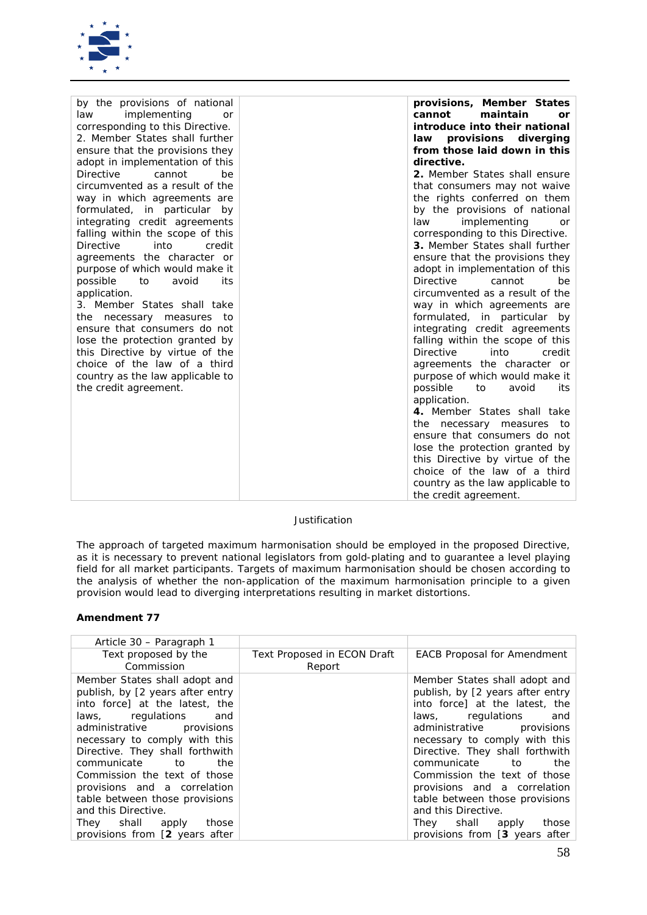| | | |
|---|---|---|
| by the provisions of national law implementing or corresponding to this Directive.<br>2. Member States shall further ensure that the provisions they adopt in implementation of this Directive cannot be circumvented as a result of the way in which agreements are formulated, in particular by integrating credit agreements falling within the scope of this Directive into credit agreements the character or purpose of which would make it possible to avoid its application.<br>3. Member States shall take the necessary measures to ensure that consumers do not lose the protection granted by this Directive by virtue of the choice of the law of a third country as the law applicable to the credit agreement. | | **provisions, Member States cannot maintain or introduce into their national law provisions diverging from those laid down in this directive.**<br>**2.** Member States shall ensure that consumers may not waive the rights conferred on them by the provisions of national law implementing or corresponding to this Directive.<br>**3.** Member States shall further ensure that the provisions they adopt in implementation of this Directive cannot be circumvented as a result of the way in which agreements are formulated, in particular by integrating credit agreements falling within the scope of this Directive into credit agreements the character or purpose of which would make it possible to avoid its application.<br>**4.** Member States shall take the necessary measures to ensure that consumers do not lose the protection granted by this Directive by virtue of the choice of the law of a third country as the law applicable to the credit agreement. |

Justification

The approach of targeted maximum harmonisation should be employed in the proposed Directive, as it is necessary to prevent national legislators from gold-plating and to guarantee a level playing field for all market participants. Targets of maximum harmonisation should be chosen according to the analysis of whether the non-application of the maximum harmonisation principle to a given provision would lead to diverging interpretations resulting in market distortions.

**Amendment 77**

| Article 30 – Paragraph 1 | | |
|---|---|---|
| Text proposed by the Commission | Text Proposed in ECON Draft Report | EACB Proposal for Amendment |
| Member States shall adopt and publish, by [2 years after entry into force] at the latest, the laws, regulations and administrative provisions necessary to comply with this Directive. They shall forthwith communicate to the Commission the text of those provisions and a correlation table between those provisions and this Directive.<br>They shall apply those provisions from [**2** years after | | Member States shall adopt and publish, by [2 years after entry into force] at the latest, the laws, regulations and administrative provisions necessary to comply with this Directive. They shall forthwith communicate to the Commission the text of those provisions and a correlation table between those provisions and this Directive.<br>They shall apply those provisions from [**3** years after |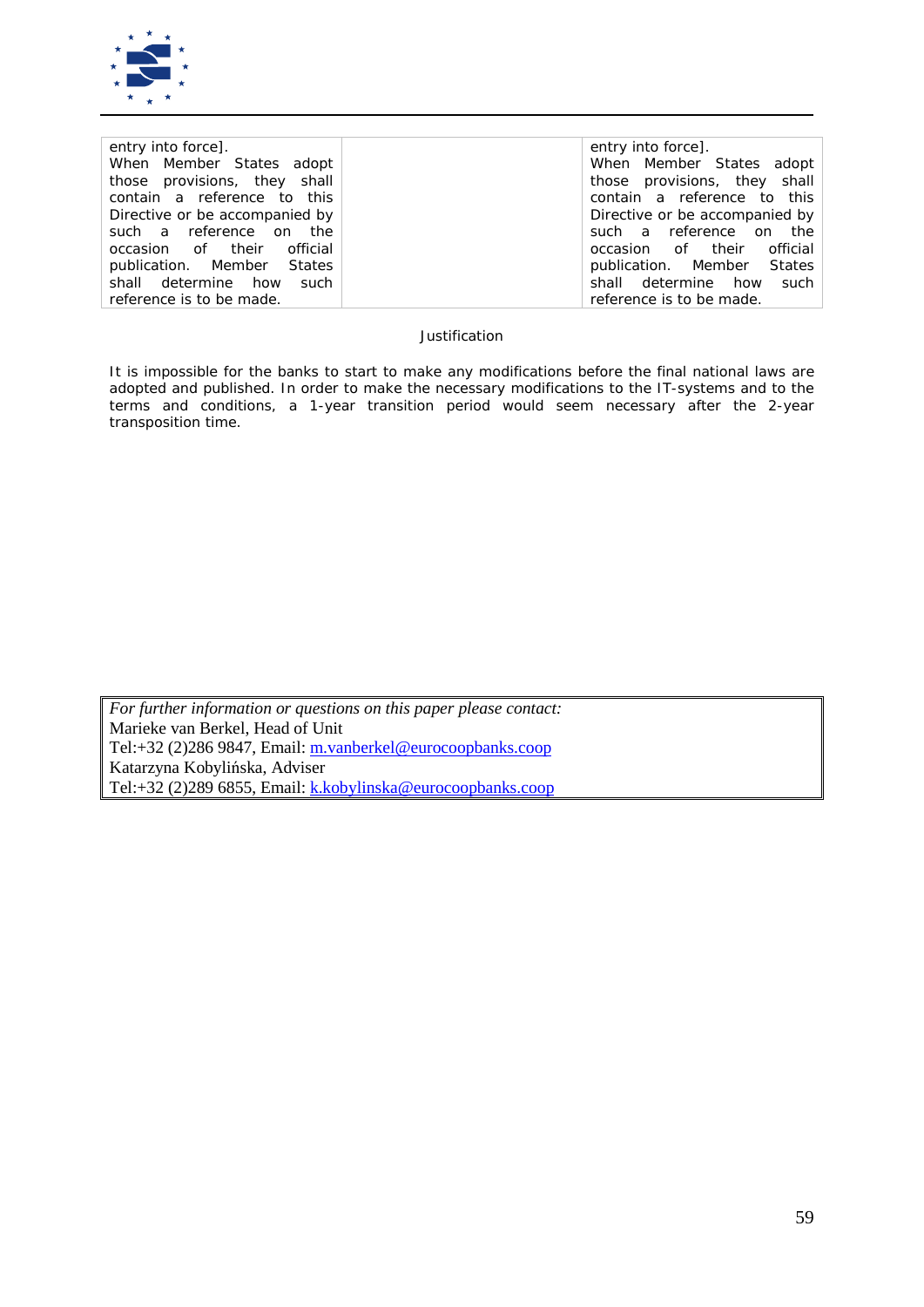| | | |
|---|---|---|
| entry into force]. When Member States adopt those provisions, they shall contain a reference to this Directive or be accompanied by such a reference on the occasion of their official publication. Member States shall determine how such reference is to be made. | | entry into force]. When Member States adopt those provisions, they shall contain a reference to this Directive or be accompanied by such a reference on the occasion of their official publication. Member States shall determine how such reference is to be made. |

Justification

It is impossible for the banks to start to make any modifications before the final national laws are adopted and published. In order to make the necessary modifications to the IT-systems and to the terms and conditions, a 1-year transition period would seem necessary after the 2-year transposition time.

*For further information or questions on this paper please contact:*
Marieke van Berkel, Head of Unit
Tel:+32 (2)286 9847, Email: m.vanberkel@eurocoopbanks.coop
Katarzyna Kobylińska, Adviser
Tel:+32 (2)289 6855, Email: k.kobylinska@eurocoopbanks.coop